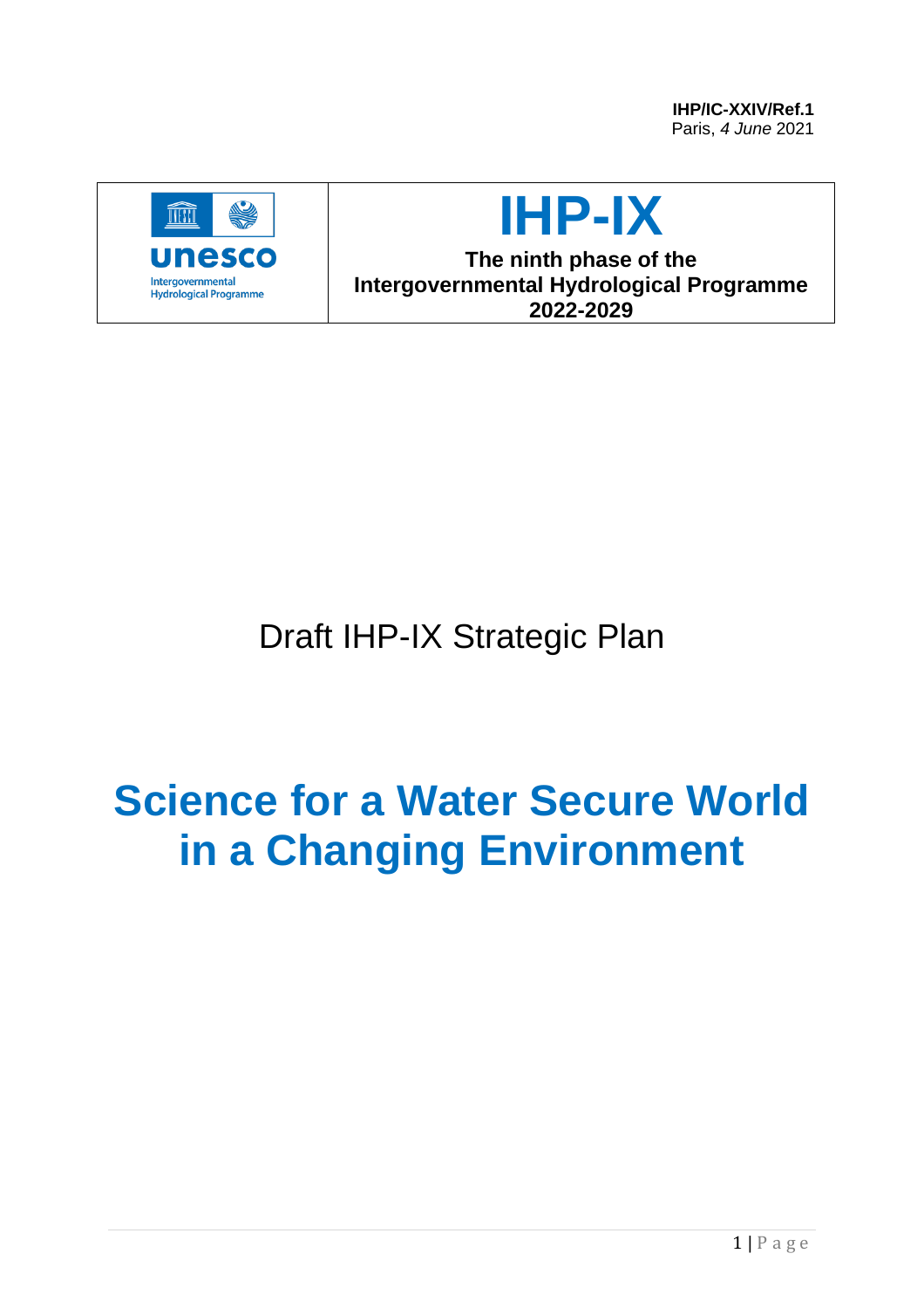**IHP/IC-XXIV/Ref.1**
Paris, *4 June* 2021

| unesco Intergovernmental Hydrological Programme | **IHP-IX** **The ninth phase of the Intergovernmental Hydrological Programme 2022-2029** |
| --- | --- |

Draft IHP-IX Strategic Plan

# Science for a Water Secure World in a Changing Environment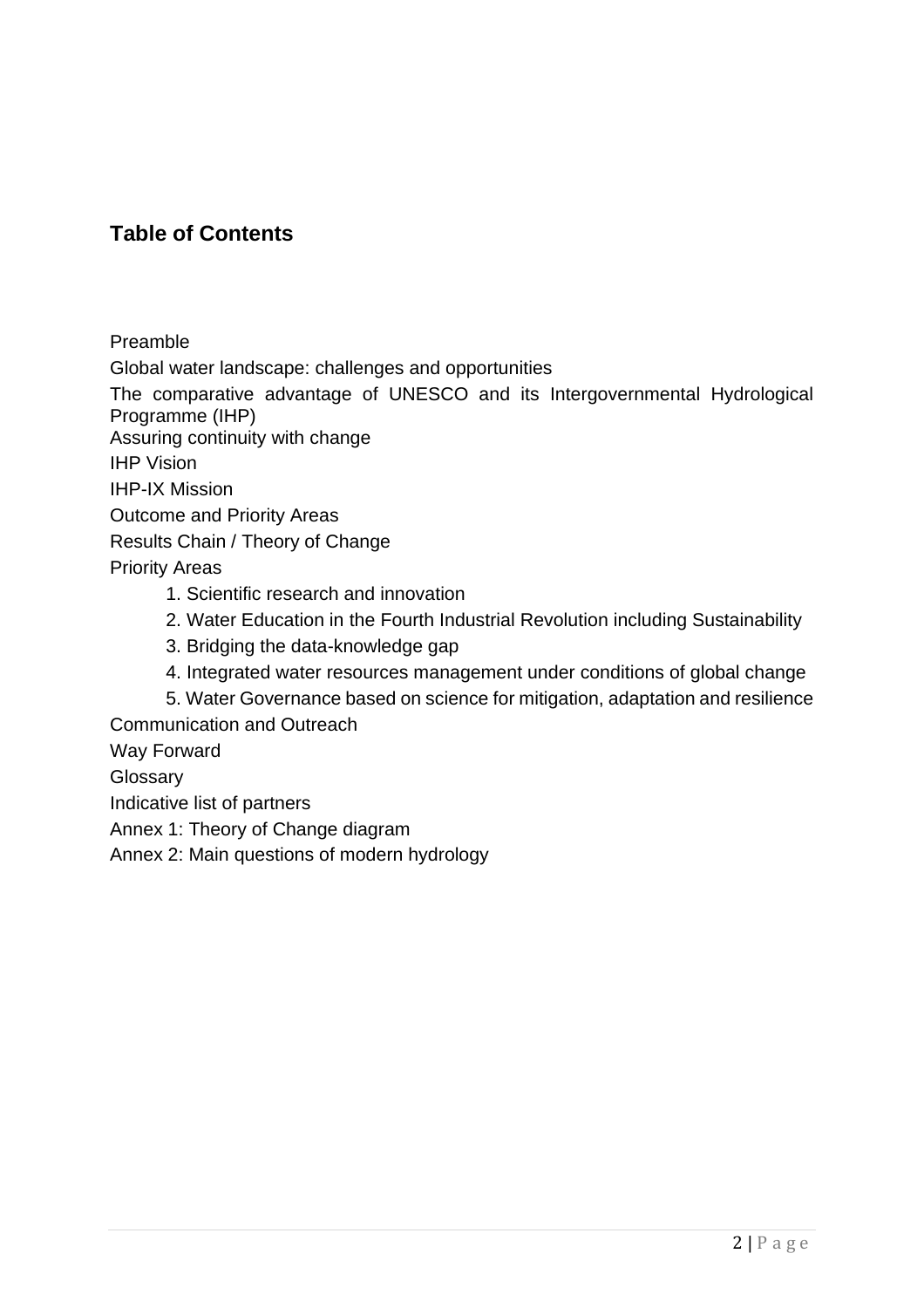## Table of Contents

Preamble

Global water landscape: challenges and opportunities

The comparative advantage of UNESCO and its Intergovernmental Hydrological Programme (IHP)

Assuring continuity with change

IHP Vision

IHP-IX Mission

Outcome and Priority Areas

Results Chain / Theory of Change

Priority Areas

1. Scientific research and innovation
2. Water Education in the Fourth Industrial Revolution including Sustainability
3. Bridging the data-knowledge gap
4. Integrated water resources management under conditions of global change
5. Water Governance based on science for mitigation, adaptation and resilience

Communication and Outreach

Way Forward

Glossary

Indicative list of partners

Annex 1: Theory of Change diagram

Annex 2: Main questions of modern hydrology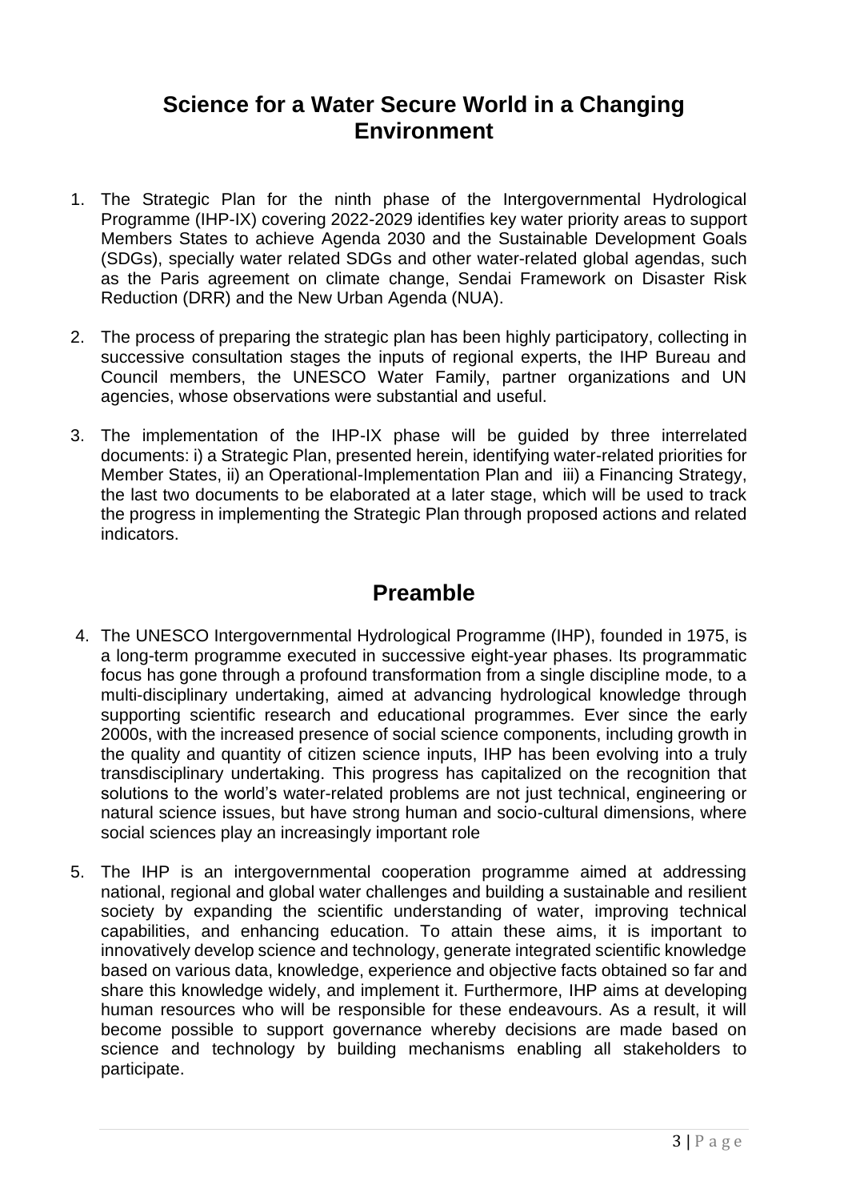# Science for a Water Secure World in a Changing Environment

1. The Strategic Plan for the ninth phase of the Intergovernmental Hydrological Programme (IHP-IX) covering 2022-2029 identifies key water priority areas to support Members States to achieve Agenda 2030 and the Sustainable Development Goals (SDGs), specially water related SDGs and other water-related global agendas, such as the Paris agreement on climate change, Sendai Framework on Disaster Risk Reduction (DRR) and the New Urban Agenda (NUA).

2. The process of preparing the strategic plan has been highly participatory, collecting in successive consultation stages the inputs of regional experts, the IHP Bureau and Council members, the UNESCO Water Family, partner organizations and UN agencies, whose observations were substantial and useful.

3. The implementation of the IHP-IX phase will be guided by three interrelated documents: i) a Strategic Plan, presented herein, identifying water-related priorities for Member States, ii) an Operational-Implementation Plan and iii) a Financing Strategy, the last two documents to be elaborated at a later stage, which will be used to track the progress in implementing the Strategic Plan through proposed actions and related indicators.

# Preamble

4. The UNESCO Intergovernmental Hydrological Programme (IHP), founded in 1975, is a long-term programme executed in successive eight-year phases. Its programmatic focus has gone through a profound transformation from a single discipline mode, to a multi-disciplinary undertaking, aimed at advancing hydrological knowledge through supporting scientific research and educational programmes. Ever since the early 2000s, with the increased presence of social science components, including growth in the quality and quantity of citizen science inputs, IHP has been evolving into a truly transdisciplinary undertaking. This progress has capitalized on the recognition that solutions to the world's water-related problems are not just technical, engineering or natural science issues, but have strong human and socio-cultural dimensions, where social sciences play an increasingly important role

5. The IHP is an intergovernmental cooperation programme aimed at addressing national, regional and global water challenges and building a sustainable and resilient society by expanding the scientific understanding of water, improving technical capabilities, and enhancing education. To attain these aims, it is important to innovatively develop science and technology, generate integrated scientific knowledge based on various data, knowledge, experience and objective facts obtained so far and share this knowledge widely, and implement it. Furthermore, IHP aims at developing human resources who will be responsible for these endeavours. As a result, it will become possible to support governance whereby decisions are made based on science and technology by building mechanisms enabling all stakeholders to participate.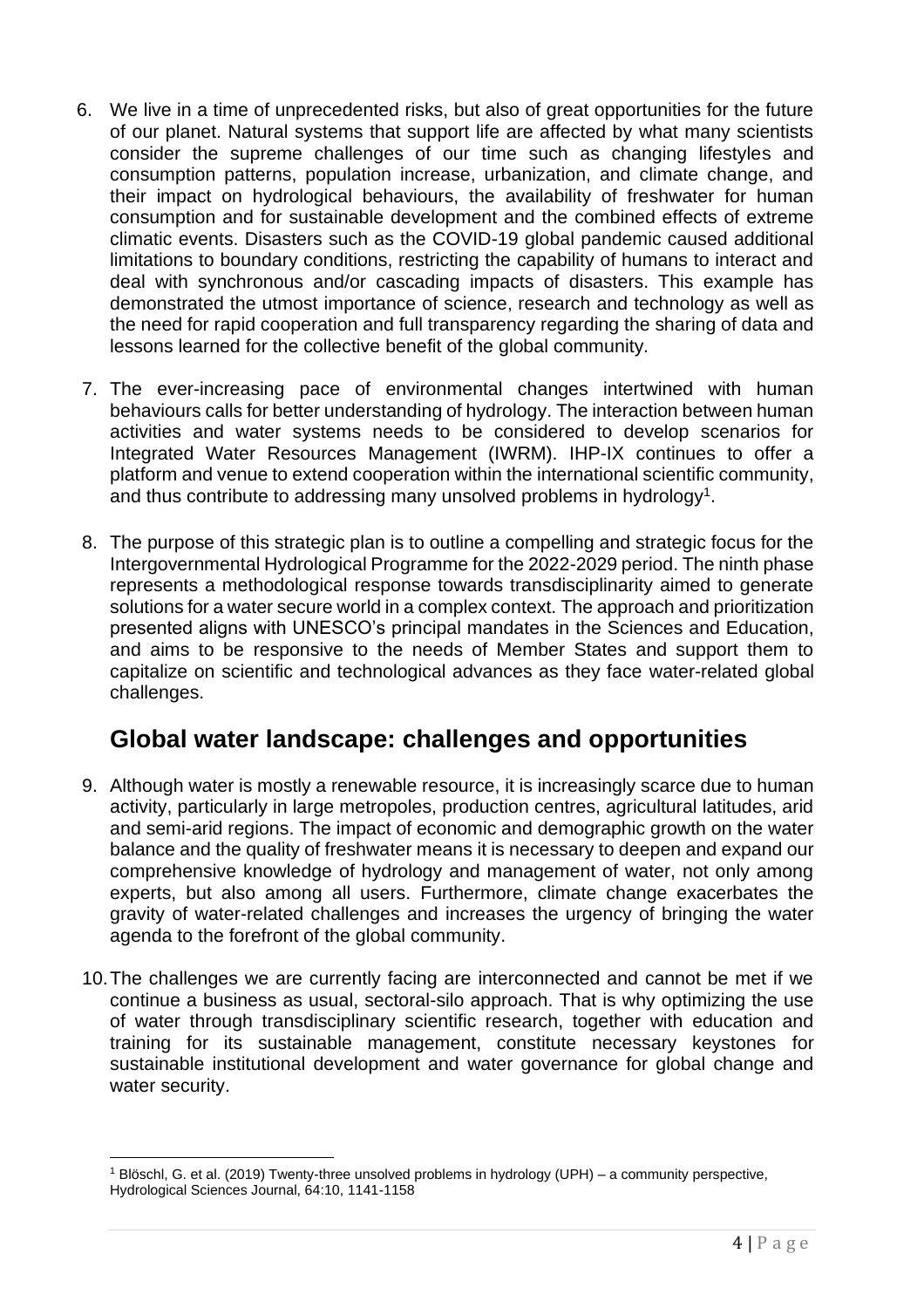6. We live in a time of unprecedented risks, but also of great opportunities for the future of our planet. Natural systems that support life are affected by what many scientists consider the supreme challenges of our time such as changing lifestyles and consumption patterns, population increase, urbanization, and climate change, and their impact on hydrological behaviours, the availability of freshwater for human consumption and for sustainable development and the combined effects of extreme climatic events. Disasters such as the COVID-19 global pandemic caused additional limitations to boundary conditions, restricting the capability of humans to interact and deal with synchronous and/or cascading impacts of disasters. This example has demonstrated the utmost importance of science, research and technology as well as the need for rapid cooperation and full transparency regarding the sharing of data and lessons learned for the collective benefit of the global community.

7. The ever-increasing pace of environmental changes intertwined with human behaviours calls for better understanding of hydrology. The interaction between human activities and water systems needs to be considered to develop scenarios for Integrated Water Resources Management (IWRM). IHP-IX continues to offer a platform and venue to extend cooperation within the international scientific community, and thus contribute to addressing many unsolved problems in hydrology[1].

8. The purpose of this strategic plan is to outline a compelling and strategic focus for the Intergovernmental Hydrological Programme for the 2022-2029 period. The ninth phase represents a methodological response towards transdisciplinarity aimed to generate solutions for a water secure world in a complex context. The approach and prioritization presented aligns with UNESCO's principal mandates in the Sciences and Education, and aims to be responsive to the needs of Member States and support them to capitalize on scientific and technological advances as they face water-related global challenges.

## Global water landscape: challenges and opportunities

9. Although water is mostly a renewable resource, it is increasingly scarce due to human activity, particularly in large metropoles, production centres, agricultural latitudes, arid and semi-arid regions. The impact of economic and demographic growth on the water balance and the quality of freshwater means it is necessary to deepen and expand our comprehensive knowledge of hydrology and management of water, not only among experts, but also among all users. Furthermore, climate change exacerbates the gravity of water-related challenges and increases the urgency of bringing the water agenda to the forefront of the global community.

10. The challenges we are currently facing are interconnected and cannot be met if we continue a business as usual, sectoral-silo approach. That is why optimizing the use of water through transdisciplinary scientific research, together with education and training for its sustainable management, constitute necessary keystones for sustainable institutional development and water governance for global change and water security.

[1] Blöschl, G. et al. (2019) Twenty-three unsolved problems in hydrology (UPH) – a community perspective, Hydrological Sciences Journal, 64:10, 1141-1158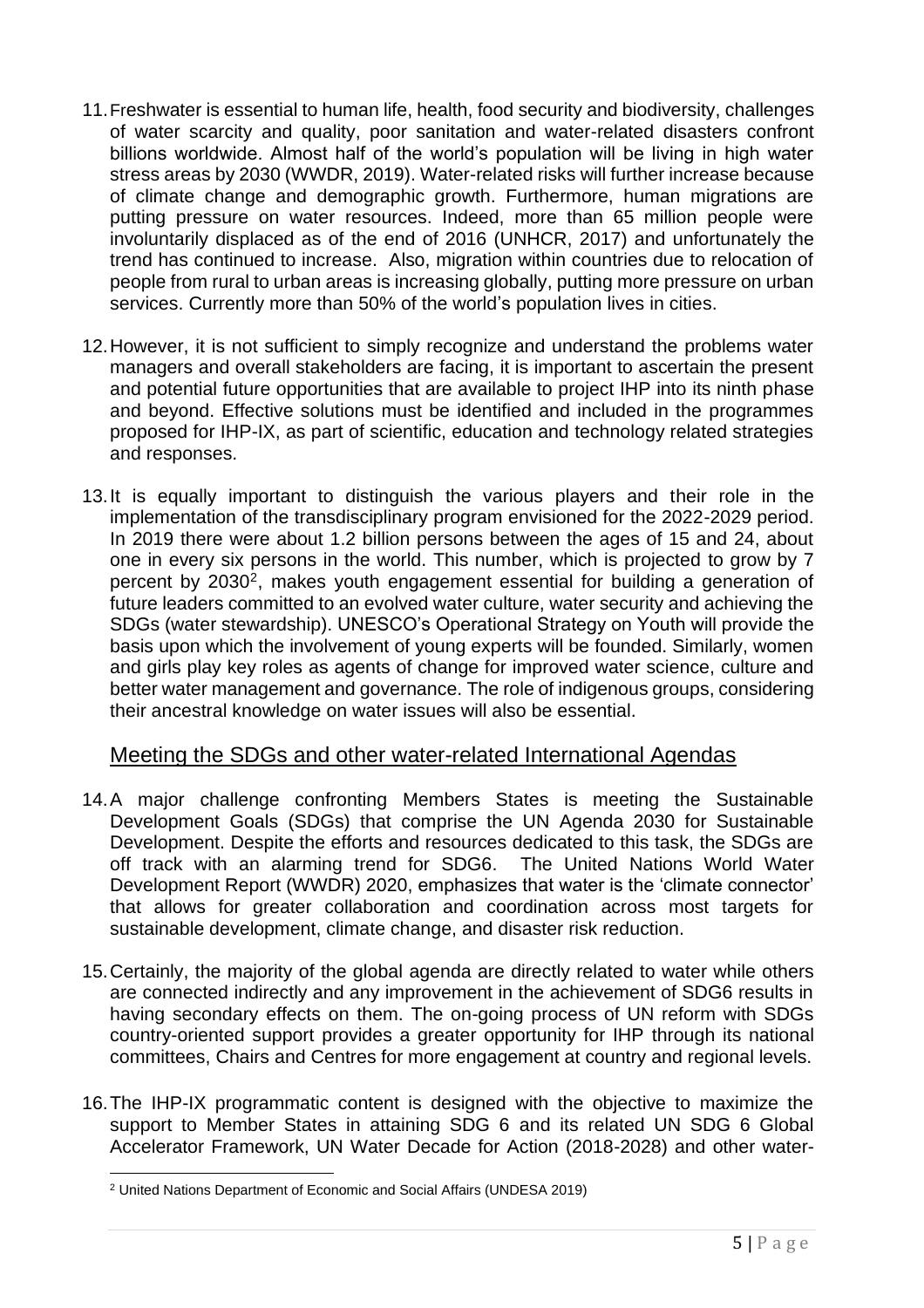11. Freshwater is essential to human life, health, food security and biodiversity, challenges of water scarcity and quality, poor sanitation and water-related disasters confront billions worldwide. Almost half of the world's population will be living in high water stress areas by 2030 (WWDR, 2019). Water-related risks will further increase because of climate change and demographic growth. Furthermore, human migrations are putting pressure on water resources. Indeed, more than 65 million people were involuntarily displaced as of the end of 2016 (UNHCR, 2017) and unfortunately the trend has continued to increase. Also, migration within countries due to relocation of people from rural to urban areas is increasing globally, putting more pressure on urban services. Currently more than 50% of the world's population lives in cities.

12. However, it is not sufficient to simply recognize and understand the problems water managers and overall stakeholders are facing, it is important to ascertain the present and potential future opportunities that are available to project IHP into its ninth phase and beyond. Effective solutions must be identified and included in the programmes proposed for IHP-IX, as part of scientific, education and technology related strategies and responses.

13. It is equally important to distinguish the various players and their role in the implementation of the transdisciplinary program envisioned for the 2022-2029 period. In 2019 there were about 1.2 billion persons between the ages of 15 and 24, about one in every six persons in the world. This number, which is projected to grow by 7 percent by 2030[2], makes youth engagement essential for building a generation of future leaders committed to an evolved water culture, water security and achieving the SDGs (water stewardship). UNESCO's Operational Strategy on Youth will provide the basis upon which the involvement of young experts will be founded. Similarly, women and girls play key roles as agents of change for improved water science, culture and better water management and governance. The role of indigenous groups, considering their ancestral knowledge on water issues will also be essential.

## Meeting the SDGs and other water-related International Agendas

14. A major challenge confronting Members States is meeting the Sustainable Development Goals (SDGs) that comprise the UN Agenda 2030 for Sustainable Development. Despite the efforts and resources dedicated to this task, the SDGs are off track with an alarming trend for SDG6. The United Nations World Water Development Report (WWDR) 2020, emphasizes that water is the 'climate connector' that allows for greater collaboration and coordination across most targets for sustainable development, climate change, and disaster risk reduction.

15. Certainly, the majority of the global agenda are directly related to water while others are connected indirectly and any improvement in the achievement of SDG6 results in having secondary effects on them. The on-going process of UN reform with SDGs country-oriented support provides a greater opportunity for IHP through its national committees, Chairs and Centres for more engagement at country and regional levels.

16. The IHP-IX programmatic content is designed with the objective to maximize the support to Member States in attaining SDG 6 and its related UN SDG 6 Global Accelerator Framework, UN Water Decade for Action (2018-2028) and other water-

[2] United Nations Department of Economic and Social Affairs (UNDESA 2019)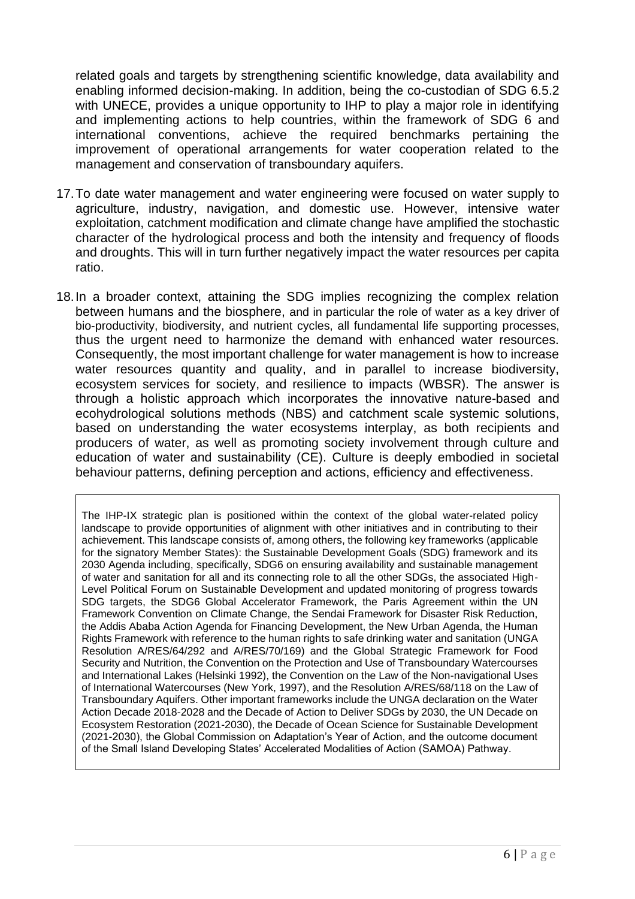related goals and targets by strengthening scientific knowledge, data availability and enabling informed decision-making. In addition, being the co-custodian of SDG 6.5.2 with UNECE, provides a unique opportunity to IHP to play a major role in identifying and implementing actions to help countries, within the framework of SDG 6 and international conventions, achieve the required benchmarks pertaining the improvement of operational arrangements for water cooperation related to the management and conservation of transboundary aquifers.

17. To date water management and water engineering were focused on water supply to agriculture, industry, navigation, and domestic use. However, intensive water exploitation, catchment modification and climate change have amplified the stochastic character of the hydrological process and both the intensity and frequency of floods and droughts. This will in turn further negatively impact the water resources per capita ratio.

18. In a broader context, attaining the SDG implies recognizing the complex relation between humans and the biosphere, and in particular the role of water as a key driver of bio-productivity, biodiversity, and nutrient cycles, all fundamental life supporting processes, thus the urgent need to harmonize the demand with enhanced water resources. Consequently, the most important challenge for water management is how to increase water resources quantity and quality, and in parallel to increase biodiversity, ecosystem services for society, and resilience to impacts (WBSR). The answer is through a holistic approach which incorporates the innovative nature-based and ecohydrological solutions methods (NBS) and catchment scale systemic solutions, based on understanding the water ecosystems interplay, as both recipients and producers of water, as well as promoting society involvement through culture and education of water and sustainability (CE). Culture is deeply embodied in societal behaviour patterns, defining perception and actions, efficiency and effectiveness.

> The IHP-IX strategic plan is positioned within the context of the global water-related policy landscape to provide opportunities of alignment with other initiatives and in contributing to their achievement. This landscape consists of, among others, the following key frameworks (applicable for the signatory Member States): the Sustainable Development Goals (SDG) framework and its 2030 Agenda including, specifically, SDG6 on ensuring availability and sustainable management of water and sanitation for all and its connecting role to all the other SDGs, the associated High-Level Political Forum on Sustainable Development and updated monitoring of progress towards SDG targets, the SDG6 Global Accelerator Framework, the Paris Agreement within the UN Framework Convention on Climate Change, the Sendai Framework for Disaster Risk Reduction, the Addis Ababa Action Agenda for Financing Development, the New Urban Agenda, the Human Rights Framework with reference to the human rights to safe drinking water and sanitation (UNGA Resolution A/RES/64/292 and A/RES/70/169) and the Global Strategic Framework for Food Security and Nutrition, the Convention on the Protection and Use of Transboundary Watercourses and International Lakes (Helsinki 1992), the Convention on the Law of the Non-navigational Uses of International Watercourses (New York, 1997), and the Resolution A/RES/68/118 on the Law of Transboundary Aquifers. Other important frameworks include the UNGA declaration on the Water Action Decade 2018-2028 and the Decade of Action to Deliver SDGs by 2030, the UN Decade on Ecosystem Restoration (2021-2030), the Decade of Ocean Science for Sustainable Development (2021-2030), the Global Commission on Adaptation's Year of Action, and the outcome document of the Small Island Developing States' Accelerated Modalities of Action (SAMOA) Pathway.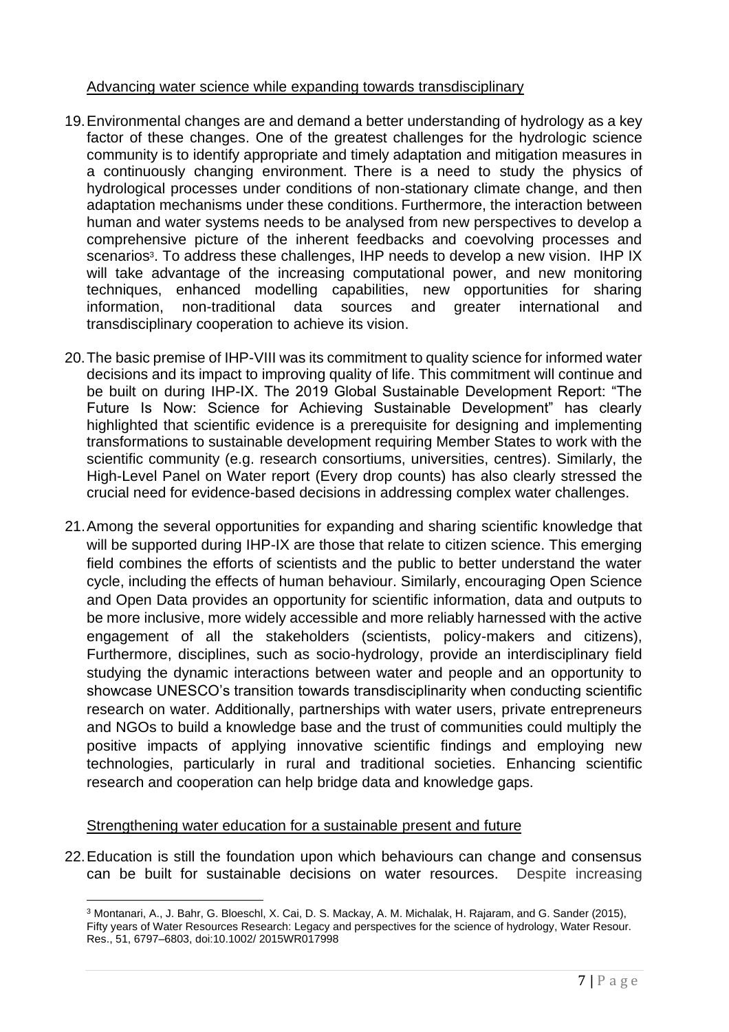Advancing water science while expanding towards transdisciplinary

19. Environmental changes are and demand a better understanding of hydrology as a key factor of these changes. One of the greatest challenges for the hydrologic science community is to identify appropriate and timely adaptation and mitigation measures in a continuously changing environment. There is a need to study the physics of hydrological processes under conditions of non-stationary climate change, and then adaptation mechanisms under these conditions. Furthermore, the interaction between human and water systems needs to be analysed from new perspectives to develop a comprehensive picture of the inherent feedbacks and coevolving processes and scenarios[3]. To address these challenges, IHP needs to develop a new vision. IHP IX will take advantage of the increasing computational power, and new monitoring techniques, enhanced modelling capabilities, new opportunities for sharing information, non-traditional data sources and greater international and transdisciplinary cooperation to achieve its vision.

20. The basic premise of IHP-VIII was its commitment to quality science for informed water decisions and its impact to improving quality of life. This commitment will continue and be built on during IHP-IX. The 2019 Global Sustainable Development Report: "The Future Is Now: Science for Achieving Sustainable Development" has clearly highlighted that scientific evidence is a prerequisite for designing and implementing transformations to sustainable development requiring Member States to work with the scientific community (e.g. research consortiums, universities, centres). Similarly, the High-Level Panel on Water report (Every drop counts) has also clearly stressed the crucial need for evidence-based decisions in addressing complex water challenges.

21. Among the several opportunities for expanding and sharing scientific knowledge that will be supported during IHP-IX are those that relate to citizen science. This emerging field combines the efforts of scientists and the public to better understand the water cycle, including the effects of human behaviour. Similarly, encouraging Open Science and Open Data provides an opportunity for scientific information, data and outputs to be more inclusive, more widely accessible and more reliably harnessed with the active engagement of all the stakeholders (scientists, policy-makers and citizens), Furthermore, disciplines, such as socio-hydrology, provide an interdisciplinary field studying the dynamic interactions between water and people and an opportunity to showcase UNESCO's transition towards transdisciplinarity when conducting scientific research on water. Additionally, partnerships with water users, private entrepreneurs and NGOs to build a knowledge base and the trust of communities could multiply the positive impacts of applying innovative scientific findings and employing new technologies, particularly in rural and traditional societies. Enhancing scientific research and cooperation can help bridge data and knowledge gaps.

Strengthening water education for a sustainable present and future

22. Education is still the foundation upon which behaviours can change and consensus can be built for sustainable decisions on water resources. Despite increasing

[3] Montanari, A., J. Bahr, G. Bloeschl, X. Cai, D. S. Mackay, A. M. Michalak, H. Rajaram, and G. Sander (2015), Fifty years of Water Resources Research: Legacy and perspectives for the science of hydrology, Water Resour. Res., 51, 6797–6803, doi:10.1002/ 2015WR017998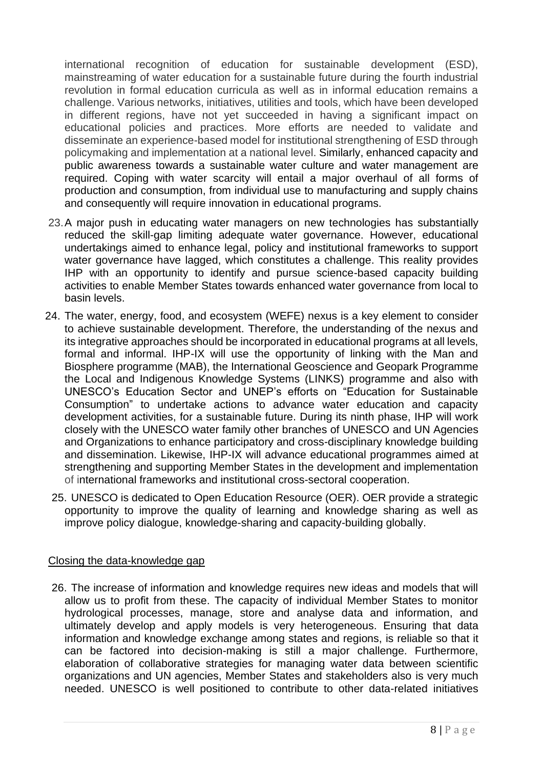international recognition of education for sustainable development (ESD), mainstreaming of water education for a sustainable future during the fourth industrial revolution in formal education curricula as well as in informal education remains a challenge. Various networks, initiatives, utilities and tools, which have been developed in different regions, have not yet succeeded in having a significant impact on educational policies and practices. More efforts are needed to validate and disseminate an experience-based model for institutional strengthening of ESD through policymaking and implementation at a national level. Similarly, enhanced capacity and public awareness towards a sustainable water culture and water management are required. Coping with water scarcity will entail a major overhaul of all forms of production and consumption, from individual use to manufacturing and supply chains and consequently will require innovation in educational programs.

23. A major push in educating water managers on new technologies has substantially reduced the skill-gap limiting adequate water governance. However, educational undertakings aimed to enhance legal, policy and institutional frameworks to support water governance have lagged, which constitutes a challenge. This reality provides IHP with an opportunity to identify and pursue science-based capacity building activities to enable Member States towards enhanced water governance from local to basin levels.

24. The water, energy, food, and ecosystem (WEFE) nexus is a key element to consider to achieve sustainable development. Therefore, the understanding of the nexus and its integrative approaches should be incorporated in educational programs at all levels, formal and informal. IHP-IX will use the opportunity of linking with the Man and Biosphere programme (MAB), the International Geoscience and Geopark Programme the Local and Indigenous Knowledge Systems (LINKS) programme and also with UNESCO's Education Sector and UNEP's efforts on "Education for Sustainable Consumption" to undertake actions to advance water education and capacity development activities, for a sustainable future. During its ninth phase, IHP will work closely with the UNESCO water family other branches of UNESCO and UN Agencies and Organizations to enhance participatory and cross-disciplinary knowledge building and dissemination. Likewise, IHP-IX will advance educational programmes aimed at strengthening and supporting Member States in the development and implementation of international frameworks and institutional cross-sectoral cooperation.

25. UNESCO is dedicated to Open Education Resource (OER). OER provide a strategic opportunity to improve the quality of learning and knowledge sharing as well as improve policy dialogue, knowledge-sharing and capacity-building globally.

Closing the data-knowledge gap

26. The increase of information and knowledge requires new ideas and models that will allow us to profit from these. The capacity of individual Member States to monitor hydrological processes, manage, store and analyse data and information, and ultimately develop and apply models is very heterogeneous. Ensuring that data information and knowledge exchange among states and regions, is reliable so that it can be factored into decision-making is still a major challenge. Furthermore, elaboration of collaborative strategies for managing water data between scientific organizations and UN agencies, Member States and stakeholders also is very much needed. UNESCO is well positioned to contribute to other data-related initiatives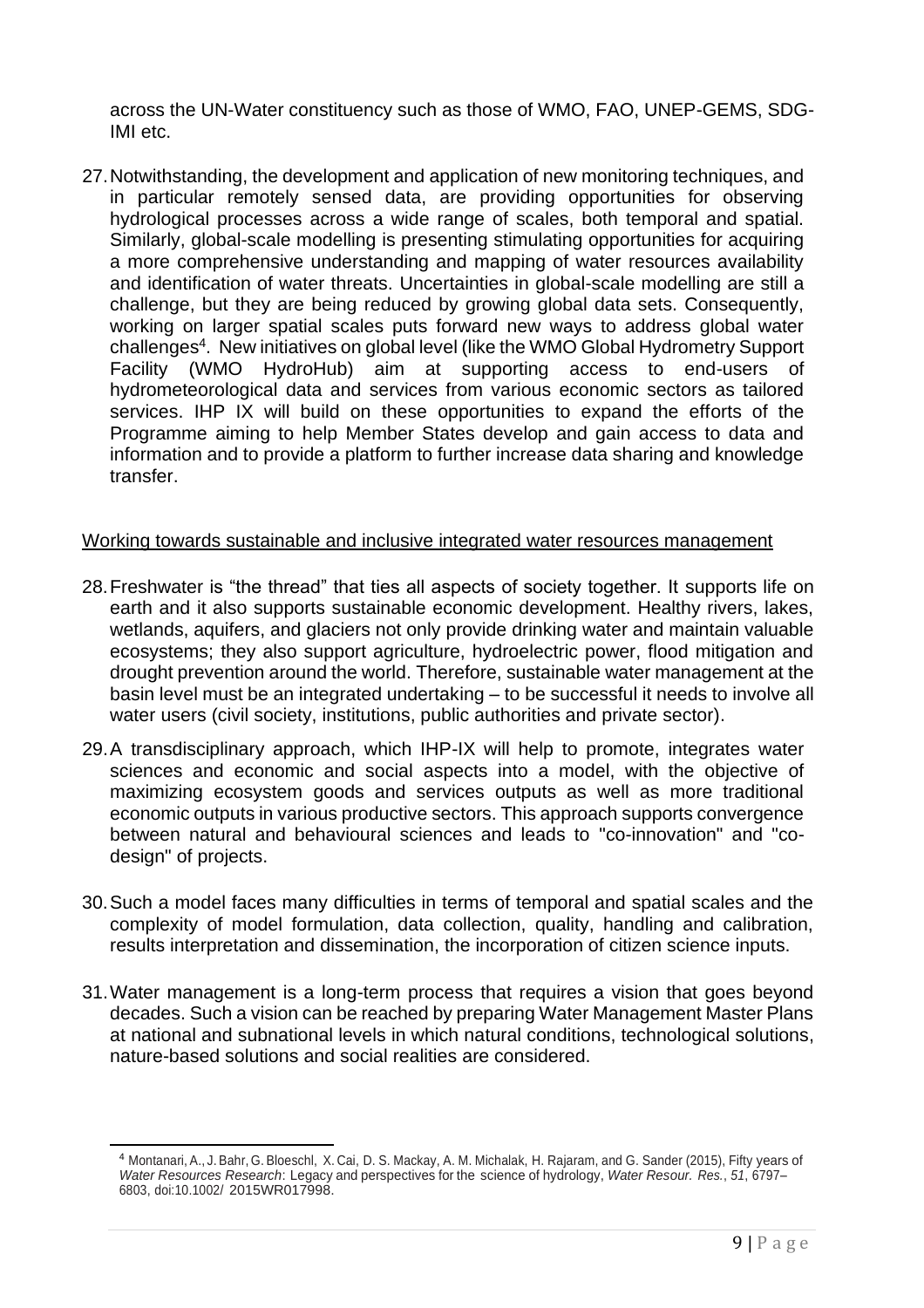across the UN-Water constituency such as those of WMO, FAO, UNEP-GEMS, SDG-IMI etc.

27. Notwithstanding, the development and application of new monitoring techniques, and in particular remotely sensed data, are providing opportunities for observing hydrological processes across a wide range of scales, both temporal and spatial. Similarly, global-scale modelling is presenting stimulating opportunities for acquiring a more comprehensive understanding and mapping of water resources availability and identification of water threats. Uncertainties in global-scale modelling are still a challenge, but they are being reduced by growing global data sets. Consequently, working on larger spatial scales puts forward new ways to address global water challenges[4]. New initiatives on global level (like the WMO Global Hydrometry Support Facility (WMO HydroHub) aim at supporting access to end-users of hydrometeorological data and services from various economic sectors as tailored services. IHP IX will build on these opportunities to expand the efforts of the Programme aiming to help Member States develop and gain access to data and information and to provide a platform to further increase data sharing and knowledge transfer.

<u>Working towards sustainable and inclusive integrated water resources management</u>

28. Freshwater is "the thread" that ties all aspects of society together. It supports life on earth and it also supports sustainable economic development. Healthy rivers, lakes, wetlands, aquifers, and glaciers not only provide drinking water and maintain valuable ecosystems; they also support agriculture, hydroelectric power, flood mitigation and drought prevention around the world. Therefore, sustainable water management at the basin level must be an integrated undertaking – to be successful it needs to involve all water users (civil society, institutions, public authorities and private sector).

29. A transdisciplinary approach, which IHP-IX will help to promote, integrates water sciences and economic and social aspects into a model, with the objective of maximizing ecosystem goods and services outputs as well as more traditional economic outputs in various productive sectors. This approach supports convergence between natural and behavioural sciences and leads to "co-innovation" and "co-design" of projects.

30. Such a model faces many difficulties in terms of temporal and spatial scales and the complexity of model formulation, data collection, quality, handling and calibration, results interpretation and dissemination, the incorporation of citizen science inputs.

31. Water management is a long-term process that requires a vision that goes beyond decades. Such a vision can be reached by preparing Water Management Master Plans at national and subnational levels in which natural conditions, technological solutions, nature-based solutions and social realities are considered.

[4] Montanari, A., J. Bahr, G. Bloeschl, X. Cai, D. S. Mackay, A. M. Michalak, H. Rajaram, and G. Sander (2015), Fifty years of *Water Resources Research*: Legacy and perspectives for the science of hydrology, *Water Resour. Res.*, *51*, 6797–6803, doi:10.1002/ 2015WR017998.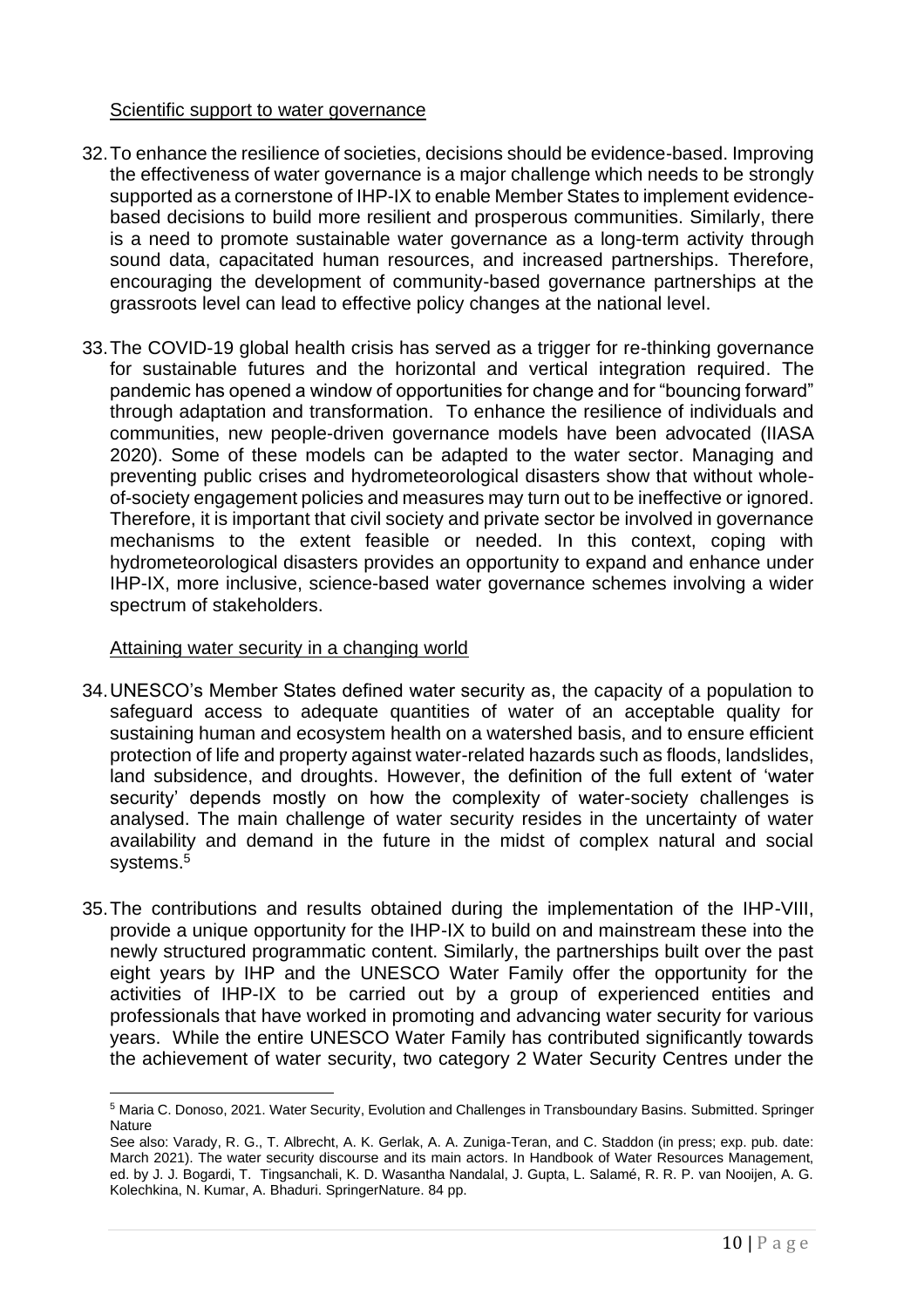Scientific support to water governance

32. To enhance the resilience of societies, decisions should be evidence-based. Improving the effectiveness of water governance is a major challenge which needs to be strongly supported as a cornerstone of IHP-IX to enable Member States to implement evidence-based decisions to build more resilient and prosperous communities. Similarly, there is a need to promote sustainable water governance as a long-term activity through sound data, capacitated human resources, and increased partnerships. Therefore, encouraging the development of community-based governance partnerships at the grassroots level can lead to effective policy changes at the national level.

33. The COVID-19 global health crisis has served as a trigger for re-thinking governance for sustainable futures and the horizontal and vertical integration required. The pandemic has opened a window of opportunities for change and for "bouncing forward" through adaptation and transformation. To enhance the resilience of individuals and communities, new people-driven governance models have been advocated (IIASA 2020). Some of these models can be adapted to the water sector. Managing and preventing public crises and hydrometeorological disasters show that without whole-of-society engagement policies and measures may turn out to be ineffective or ignored. Therefore, it is important that civil society and private sector be involved in governance mechanisms to the extent feasible or needed. In this context, coping with hydrometeorological disasters provides an opportunity to expand and enhance under IHP-IX, more inclusive, science-based water governance schemes involving a wider spectrum of stakeholders.

Attaining water security in a changing world

34. UNESCO's Member States defined water security as, the capacity of a population to safeguard access to adequate quantities of water of an acceptable quality for sustaining human and ecosystem health on a watershed basis, and to ensure efficient protection of life and property against water-related hazards such as floods, landslides, land subsidence, and droughts. However, the definition of the full extent of 'water security' depends mostly on how the complexity of water-society challenges is analysed. The main challenge of water security resides in the uncertainty of water availability and demand in the future in the midst of complex natural and social systems.[5]

35. The contributions and results obtained during the implementation of the IHP-VIII, provide a unique opportunity for the IHP-IX to build on and mainstream these into the newly structured programmatic content. Similarly, the partnerships built over the past eight years by IHP and the UNESCO Water Family offer the opportunity for the activities of IHP-IX to be carried out by a group of experienced entities and professionals that have worked in promoting and advancing water security for various years. While the entire UNESCO Water Family has contributed significantly towards the achievement of water security, two category 2 Water Security Centres under the

---

[5] Maria C. Donoso, 2021. Water Security, Evolution and Challenges in Transboundary Basins. Submitted. Springer Nature

See also: Varady, R. G., T. Albrecht, A. K. Gerlak, A. A. Zuniga-Teran, and C. Staddon (in press; exp. pub. date: March 2021). The water security discourse and its main actors. In Handbook of Water Resources Management, ed. by J. J. Bogardi, T. Tingsanchali, K. D. Wasantha Nandalal, J. Gupta, L. Salamé, R. R. P. van Nooijen, A. G. Kolechkina, N. Kumar, A. Bhaduri. SpringerNature. 84 pp.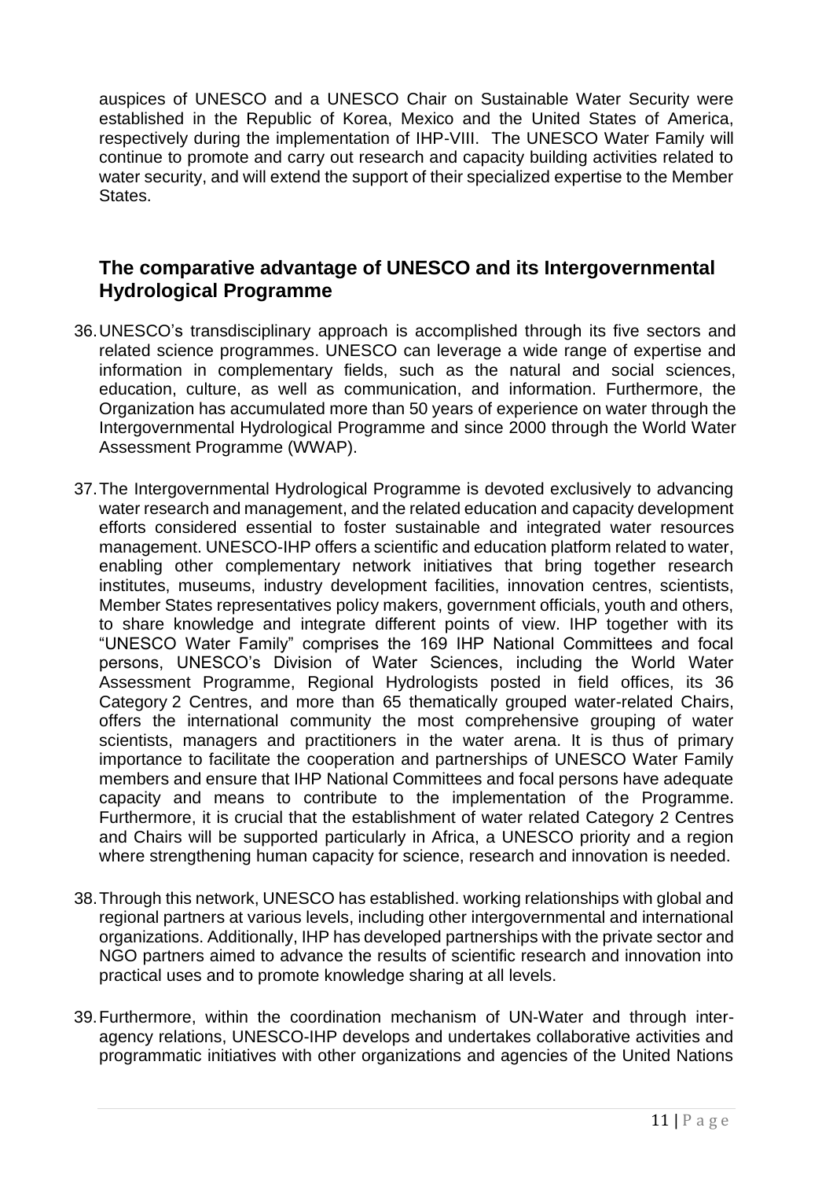auspices of UNESCO and a UNESCO Chair on Sustainable Water Security were established in the Republic of Korea, Mexico and the United States of America, respectively during the implementation of IHP-VIII. The UNESCO Water Family will continue to promote and carry out research and capacity building activities related to water security, and will extend the support of their specialized expertise to the Member States.

## The comparative advantage of UNESCO and its Intergovernmental Hydrological Programme

36. UNESCO's transdisciplinary approach is accomplished through its five sectors and related science programmes. UNESCO can leverage a wide range of expertise and information in complementary fields, such as the natural and social sciences, education, culture, as well as communication, and information. Furthermore, the Organization has accumulated more than 50 years of experience on water through the Intergovernmental Hydrological Programme and since 2000 through the World Water Assessment Programme (WWAP).

37. The Intergovernmental Hydrological Programme is devoted exclusively to advancing water research and management, and the related education and capacity development efforts considered essential to foster sustainable and integrated water resources management. UNESCO-IHP offers a scientific and education platform related to water, enabling other complementary network initiatives that bring together research institutes, museums, industry development facilities, innovation centres, scientists, Member States representatives policy makers, government officials, youth and others, to share knowledge and integrate different points of view. IHP together with its "UNESCO Water Family" comprises the 169 IHP National Committees and focal persons, UNESCO's Division of Water Sciences, including the World Water Assessment Programme, Regional Hydrologists posted in field offices, its 36 Category 2 Centres, and more than 65 thematically grouped water-related Chairs, offers the international community the most comprehensive grouping of water scientists, managers and practitioners in the water arena. It is thus of primary importance to facilitate the cooperation and partnerships of UNESCO Water Family members and ensure that IHP National Committees and focal persons have adequate capacity and means to contribute to the implementation of the Programme. Furthermore, it is crucial that the establishment of water related Category 2 Centres and Chairs will be supported particularly in Africa, a UNESCO priority and a region where strengthening human capacity for science, research and innovation is needed.

38. Through this network, UNESCO has established. working relationships with global and regional partners at various levels, including other intergovernmental and international organizations. Additionally, IHP has developed partnerships with the private sector and NGO partners aimed to advance the results of scientific research and innovation into practical uses and to promote knowledge sharing at all levels.

39. Furthermore, within the coordination mechanism of UN-Water and through inter-agency relations, UNESCO-IHP develops and undertakes collaborative activities and programmatic initiatives with other organizations and agencies of the United Nations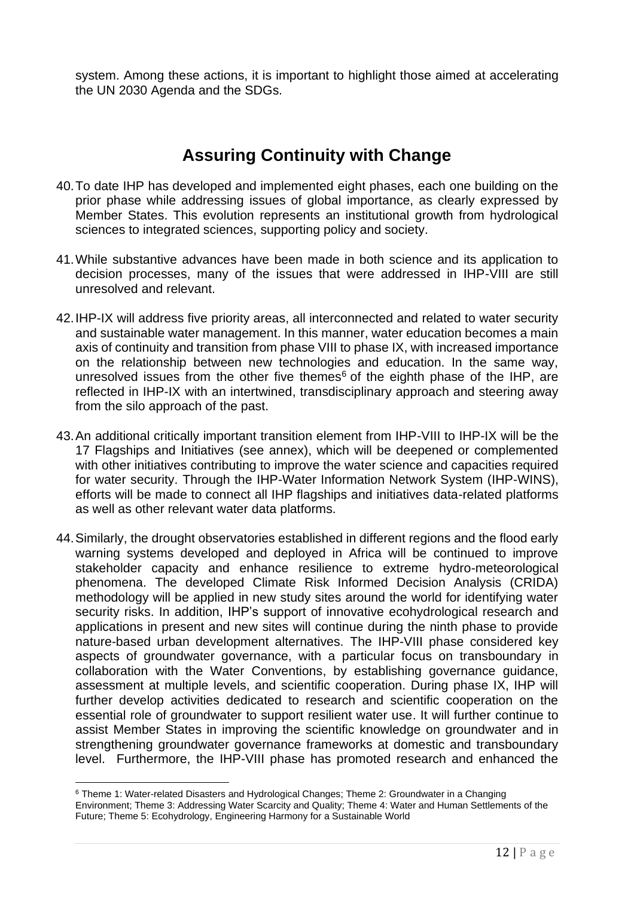system. Among these actions, it is important to highlight those aimed at accelerating the UN 2030 Agenda and the SDGs.

## Assuring Continuity with Change

40. To date IHP has developed and implemented eight phases, each one building on the prior phase while addressing issues of global importance, as clearly expressed by Member States. This evolution represents an institutional growth from hydrological sciences to integrated sciences, supporting policy and society.

41. While substantive advances have been made in both science and its application to decision processes, many of the issues that were addressed in IHP-VIII are still unresolved and relevant.

42. IHP-IX will address five priority areas, all interconnected and related to water security and sustainable water management. In this manner, water education becomes a main axis of continuity and transition from phase VIII to phase IX, with increased importance on the relationship between new technologies and education. In the same way, unresolved issues from the other five themes[6] of the eighth phase of the IHP, are reflected in IHP-IX with an intertwined, transdisciplinary approach and steering away from the silo approach of the past.

43. An additional critically important transition element from IHP-VIII to IHP-IX will be the 17 Flagships and Initiatives (see annex), which will be deepened or complemented with other initiatives contributing to improve the water science and capacities required for water security. Through the IHP-Water Information Network System (IHP-WINS), efforts will be made to connect all IHP flagships and initiatives data-related platforms as well as other relevant water data platforms.

44. Similarly, the drought observatories established in different regions and the flood early warning systems developed and deployed in Africa will be continued to improve stakeholder capacity and enhance resilience to extreme hydro-meteorological phenomena. The developed Climate Risk Informed Decision Analysis (CRIDA) methodology will be applied in new study sites around the world for identifying water security risks. In addition, IHP's support of innovative ecohydrological research and applications in present and new sites will continue during the ninth phase to provide nature-based urban development alternatives. The IHP-VIII phase considered key aspects of groundwater governance, with a particular focus on transboundary in collaboration with the Water Conventions, by establishing governance guidance, assessment at multiple levels, and scientific cooperation. During phase IX, IHP will further develop activities dedicated to research and scientific cooperation on the essential role of groundwater to support resilient water use. It will further continue to assist Member States in improving the scientific knowledge on groundwater and in strengthening groundwater governance frameworks at domestic and transboundary level. Furthermore, the IHP-VIII phase has promoted research and enhanced the

[6] Theme 1: Water-related Disasters and Hydrological Changes; Theme 2: Groundwater in a Changing Environment; Theme 3: Addressing Water Scarcity and Quality; Theme 4: Water and Human Settlements of the Future; Theme 5: Ecohydrology, Engineering Harmony for a Sustainable World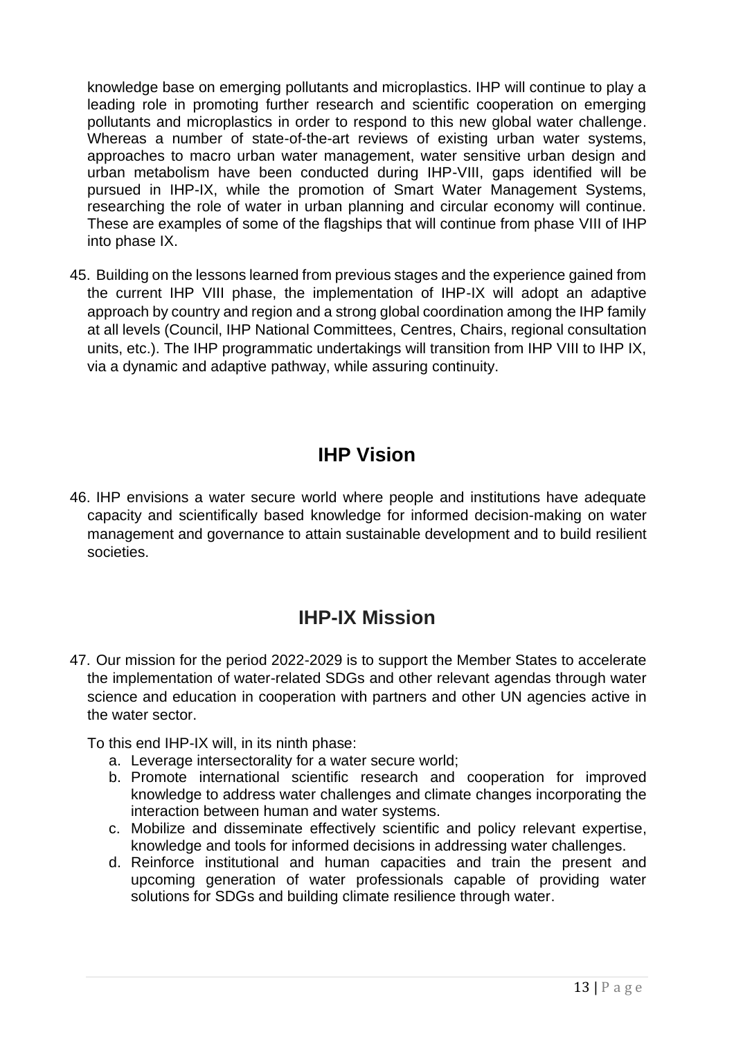knowledge base on emerging pollutants and microplastics. IHP will continue to play a leading role in promoting further research and scientific cooperation on emerging pollutants and microplastics in order to respond to this new global water challenge. Whereas a number of state-of-the-art reviews of existing urban water systems, approaches to macro urban water management, water sensitive urban design and urban metabolism have been conducted during IHP-VIII, gaps identified will be pursued in IHP-IX, while the promotion of Smart Water Management Systems, researching the role of water in urban planning and circular economy will continue. These are examples of some of the flagships that will continue from phase VIII of IHP into phase IX.

45. Building on the lessons learned from previous stages and the experience gained from the current IHP VIII phase, the implementation of IHP-IX will adopt an adaptive approach by country and region and a strong global coordination among the IHP family at all levels (Council, IHP National Committees, Centres, Chairs, regional consultation units, etc.). The IHP programmatic undertakings will transition from IHP VIII to IHP IX, via a dynamic and adaptive pathway, while assuring continuity.

## IHP Vision

46. IHP envisions a water secure world where people and institutions have adequate capacity and scientifically based knowledge for informed decision-making on water management and governance to attain sustainable development and to build resilient societies.

## IHP-IX Mission

47. Our mission for the period 2022-2029 is to support the Member States to accelerate the implementation of water-related SDGs and other relevant agendas through water science and education in cooperation with partners and other UN agencies active in the water sector.

To this end IHP-IX will, in its ninth phase:

a. Leverage intersectorality for a water secure world;
b. Promote international scientific research and cooperation for improved knowledge to address water challenges and climate changes incorporating the interaction between human and water systems.
c. Mobilize and disseminate effectively scientific and policy relevant expertise, knowledge and tools for informed decisions in addressing water challenges.
d. Reinforce institutional and human capacities and train the present and upcoming generation of water professionals capable of providing water solutions for SDGs and building climate resilience through water.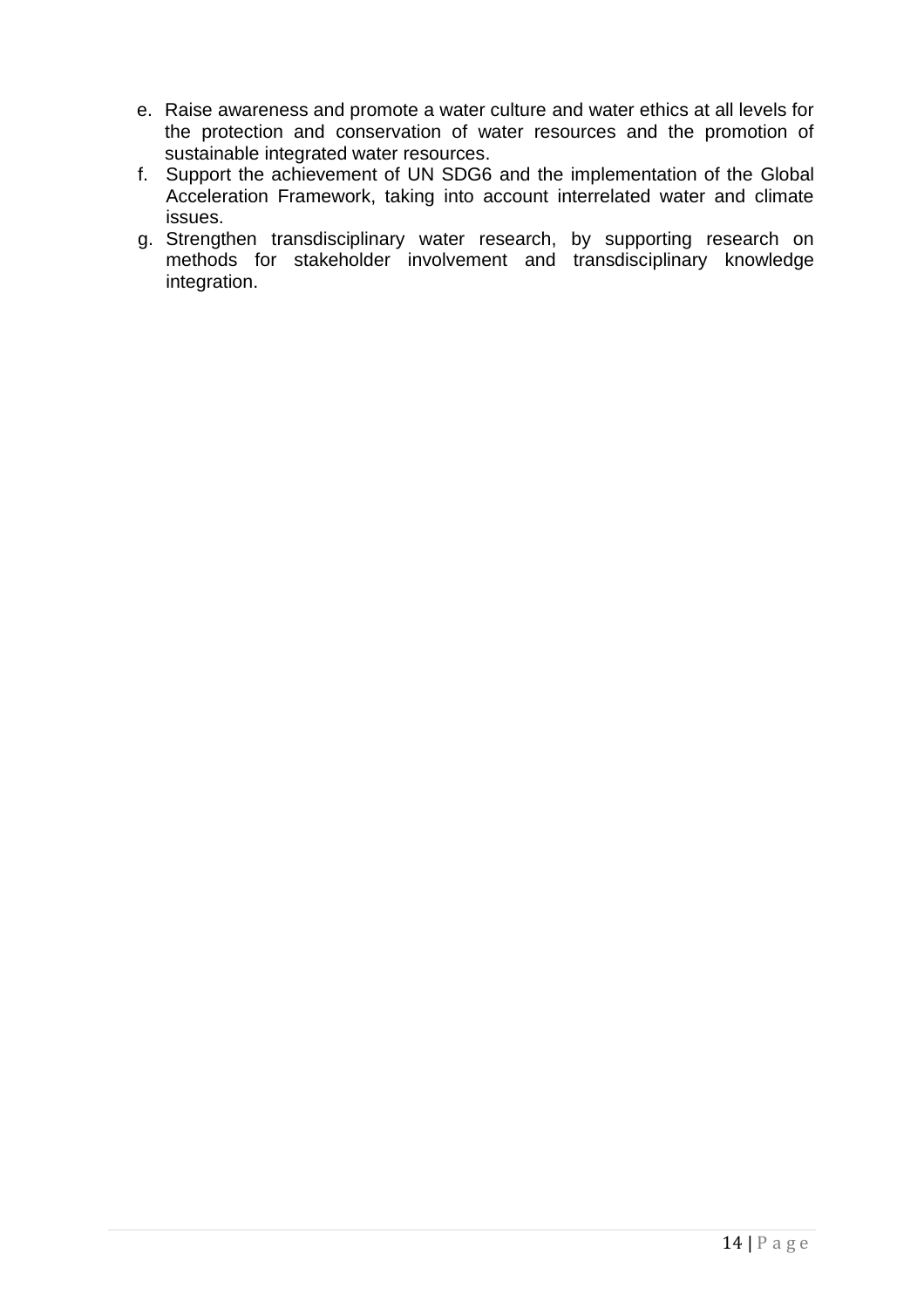e. Raise awareness and promote a water culture and water ethics at all levels for the protection and conservation of water resources and the promotion of sustainable integrated water resources.
f. Support the achievement of UN SDG6 and the implementation of the Global Acceleration Framework, taking into account interrelated water and climate issues.
g. Strengthen transdisciplinary water research, by supporting research on methods for stakeholder involvement and transdisciplinary knowledge integration.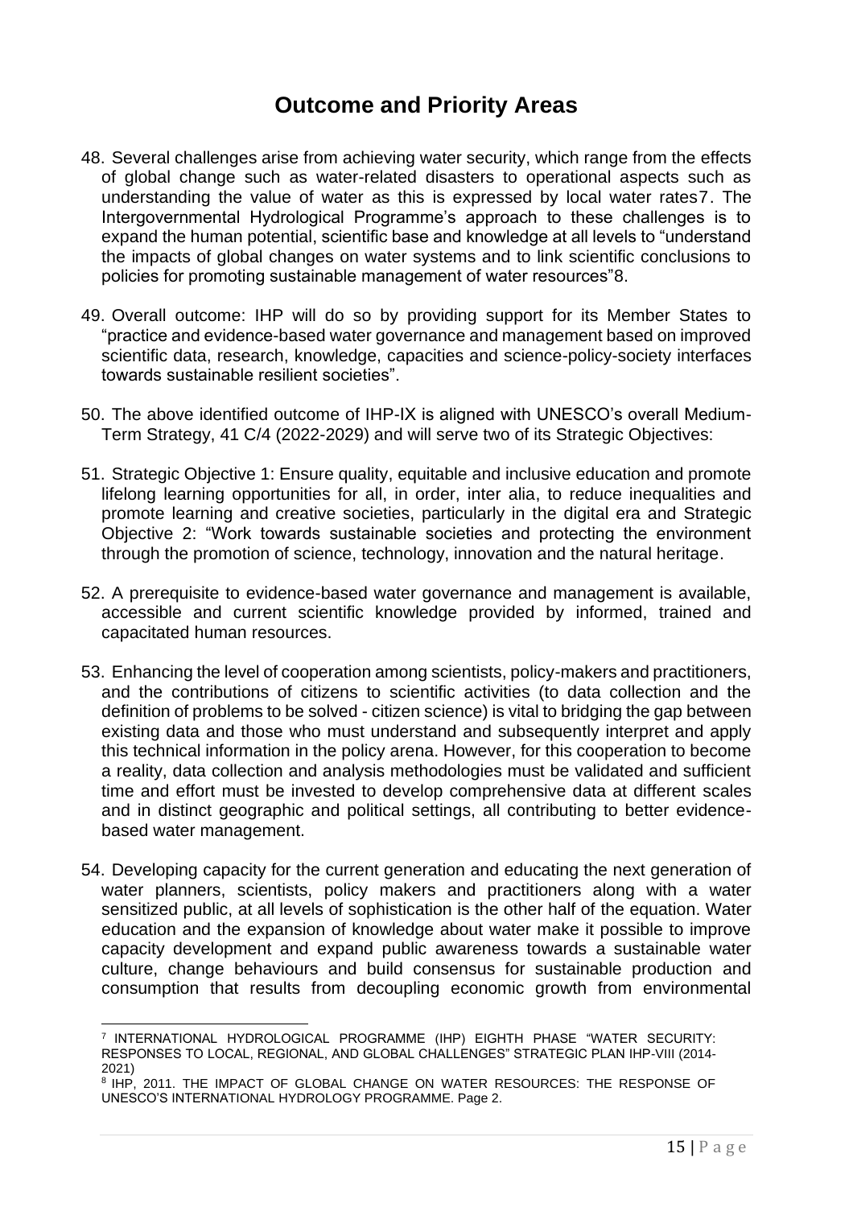# Outcome and Priority Areas

48. Several challenges arise from achieving water security, which range from the effects of global change such as water-related disasters to operational aspects such as understanding the value of water as this is expressed by local water rates[7]. The Intergovernmental Hydrological Programme's approach to these challenges is to expand the human potential, scientific base and knowledge at all levels to "understand the impacts of global changes on water systems and to link scientific conclusions to policies for promoting sustainable management of water resources"[8].

49. Overall outcome: IHP will do so by providing support for its Member States to "practice and evidence-based water governance and management based on improved scientific data, research, knowledge, capacities and science-policy-society interfaces towards sustainable resilient societies".

50. The above identified outcome of IHP-IX is aligned with UNESCO's overall Medium-Term Strategy, 41 C/4 (2022-2029) and will serve two of its Strategic Objectives:

51. Strategic Objective 1: Ensure quality, equitable and inclusive education and promote lifelong learning opportunities for all, in order, inter alia, to reduce inequalities and promote learning and creative societies, particularly in the digital era and Strategic Objective 2: "Work towards sustainable societies and protecting the environment through the promotion of science, technology, innovation and the natural heritage.

52. A prerequisite to evidence-based water governance and management is available, accessible and current scientific knowledge provided by informed, trained and capacitated human resources.

53. Enhancing the level of cooperation among scientists, policy-makers and practitioners, and the contributions of citizens to scientific activities (to data collection and the definition of problems to be solved - citizen science) is vital to bridging the gap between existing data and those who must understand and subsequently interpret and apply this technical information in the policy arena. However, for this cooperation to become a reality, data collection and analysis methodologies must be validated and sufficient time and effort must be invested to develop comprehensive data at different scales and in distinct geographic and political settings, all contributing to better evidence-based water management.

54. Developing capacity for the current generation and educating the next generation of water planners, scientists, policy makers and practitioners along with a water sensitized public, at all levels of sophistication is the other half of the equation. Water education and the expansion of knowledge about water make it possible to improve capacity development and expand public awareness towards a sustainable water culture, change behaviours and build consensus for sustainable production and consumption that results from decoupling economic growth from environmental

---

[7] INTERNATIONAL HYDROLOGICAL PROGRAMME (IHP) EIGHTH PHASE "WATER SECURITY: RESPONSES TO LOCAL, REGIONAL, AND GLOBAL CHALLENGES" STRATEGIC PLAN IHP-VIII (2014-2021)

[8] IHP, 2011. THE IMPACT OF GLOBAL CHANGE ON WATER RESOURCES: THE RESPONSE OF UNESCO'S INTERNATIONAL HYDROLOGY PROGRAMME. Page 2.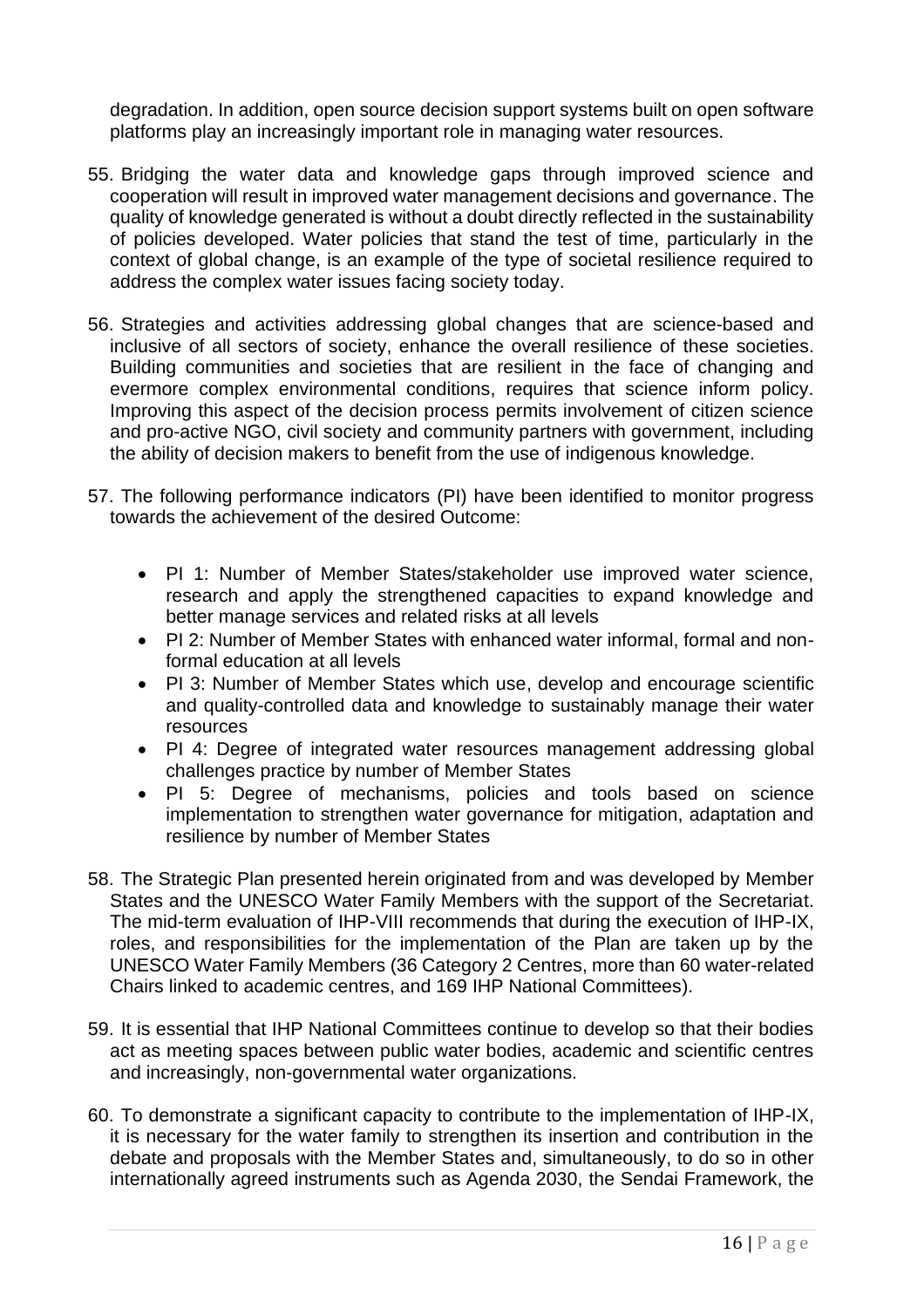degradation. In addition, open source decision support systems built on open software platforms play an increasingly important role in managing water resources.

55. Bridging the water data and knowledge gaps through improved science and cooperation will result in improved water management decisions and governance. The quality of knowledge generated is without a doubt directly reflected in the sustainability of policies developed. Water policies that stand the test of time, particularly in the context of global change, is an example of the type of societal resilience required to address the complex water issues facing society today.

56. Strategies and activities addressing global changes that are science-based and inclusive of all sectors of society, enhance the overall resilience of these societies. Building communities and societies that are resilient in the face of changing and evermore complex environmental conditions, requires that science inform policy. Improving this aspect of the decision process permits involvement of citizen science and pro-active NGO, civil society and community partners with government, including the ability of decision makers to benefit from the use of indigenous knowledge.

57. The following performance indicators (PI) have been identified to monitor progress towards the achievement of the desired Outcome:

    - PI 1: Number of Member States/stakeholder use improved water science, research and apply the strengthened capacities to expand knowledge and better manage services and related risks at all levels
    - PI 2: Number of Member States with enhanced water informal, formal and non-formal education at all levels
    - PI 3: Number of Member States which use, develop and encourage scientific and quality-controlled data and knowledge to sustainably manage their water resources
    - PI 4: Degree of integrated water resources management addressing global challenges practice by number of Member States
    - PI 5: Degree of mechanisms, policies and tools based on science implementation to strengthen water governance for mitigation, adaptation and resilience by number of Member States

58. The Strategic Plan presented herein originated from and was developed by Member States and the UNESCO Water Family Members with the support of the Secretariat. The mid-term evaluation of IHP-VIII recommends that during the execution of IHP-IX, roles, and responsibilities for the implementation of the Plan are taken up by the UNESCO Water Family Members (36 Category 2 Centres, more than 60 water-related Chairs linked to academic centres, and 169 IHP National Committees).

59. It is essential that IHP National Committees continue to develop so that their bodies act as meeting spaces between public water bodies, academic and scientific centres and increasingly, non-governmental water organizations.

60. To demonstrate a significant capacity to contribute to the implementation of IHP-IX, it is necessary for the water family to strengthen its insertion and contribution in the debate and proposals with the Member States and, simultaneously, to do so in other internationally agreed instruments such as Agenda 2030, the Sendai Framework, the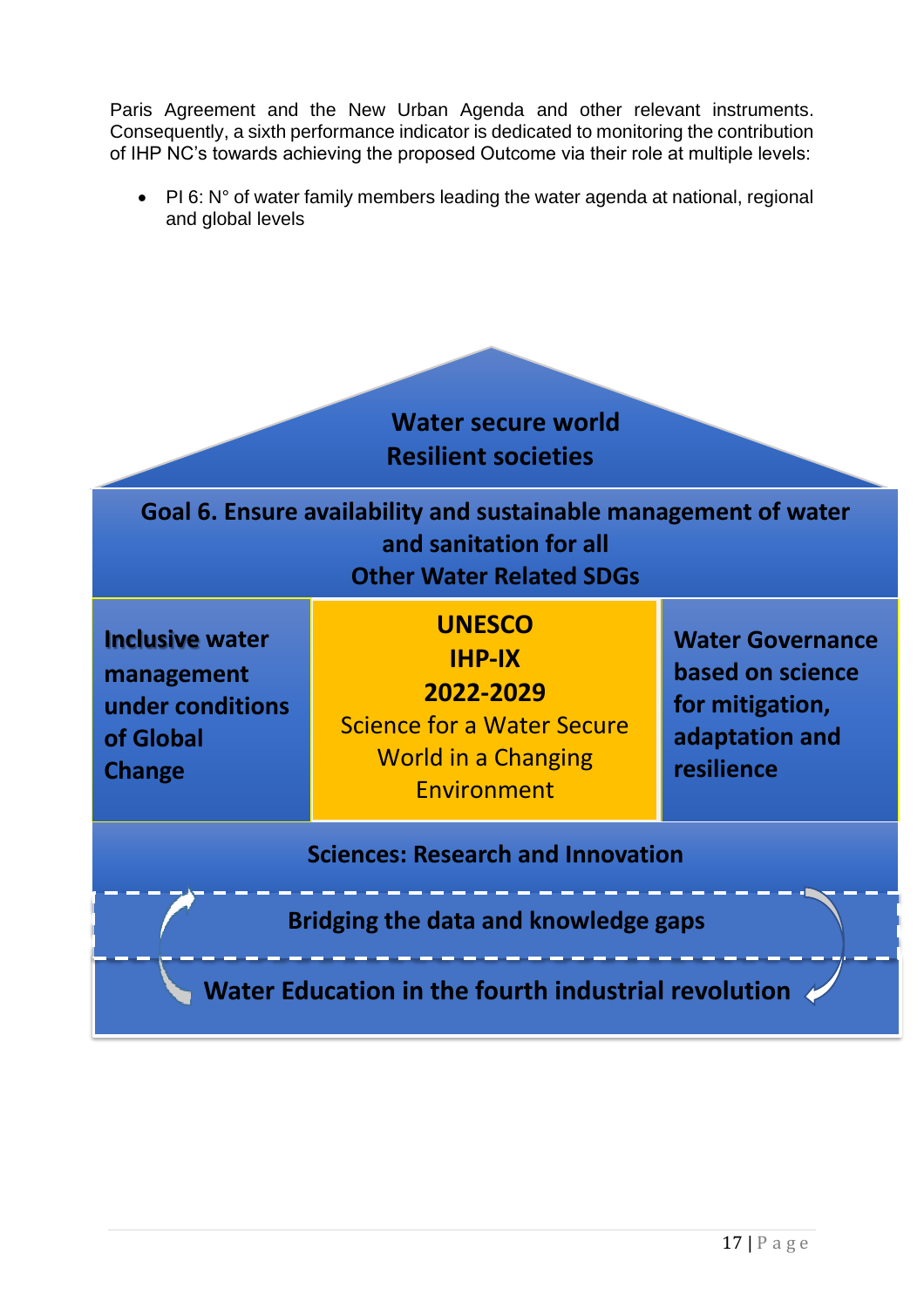Paris Agreement and the New Urban Agenda and other relevant instruments. Consequently, a sixth performance indicator is dedicated to monitoring the contribution of IHP NC's towards achieving the proposed Outcome via their role at multiple levels:

- PI 6: N° of water family members leading the water agenda at national, regional and global levels

**Water secure world**
**Resilient societies**

**Goal 6. Ensure availability and sustainable management of water and sanitation for all**
**Other Water Related SDGs**

**Inclusive water management under conditions of Global Change**

**UNESCO IHP-IX 2022-2029**
Science for a Water Secure World in a Changing Environment

**Water Governance based on science for mitigation, adaptation and resilience**

**Sciences: Research and Innovation**

**Bridging the data and knowledge gaps**

**Water Education in the fourth industrial revolution**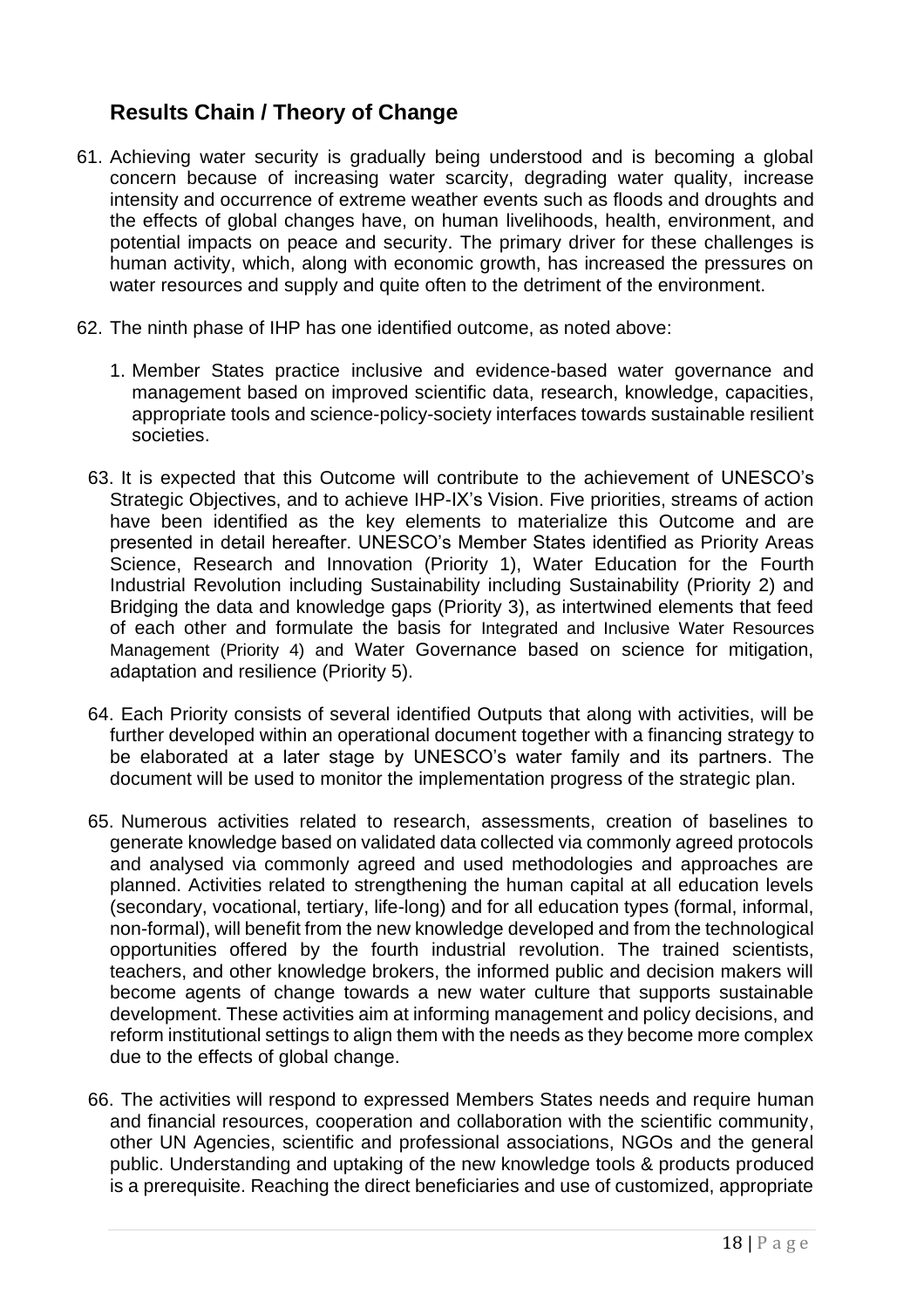## Results Chain / Theory of Change

61. Achieving water security is gradually being understood and is becoming a global concern because of increasing water scarcity, degrading water quality, increase intensity and occurrence of extreme weather events such as floods and droughts and the effects of global changes have, on human livelihoods, health, environment, and potential impacts on peace and security. The primary driver for these challenges is human activity, which, along with economic growth, has increased the pressures on water resources and supply and quite often to the detriment of the environment.

62. The ninth phase of IHP has one identified outcome, as noted above:

    1. Member States practice inclusive and evidence-based water governance and management based on improved scientific data, research, knowledge, capacities, appropriate tools and science-policy-society interfaces towards sustainable resilient societies.

63. It is expected that this Outcome will contribute to the achievement of UNESCO's Strategic Objectives, and to achieve IHP-IX's Vision. Five priorities, streams of action have been identified as the key elements to materialize this Outcome and are presented in detail hereafter. UNESCO's Member States identified as Priority Areas Science, Research and Innovation (Priority 1), Water Education for the Fourth Industrial Revolution including Sustainability including Sustainability (Priority 2) and Bridging the data and knowledge gaps (Priority 3), as intertwined elements that feed of each other and formulate the basis for Integrated and Inclusive Water Resources Management (Priority 4) and Water Governance based on science for mitigation, adaptation and resilience (Priority 5).

64. Each Priority consists of several identified Outputs that along with activities, will be further developed within an operational document together with a financing strategy to be elaborated at a later stage by UNESCO's water family and its partners. The document will be used to monitor the implementation progress of the strategic plan.

65. Numerous activities related to research, assessments, creation of baselines to generate knowledge based on validated data collected via commonly agreed protocols and analysed via commonly agreed and used methodologies and approaches are planned. Activities related to strengthening the human capital at all education levels (secondary, vocational, tertiary, life-long) and for all education types (formal, informal, non-formal), will benefit from the new knowledge developed and from the technological opportunities offered by the fourth industrial revolution. The trained scientists, teachers, and other knowledge brokers, the informed public and decision makers will become agents of change towards a new water culture that supports sustainable development. These activities aim at informing management and policy decisions, and reform institutional settings to align them with the needs as they become more complex due to the effects of global change.

66. The activities will respond to expressed Members States needs and require human and financial resources, cooperation and collaboration with the scientific community, other UN Agencies, scientific and professional associations, NGOs and the general public. Understanding and uptaking of the new knowledge tools & products produced is a prerequisite. Reaching the direct beneficiaries and use of customized, appropriate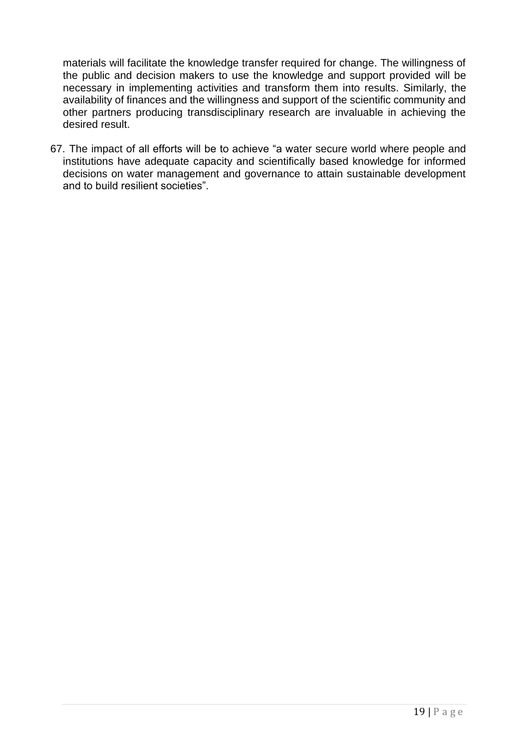materials will facilitate the knowledge transfer required for change. The willingness of the public and decision makers to use the knowledge and support provided will be necessary in implementing activities and transform them into results. Similarly, the availability of finances and the willingness and support of the scientific community and other partners producing transdisciplinary research are invaluable in achieving the desired result.

67. The impact of all efforts will be to achieve "a water secure world where people and institutions have adequate capacity and scientifically based knowledge for informed decisions on water management and governance to attain sustainable development and to build resilient societies".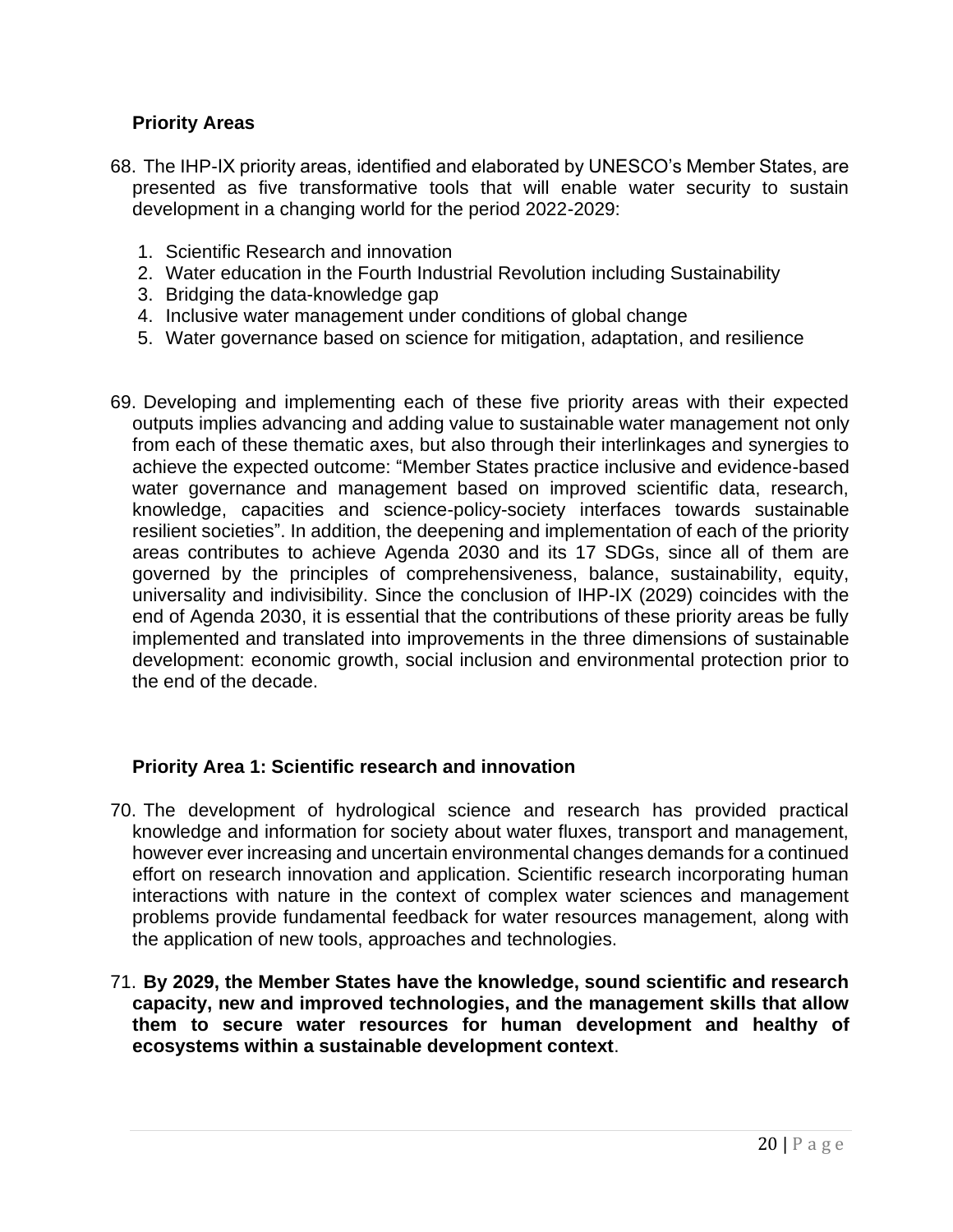## Priority Areas

68. The IHP-IX priority areas, identified and elaborated by UNESCO's Member States, are presented as five transformative tools that will enable water security to sustain development in a changing world for the period 2022-2029:

    1. Scientific Research and innovation
    2. Water education in the Fourth Industrial Revolution including Sustainability
    3. Bridging the data-knowledge gap
    4. Inclusive water management under conditions of global change
    5. Water governance based on science for mitigation, adaptation, and resilience

69. Developing and implementing each of these five priority areas with their expected outputs implies advancing and adding value to sustainable water management not only from each of these thematic axes, but also through their interlinkages and synergies to achieve the expected outcome: "Member States practice inclusive and evidence-based water governance and management based on improved scientific data, research, knowledge, capacities and science-policy-society interfaces towards sustainable resilient societies". In addition, the deepening and implementation of each of the priority areas contributes to achieve Agenda 2030 and its 17 SDGs, since all of them are governed by the principles of comprehensiveness, balance, sustainability, equity, universality and indivisibility. Since the conclusion of IHP-IX (2029) coincides with the end of Agenda 2030, it is essential that the contributions of these priority areas be fully implemented and translated into improvements in the three dimensions of sustainable development: economic growth, social inclusion and environmental protection prior to the end of the decade.

## Priority Area 1: Scientific research and innovation

70. The development of hydrological science and research has provided practical knowledge and information for society about water fluxes, transport and management, however ever increasing and uncertain environmental changes demands for a continued effort on research innovation and application. Scientific research incorporating human interactions with nature in the context of complex water sciences and management problems provide fundamental feedback for water resources management, along with the application of new tools, approaches and technologies.

71. **By 2029, the Member States have the knowledge, sound scientific and research capacity, new and improved technologies, and the management skills that allow them to secure water resources for human development and healthy of ecosystems within a sustainable development context**.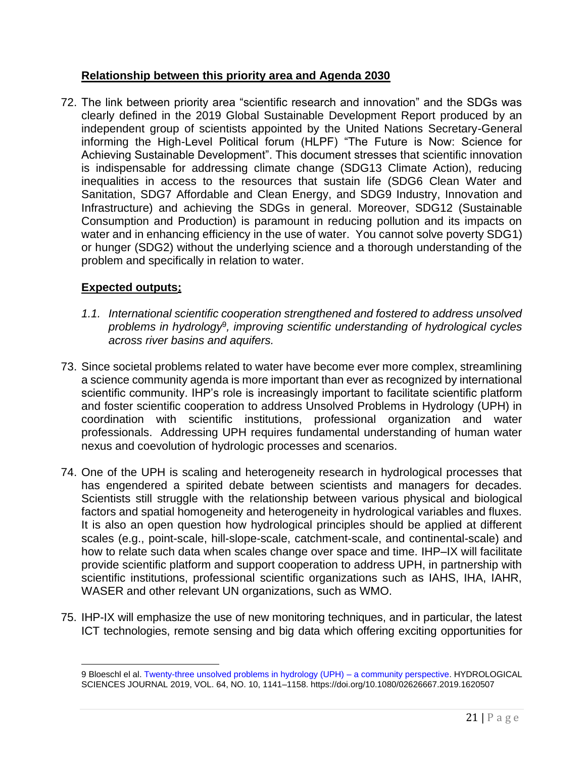## Relationship between this priority area and Agenda 2030

72. The link between priority area "scientific research and innovation" and the SDGs was clearly defined in the 2019 Global Sustainable Development Report produced by an independent group of scientists appointed by the United Nations Secretary-General informing the High-Level Political forum (HLPF) "The Future is Now: Science for Achieving Sustainable Development". This document stresses that scientific innovation is indispensable for addressing climate change (SDG13 Climate Action), reducing inequalities in access to the resources that sustain life (SDG6 Clean Water and Sanitation, SDG7 Affordable and Clean Energy, and SDG9 Industry, Innovation and Infrastructure) and achieving the SDGs in general. Moreover, SDG12 (Sustainable Consumption and Production) is paramount in reducing pollution and its impacts on water and in enhancing efficiency in the use of water. You cannot solve poverty SDG1) or hunger (SDG2) without the underlying science and a thorough understanding of the problem and specifically in relation to water.

## Expected outputs:

*1.1. International scientific cooperation strengthened and fostered to address unsolved problems in hydrology[9], improving scientific understanding of hydrological cycles across river basins and aquifers.*

73. Since societal problems related to water have become ever more complex, streamlining a science community agenda is more important than ever as recognized by international scientific community. IHP's role is increasingly important to facilitate scientific platform and foster scientific cooperation to address Unsolved Problems in Hydrology (UPH) in coordination with scientific institutions, professional organization and water professionals. Addressing UPH requires fundamental understanding of human water nexus and coevolution of hydrologic processes and scenarios.

74. One of the UPH is scaling and heterogeneity research in hydrological processes that has engendered a spirited debate between scientists and managers for decades. Scientists still struggle with the relationship between various physical and biological factors and spatial homogeneity and heterogeneity in hydrological variables and fluxes. It is also an open question how hydrological principles should be applied at different scales (e.g., point-scale, hill-slope-scale, catchment-scale, and continental-scale) and how to relate such data when scales change over space and time. IHP–IX will facilitate provide scientific platform and support cooperation to address UPH, in partnership with scientific institutions, professional scientific organizations such as IAHS, IHA, IAHR, WASER and other relevant UN organizations, such as WMO.

75. IHP-IX will emphasize the use of new monitoring techniques, and in particular, the latest ICT technologies, remote sensing and big data which offering exciting opportunities for

---

9 Bloeschl el al. Twenty-three unsolved problems in hydrology (UPH) – a community perspective. HYDROLOGICAL SCIENCES JOURNAL 2019, VOL. 64, NO. 10, 1141–1158. https://doi.org/10.1080/02626667.2019.1620507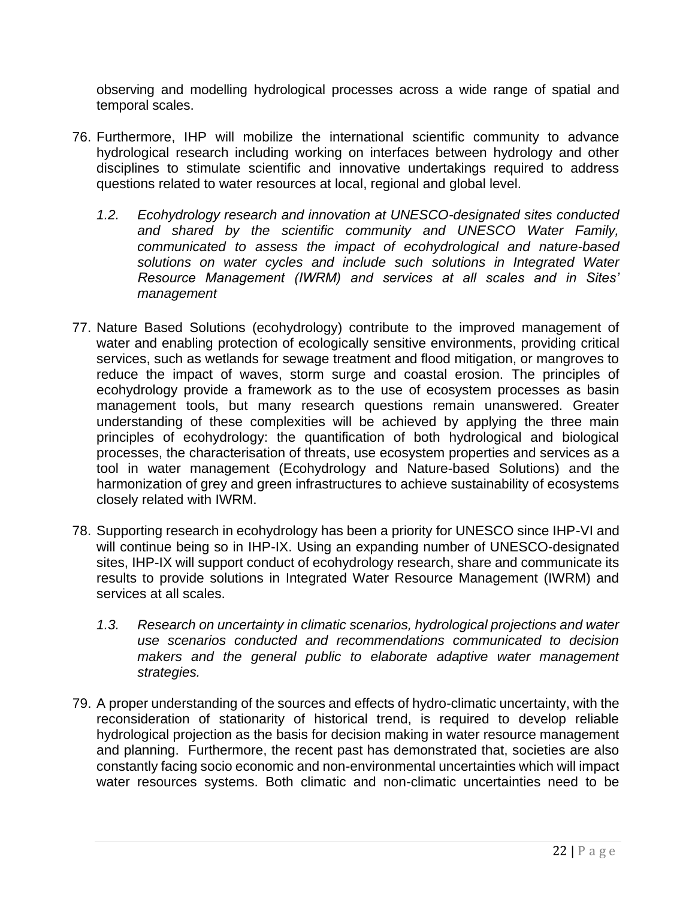observing and modelling hydrological processes across a wide range of spatial and temporal scales.

76. Furthermore, IHP will mobilize the international scientific community to advance hydrological research including working on interfaces between hydrology and other disciplines to stimulate scientific and innovative undertakings required to address questions related to water resources at local, regional and global level.

   *1.2. Ecohydrology research and innovation at UNESCO-designated sites conducted and shared by the scientific community and UNESCO Water Family, communicated to assess the impact of ecohydrological and nature-based solutions on water cycles and include such solutions in Integrated Water Resource Management (IWRM) and services at all scales and in Sites' management*

77. Nature Based Solutions (ecohydrology) contribute to the improved management of water and enabling protection of ecologically sensitive environments, providing critical services, such as wetlands for sewage treatment and flood mitigation, or mangroves to reduce the impact of waves, storm surge and coastal erosion. The principles of ecohydrology provide a framework as to the use of ecosystem processes as basin management tools, but many research questions remain unanswered. Greater understanding of these complexities will be achieved by applying the three main principles of ecohydrology: the quantification of both hydrological and biological processes, the characterisation of threats, use ecosystem properties and services as a tool in water management (Ecohydrology and Nature-based Solutions) and the harmonization of grey and green infrastructures to achieve sustainability of ecosystems closely related with IWRM.

78. Supporting research in ecohydrology has been a priority for UNESCO since IHP-VI and will continue being so in IHP-IX. Using an expanding number of UNESCO-designated sites, IHP-IX will support conduct of ecohydrology research, share and communicate its results to provide solutions in Integrated Water Resource Management (IWRM) and services at all scales.

   *1.3. Research on uncertainty in climatic scenarios, hydrological projections and water use scenarios conducted and recommendations communicated to decision makers and the general public to elaborate adaptive water management strategies.*

79. A proper understanding of the sources and effects of hydro-climatic uncertainty, with the reconsideration of stationarity of historical trend, is required to develop reliable hydrological projection as the basis for decision making in water resource management and planning. Furthermore, the recent past has demonstrated that, societies are also constantly facing socio economic and non-environmental uncertainties which will impact water resources systems. Both climatic and non-climatic uncertainties need to be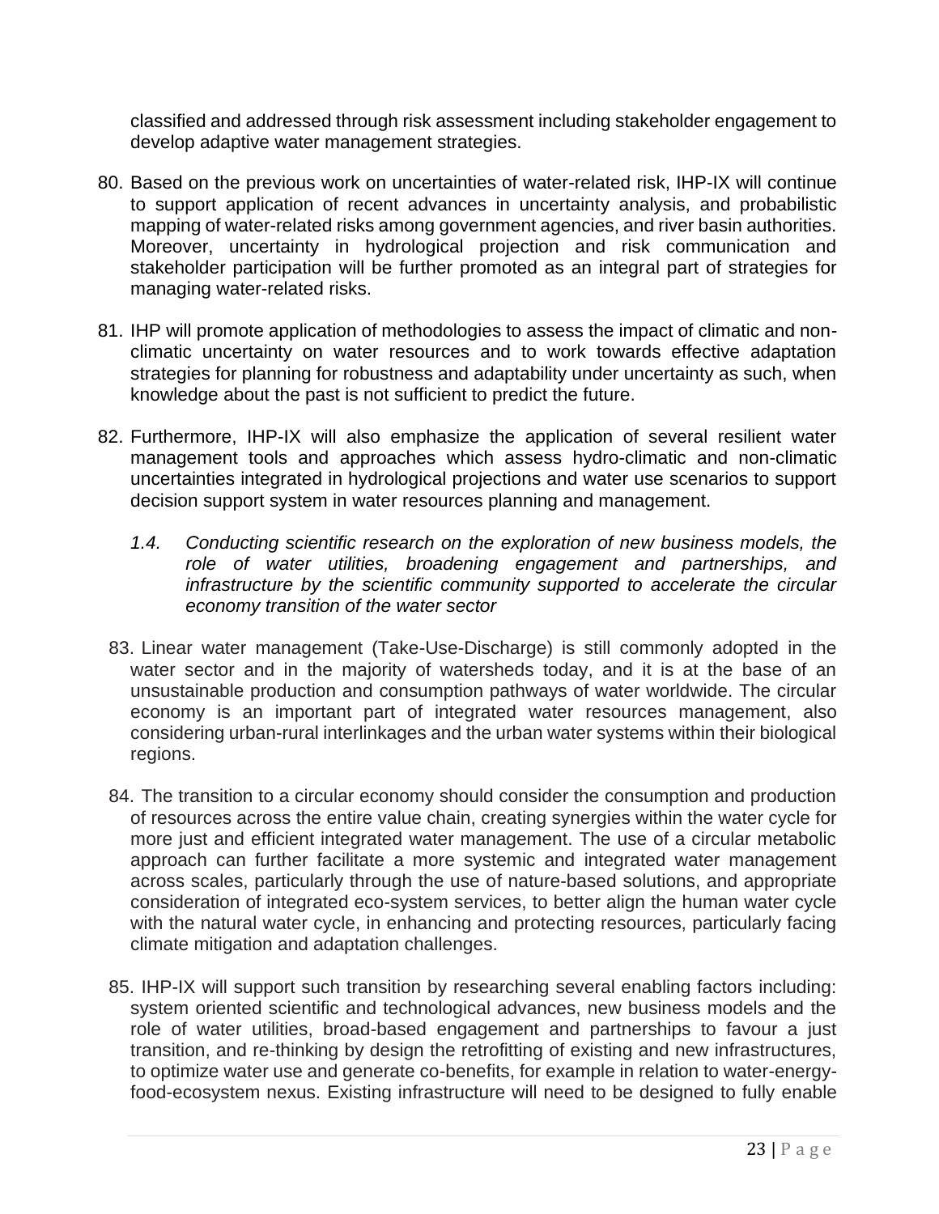classified and addressed through risk assessment including stakeholder engagement to develop adaptive water management strategies.

80. Based on the previous work on uncertainties of water-related risk, IHP-IX will continue to support application of recent advances in uncertainty analysis, and probabilistic mapping of water-related risks among government agencies, and river basin authorities. Moreover, uncertainty in hydrological projection and risk communication and stakeholder participation will be further promoted as an integral part of strategies for managing water-related risks.

81. IHP will promote application of methodologies to assess the impact of climatic and non-climatic uncertainty on water resources and to work towards effective adaptation strategies for planning for robustness and adaptability under uncertainty as such, when knowledge about the past is not sufficient to predict the future.

82. Furthermore, IHP-IX will also emphasize the application of several resilient water management tools and approaches which assess hydro-climatic and non-climatic uncertainties integrated in hydrological projections and water use scenarios to support decision support system in water resources planning and management.

*1.4. Conducting scientific research on the exploration of new business models, the role of water utilities, broadening engagement and partnerships, and infrastructure by the scientific community supported to accelerate the circular economy transition of the water sector*

83. Linear water management (Take-Use-Discharge) is still commonly adopted in the water sector and in the majority of watersheds today, and it is at the base of an unsustainable production and consumption pathways of water worldwide. The circular economy is an important part of integrated water resources management, also considering urban-rural interlinkages and the urban water systems within their biological regions.

84. The transition to a circular economy should consider the consumption and production of resources across the entire value chain, creating synergies within the water cycle for more just and efficient integrated water management. The use of a circular metabolic approach can further facilitate a more systemic and integrated water management across scales, particularly through the use of nature-based solutions, and appropriate consideration of integrated eco-system services, to better align the human water cycle with the natural water cycle, in enhancing and protecting resources, particularly facing climate mitigation and adaptation challenges.

85. IHP-IX will support such transition by researching several enabling factors including: system oriented scientific and technological advances, new business models and the role of water utilities, broad-based engagement and partnerships to favour a just transition, and re-thinking by design the retrofitting of existing and new infrastructures, to optimize water use and generate co-benefits, for example in relation to water-energy-food-ecosystem nexus. Existing infrastructure will need to be designed to fully enable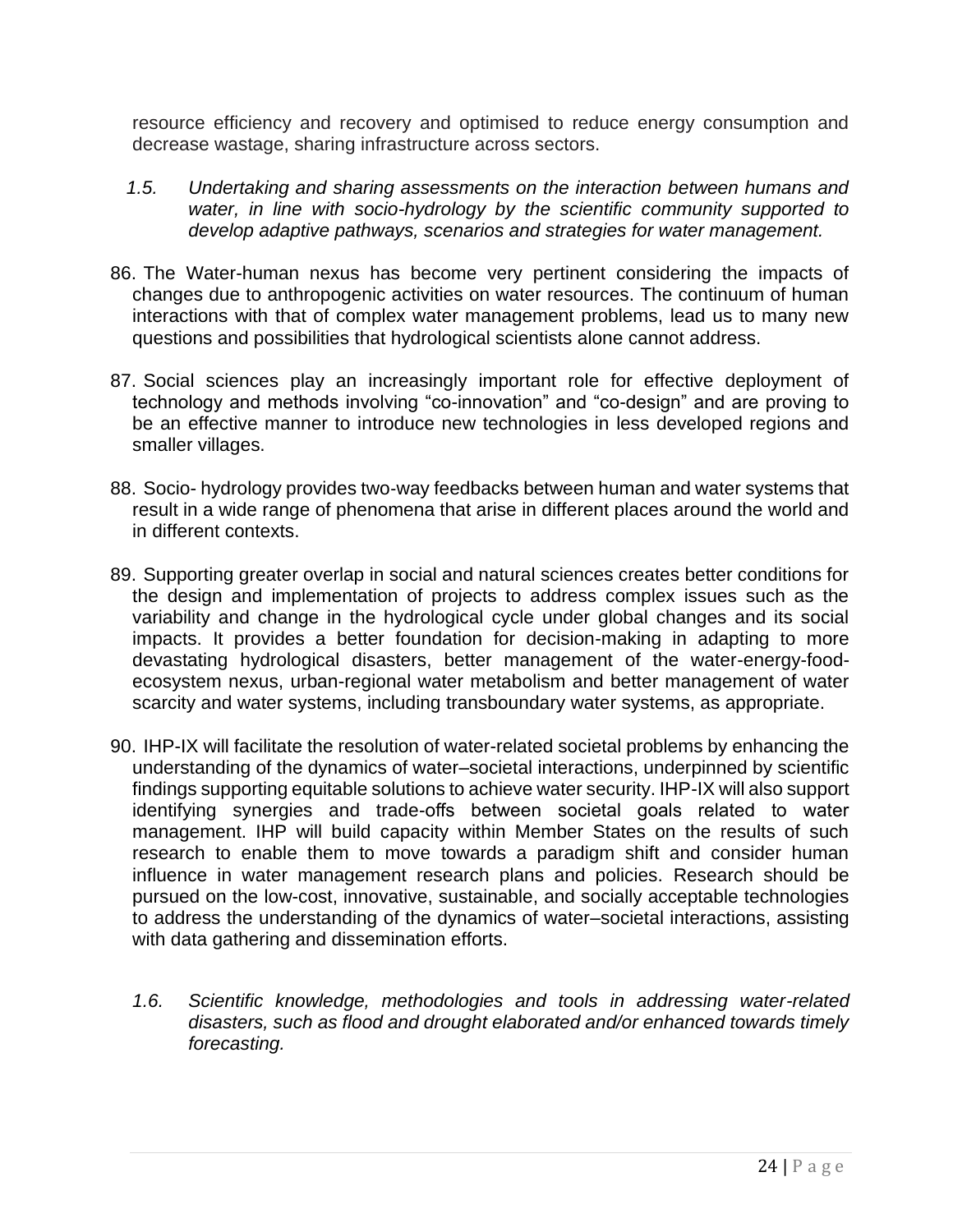resource efficiency and recovery and optimised to reduce energy consumption and decrease wastage, sharing infrastructure across sectors.

*1.5. Undertaking and sharing assessments on the interaction between humans and water, in line with socio-hydrology by the scientific community supported to develop adaptive pathways, scenarios and strategies for water management.*

86. The Water-human nexus has become very pertinent considering the impacts of changes due to anthropogenic activities on water resources. The continuum of human interactions with that of complex water management problems, lead us to many new questions and possibilities that hydrological scientists alone cannot address.

87. Social sciences play an increasingly important role for effective deployment of technology and methods involving "co-innovation" and "co-design" and are proving to be an effective manner to introduce new technologies in less developed regions and smaller villages.

88. Socio- hydrology provides two-way feedbacks between human and water systems that result in a wide range of phenomena that arise in different places around the world and in different contexts.

89. Supporting greater overlap in social and natural sciences creates better conditions for the design and implementation of projects to address complex issues such as the variability and change in the hydrological cycle under global changes and its social impacts. It provides a better foundation for decision-making in adapting to more devastating hydrological disasters, better management of the water-energy-food-ecosystem nexus, urban-regional water metabolism and better management of water scarcity and water systems, including transboundary water systems, as appropriate.

90. IHP-IX will facilitate the resolution of water-related societal problems by enhancing the understanding of the dynamics of water–societal interactions, underpinned by scientific findings supporting equitable solutions to achieve water security. IHP-IX will also support identifying synergies and trade-offs between societal goals related to water management. IHP will build capacity within Member States on the results of such research to enable them to move towards a paradigm shift and consider human influence in water management research plans and policies. Research should be pursued on the low-cost, innovative, sustainable, and socially acceptable technologies to address the understanding of the dynamics of water–societal interactions, assisting with data gathering and dissemination efforts.

*1.6. Scientific knowledge, methodologies and tools in addressing water-related disasters, such as flood and drought elaborated and/or enhanced towards timely forecasting.*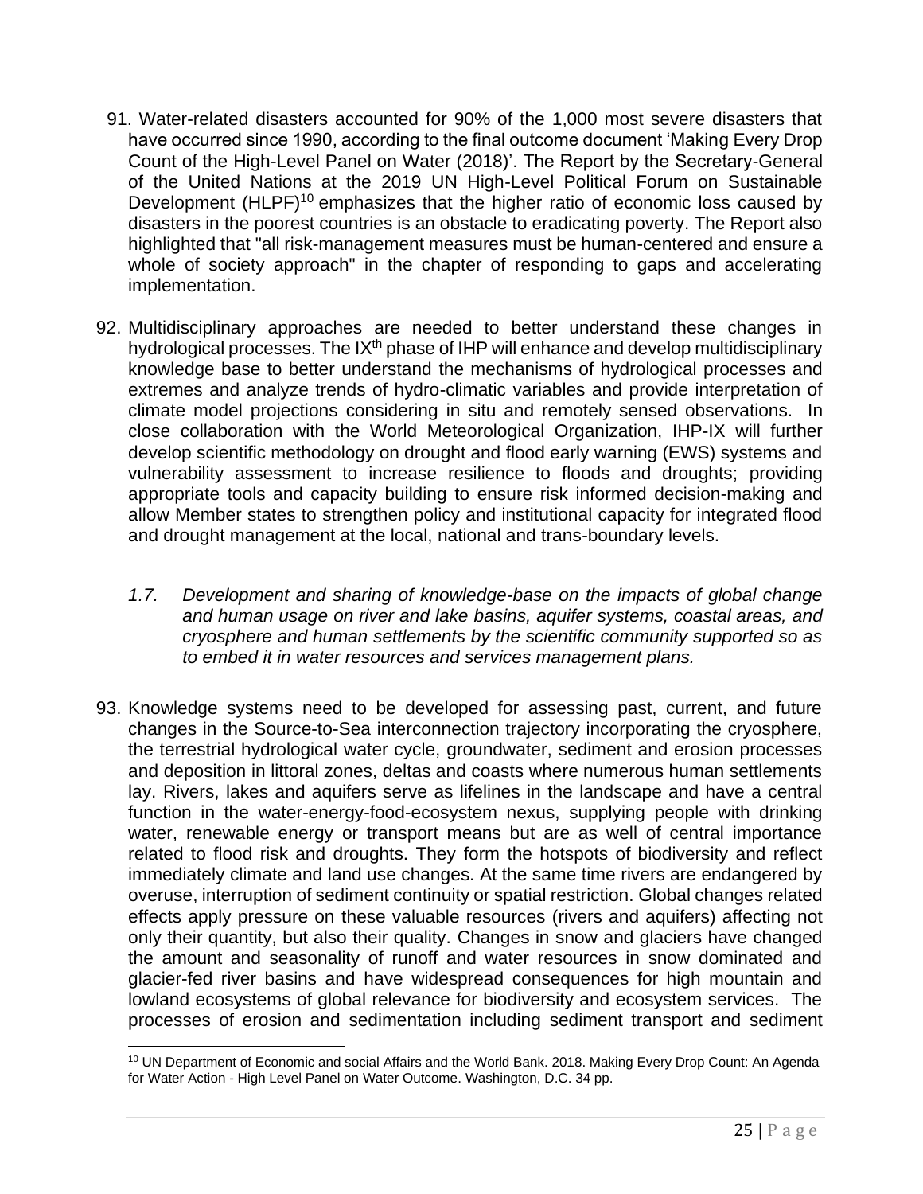91. Water-related disasters accounted for 90% of the 1,000 most severe disasters that have occurred since 1990, according to the final outcome document 'Making Every Drop Count of the High-Level Panel on Water (2018)'. The Report by the Secretary-General of the United Nations at the 2019 UN High-Level Political Forum on Sustainable Development (HLPF)[10] emphasizes that the higher ratio of economic loss caused by disasters in the poorest countries is an obstacle to eradicating poverty. The Report also highlighted that "all risk-management measures must be human-centered and ensure a whole of society approach" in the chapter of responding to gaps and accelerating implementation.

92. Multidisciplinary approaches are needed to better understand these changes in hydrological processes. The IX[th] phase of IHP will enhance and develop multidisciplinary knowledge base to better understand the mechanisms of hydrological processes and extremes and analyze trends of hydro-climatic variables and provide interpretation of climate model projections considering in situ and remotely sensed observations. In close collaboration with the World Meteorological Organization, IHP-IX will further develop scientific methodology on drought and flood early warning (EWS) systems and vulnerability assessment to increase resilience to floods and droughts; providing appropriate tools and capacity building to ensure risk informed decision-making and allow Member states to strengthen policy and institutional capacity for integrated flood and drought management at the local, national and trans-boundary levels.

*1.7. Development and sharing of knowledge-base on the impacts of global change and human usage on river and lake basins, aquifer systems, coastal areas, and cryosphere and human settlements by the scientific community supported so as to embed it in water resources and services management plans.*

93. Knowledge systems need to be developed for assessing past, current, and future changes in the Source-to-Sea interconnection trajectory incorporating the cryosphere, the terrestrial hydrological water cycle, groundwater, sediment and erosion processes and deposition in littoral zones, deltas and coasts where numerous human settlements lay. Rivers, lakes and aquifers serve as lifelines in the landscape and have a central function in the water-energy-food-ecosystem nexus, supplying people with drinking water, renewable energy or transport means but are as well of central importance related to flood risk and droughts. They form the hotspots of biodiversity and reflect immediately climate and land use changes. At the same time rivers are endangered by overuse, interruption of sediment continuity or spatial restriction. Global changes related effects apply pressure on these valuable resources (rivers and aquifers) affecting not only their quantity, but also their quality. Changes in snow and glaciers have changed the amount and seasonality of runoff and water resources in snow dominated and glacier-fed river basins and have widespread consequences for high mountain and lowland ecosystems of global relevance for biodiversity and ecosystem services. The processes of erosion and sedimentation including sediment transport and sediment

---

[10] UN Department of Economic and social Affairs and the World Bank. 2018. Making Every Drop Count: An Agenda for Water Action - High Level Panel on Water Outcome. Washington, D.C. 34 pp.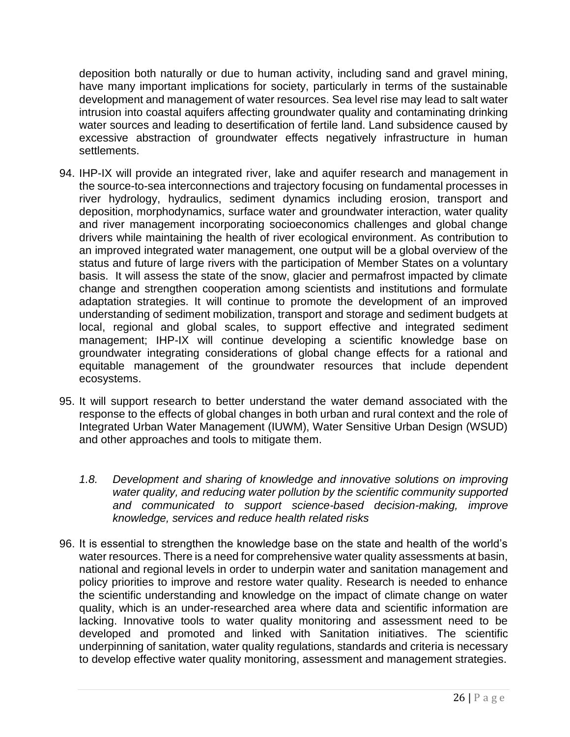deposition both naturally or due to human activity, including sand and gravel mining, have many important implications for society, particularly in terms of the sustainable development and management of water resources. Sea level rise may lead to salt water intrusion into coastal aquifers affecting groundwater quality and contaminating drinking water sources and leading to desertification of fertile land. Land subsidence caused by excessive abstraction of groundwater effects negatively infrastructure in human settlements.

94. IHP-IX will provide an integrated river, lake and aquifer research and management in the source-to-sea interconnections and trajectory focusing on fundamental processes in river hydrology, hydraulics, sediment dynamics including erosion, transport and deposition, morphodynamics, surface water and groundwater interaction, water quality and river management incorporating socioeconomics challenges and global change drivers while maintaining the health of river ecological environment. As contribution to an improved integrated water management, one output will be a global overview of the status and future of large rivers with the participation of Member States on a voluntary basis. It will assess the state of the snow, glacier and permafrost impacted by climate change and strengthen cooperation among scientists and institutions and formulate adaptation strategies. It will continue to promote the development of an improved understanding of sediment mobilization, transport and storage and sediment budgets at local, regional and global scales, to support effective and integrated sediment management; IHP-IX will continue developing a scientific knowledge base on groundwater integrating considerations of global change effects for a rational and equitable management of the groundwater resources that include dependent ecosystems.

95. It will support research to better understand the water demand associated with the response to the effects of global changes in both urban and rural context and the role of Integrated Urban Water Management (IUWM), Water Sensitive Urban Design (WSUD) and other approaches and tools to mitigate them.

*1.8. Development and sharing of knowledge and innovative solutions on improving water quality, and reducing water pollution by the scientific community supported and communicated to support science-based decision-making, improve knowledge, services and reduce health related risks*

96. It is essential to strengthen the knowledge base on the state and health of the world's water resources. There is a need for comprehensive water quality assessments at basin, national and regional levels in order to underpin water and sanitation management and policy priorities to improve and restore water quality. Research is needed to enhance the scientific understanding and knowledge on the impact of climate change on water quality, which is an under-researched area where data and scientific information are lacking. Innovative tools to water quality monitoring and assessment need to be developed and promoted and linked with Sanitation initiatives. The scientific underpinning of sanitation, water quality regulations, standards and criteria is necessary to develop effective water quality monitoring, assessment and management strategies.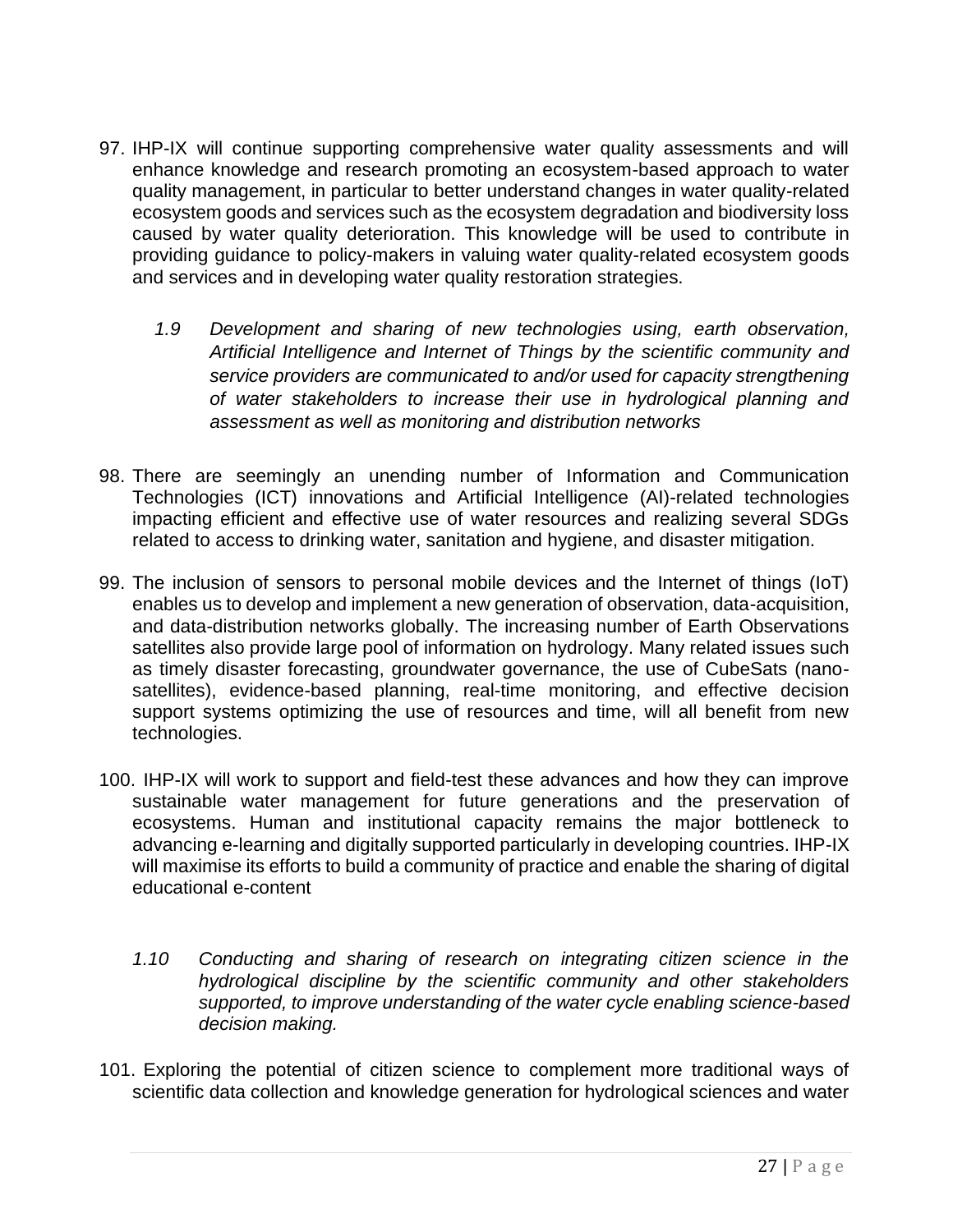97. IHP-IX will continue supporting comprehensive water quality assessments and will enhance knowledge and research promoting an ecosystem-based approach to water quality management, in particular to better understand changes in water quality-related ecosystem goods and services such as the ecosystem degradation and biodiversity loss caused by water quality deterioration. This knowledge will be used to contribute in providing guidance to policy-makers in valuing water quality-related ecosystem goods and services and in developing water quality restoration strategies.

*1.9 Development and sharing of new technologies using, earth observation, Artificial Intelligence and Internet of Things by the scientific community and service providers are communicated to and/or used for capacity strengthening of water stakeholders to increase their use in hydrological planning and assessment as well as monitoring and distribution networks*

98. There are seemingly an unending number of Information and Communication Technologies (ICT) innovations and Artificial Intelligence (AI)-related technologies impacting efficient and effective use of water resources and realizing several SDGs related to access to drinking water, sanitation and hygiene, and disaster mitigation.

99. The inclusion of sensors to personal mobile devices and the Internet of things (IoT) enables us to develop and implement a new generation of observation, data-acquisition, and data-distribution networks globally. The increasing number of Earth Observations satellites also provide large pool of information on hydrology. Many related issues such as timely disaster forecasting, groundwater governance, the use of CubeSats (nano-satellites), evidence-based planning, real-time monitoring, and effective decision support systems optimizing the use of resources and time, will all benefit from new technologies.

100. IHP-IX will work to support and field-test these advances and how they can improve sustainable water management for future generations and the preservation of ecosystems. Human and institutional capacity remains the major bottleneck to advancing e-learning and digitally supported particularly in developing countries. IHP-IX will maximise its efforts to build a community of practice and enable the sharing of digital educational e-content

*1.10 Conducting and sharing of research on integrating citizen science in the hydrological discipline by the scientific community and other stakeholders supported, to improve understanding of the water cycle enabling science-based decision making.*

101. Exploring the potential of citizen science to complement more traditional ways of scientific data collection and knowledge generation for hydrological sciences and water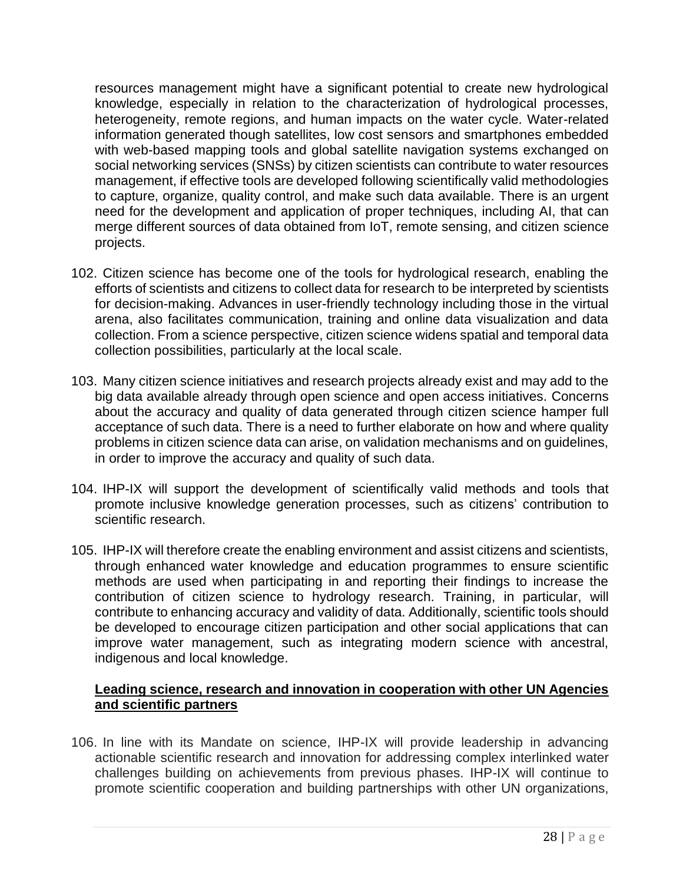resources management might have a significant potential to create new hydrological knowledge, especially in relation to the characterization of hydrological processes, heterogeneity, remote regions, and human impacts on the water cycle. Water-related information generated though satellites, low cost sensors and smartphones embedded with web-based mapping tools and global satellite navigation systems exchanged on social networking services (SNSs) by citizen scientists can contribute to water resources management, if effective tools are developed following scientifically valid methodologies to capture, organize, quality control, and make such data available. There is an urgent need for the development and application of proper techniques, including AI, that can merge different sources of data obtained from IoT, remote sensing, and citizen science projects.

102. Citizen science has become one of the tools for hydrological research, enabling the efforts of scientists and citizens to collect data for research to be interpreted by scientists for decision-making. Advances in user-friendly technology including those in the virtual arena, also facilitates communication, training and online data visualization and data collection. From a science perspective, citizen science widens spatial and temporal data collection possibilities, particularly at the local scale.

103. Many citizen science initiatives and research projects already exist and may add to the big data available already through open science and open access initiatives. Concerns about the accuracy and quality of data generated through citizen science hamper full acceptance of such data. There is a need to further elaborate on how and where quality problems in citizen science data can arise, on validation mechanisms and on guidelines, in order to improve the accuracy and quality of such data.

104. IHP-IX will support the development of scientifically valid methods and tools that promote inclusive knowledge generation processes, such as citizens' contribution to scientific research.

105. IHP-IX will therefore create the enabling environment and assist citizens and scientists, through enhanced water knowledge and education programmes to ensure scientific methods are used when participating in and reporting their findings to increase the contribution of citizen science to hydrology research. Training, in particular, will contribute to enhancing accuracy and validity of data. Additionally, scientific tools should be developed to encourage citizen participation and other social applications that can improve water management, such as integrating modern science with ancestral, indigenous and local knowledge.

**<u>Leading science, research and innovation in cooperation with other UN Agencies and scientific partners</u>**

106. In line with its Mandate on science, IHP-IX will provide leadership in advancing actionable scientific research and innovation for addressing complex interlinked water challenges building on achievements from previous phases. IHP-IX will continue to promote scientific cooperation and building partnerships with other UN organizations,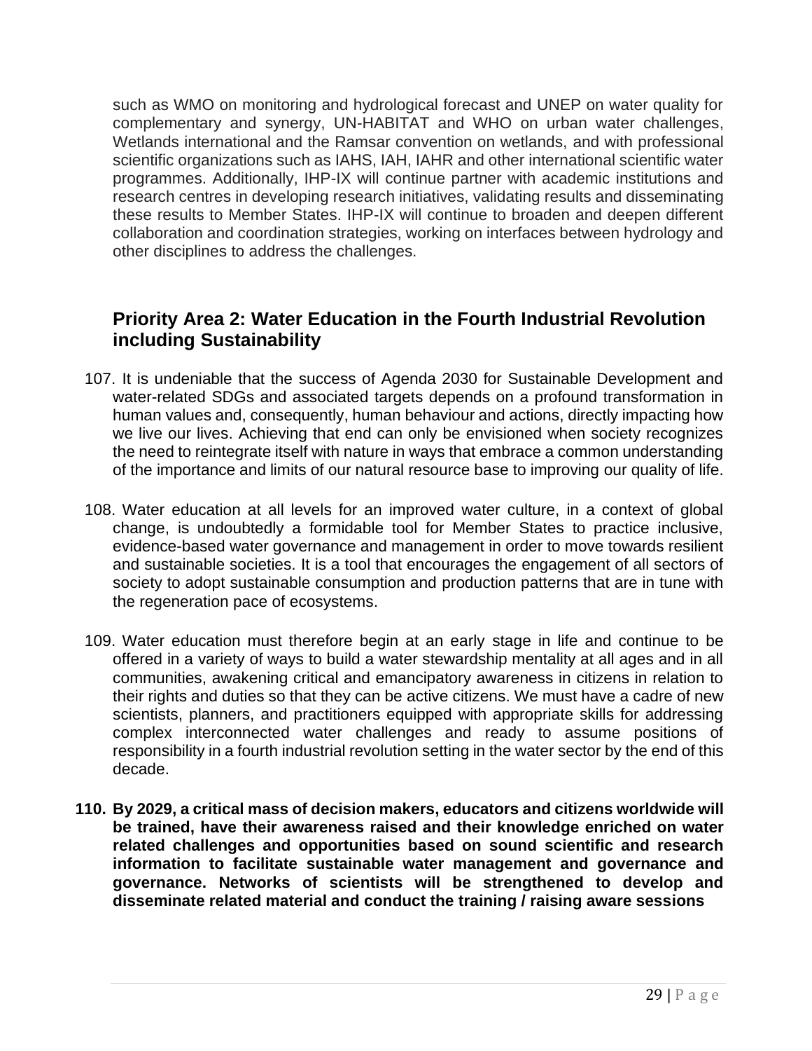such as WMO on monitoring and hydrological forecast and UNEP on water quality for complementary and synergy, UN-HABITAT and WHO on urban water challenges, Wetlands international and the Ramsar convention on wetlands, and with professional scientific organizations such as IAHS, IAH, IAHR and other international scientific water programmes. Additionally, IHP-IX will continue partner with academic institutions and research centres in developing research initiatives, validating results and disseminating these results to Member States. IHP-IX will continue to broaden and deepen different collaboration and coordination strategies, working on interfaces between hydrology and other disciplines to address the challenges.

## Priority Area 2: Water Education in the Fourth Industrial Revolution including Sustainability

107. It is undeniable that the success of Agenda 2030 for Sustainable Development and water-related SDGs and associated targets depends on a profound transformation in human values and, consequently, human behaviour and actions, directly impacting how we live our lives. Achieving that end can only be envisioned when society recognizes the need to reintegrate itself with nature in ways that embrace a common understanding of the importance and limits of our natural resource base to improving our quality of life.

108. Water education at all levels for an improved water culture, in a context of global change, is undoubtedly a formidable tool for Member States to practice inclusive, evidence-based water governance and management in order to move towards resilient and sustainable societies. It is a tool that encourages the engagement of all sectors of society to adopt sustainable consumption and production patterns that are in tune with the regeneration pace of ecosystems.

109. Water education must therefore begin at an early stage in life and continue to be offered in a variety of ways to build a water stewardship mentality at all ages and in all communities, awakening critical and emancipatory awareness in citizens in relation to their rights and duties so that they can be active citizens. We must have a cadre of new scientists, planners, and practitioners equipped with appropriate skills for addressing complex interconnected water challenges and ready to assume positions of responsibility in a fourth industrial revolution setting in the water sector by the end of this decade.

**110. By 2029, a critical mass of decision makers, educators and citizens worldwide will be trained, have their awareness raised and their knowledge enriched on water related challenges and opportunities based on sound scientific and research information to facilitate sustainable water management and governance and governance. Networks of scientists will be strengthened to develop and disseminate related material and conduct the training / raising aware sessions**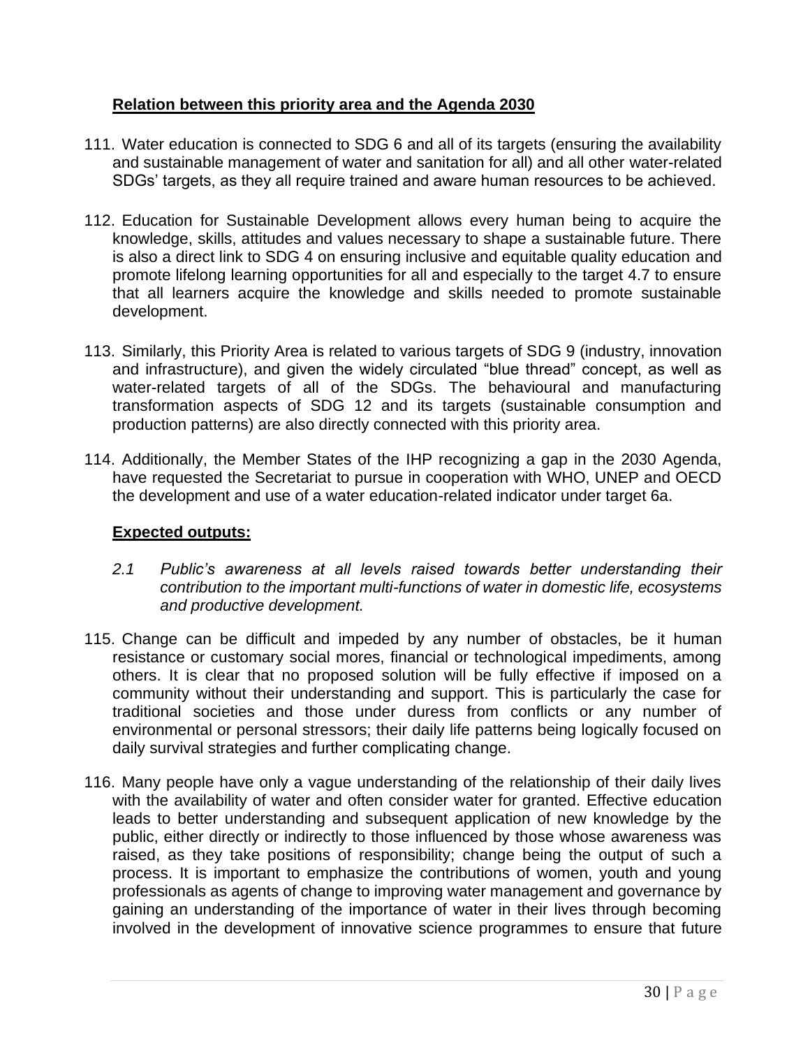**Relation between this priority area and the Agenda 2030**

111. Water education is connected to SDG 6 and all of its targets (ensuring the availability and sustainable management of water and sanitation for all) and all other water-related SDGs' targets, as they all require trained and aware human resources to be achieved.

112. Education for Sustainable Development allows every human being to acquire the knowledge, skills, attitudes and values necessary to shape a sustainable future. There is also a direct link to SDG 4 on ensuring inclusive and equitable quality education and promote lifelong learning opportunities for all and especially to the target 4.7 to ensure that all learners acquire the knowledge and skills needed to promote sustainable development.

113. Similarly, this Priority Area is related to various targets of SDG 9 (industry, innovation and infrastructure), and given the widely circulated "blue thread" concept, as well as water-related targets of all of the SDGs. The behavioural and manufacturing transformation aspects of SDG 12 and its targets (sustainable consumption and production patterns) are also directly connected with this priority area.

114. Additionally, the Member States of the IHP recognizing a gap in the 2030 Agenda, have requested the Secretariat to pursue in cooperation with WHO, UNEP and OECD the development and use of a water education-related indicator under target 6a.

**Expected outputs:**

*2.1 Public's awareness at all levels raised towards better understanding their contribution to the important multi-functions of water in domestic life, ecosystems and productive development.*

115. Change can be difficult and impeded by any number of obstacles, be it human resistance or customary social mores, financial or technological impediments, among others. It is clear that no proposed solution will be fully effective if imposed on a community without their understanding and support. This is particularly the case for traditional societies and those under duress from conflicts or any number of environmental or personal stressors; their daily life patterns being logically focused on daily survival strategies and further complicating change.

116. Many people have only a vague understanding of the relationship of their daily lives with the availability of water and often consider water for granted. Effective education leads to better understanding and subsequent application of new knowledge by the public, either directly or indirectly to those influenced by those whose awareness was raised, as they take positions of responsibility; change being the output of such a process. It is important to emphasize the contributions of women, youth and young professionals as agents of change to improving water management and governance by gaining an understanding of the importance of water in their lives through becoming involved in the development of innovative science programmes to ensure that future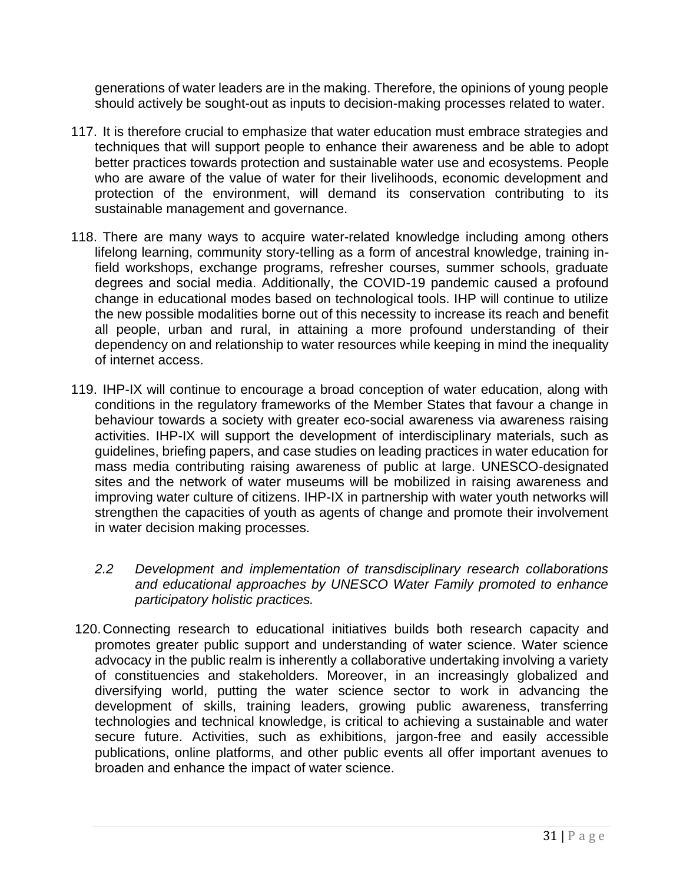generations of water leaders are in the making. Therefore, the opinions of young people should actively be sought-out as inputs to decision-making processes related to water.

117. It is therefore crucial to emphasize that water education must embrace strategies and techniques that will support people to enhance their awareness and be able to adopt better practices towards protection and sustainable water use and ecosystems. People who are aware of the value of water for their livelihoods, economic development and protection of the environment, will demand its conservation contributing to its sustainable management and governance.

118. There are many ways to acquire water-related knowledge including among others lifelong learning, community story-telling as a form of ancestral knowledge, training in-field workshops, exchange programs, refresher courses, summer schools, graduate degrees and social media. Additionally, the COVID-19 pandemic caused a profound change in educational modes based on technological tools. IHP will continue to utilize the new possible modalities borne out of this necessity to increase its reach and benefit all people, urban and rural, in attaining a more profound understanding of their dependency on and relationship to water resources while keeping in mind the inequality of internet access.

119. IHP-IX will continue to encourage a broad conception of water education, along with conditions in the regulatory frameworks of the Member States that favour a change in behaviour towards a society with greater eco-social awareness via awareness raising activities. IHP-IX will support the development of interdisciplinary materials, such as guidelines, briefing papers, and case studies on leading practices in water education for mass media contributing raising awareness of public at large. UNESCO-designated sites and the network of water museums will be mobilized in raising awareness and improving water culture of citizens. IHP-IX in partnership with water youth networks will strengthen the capacities of youth as agents of change and promote their involvement in water decision making processes.

*2.2 Development and implementation of transdisciplinary research collaborations and educational approaches by UNESCO Water Family promoted to enhance participatory holistic practices.*

120. Connecting research to educational initiatives builds both research capacity and promotes greater public support and understanding of water science. Water science advocacy in the public realm is inherently a collaborative undertaking involving a variety of constituencies and stakeholders. Moreover, in an increasingly globalized and diversifying world, putting the water science sector to work in advancing the development of skills, training leaders, growing public awareness, transferring technologies and technical knowledge, is critical to achieving a sustainable and water secure future. Activities, such as exhibitions, jargon-free and easily accessible publications, online platforms, and other public events all offer important avenues to broaden and enhance the impact of water science.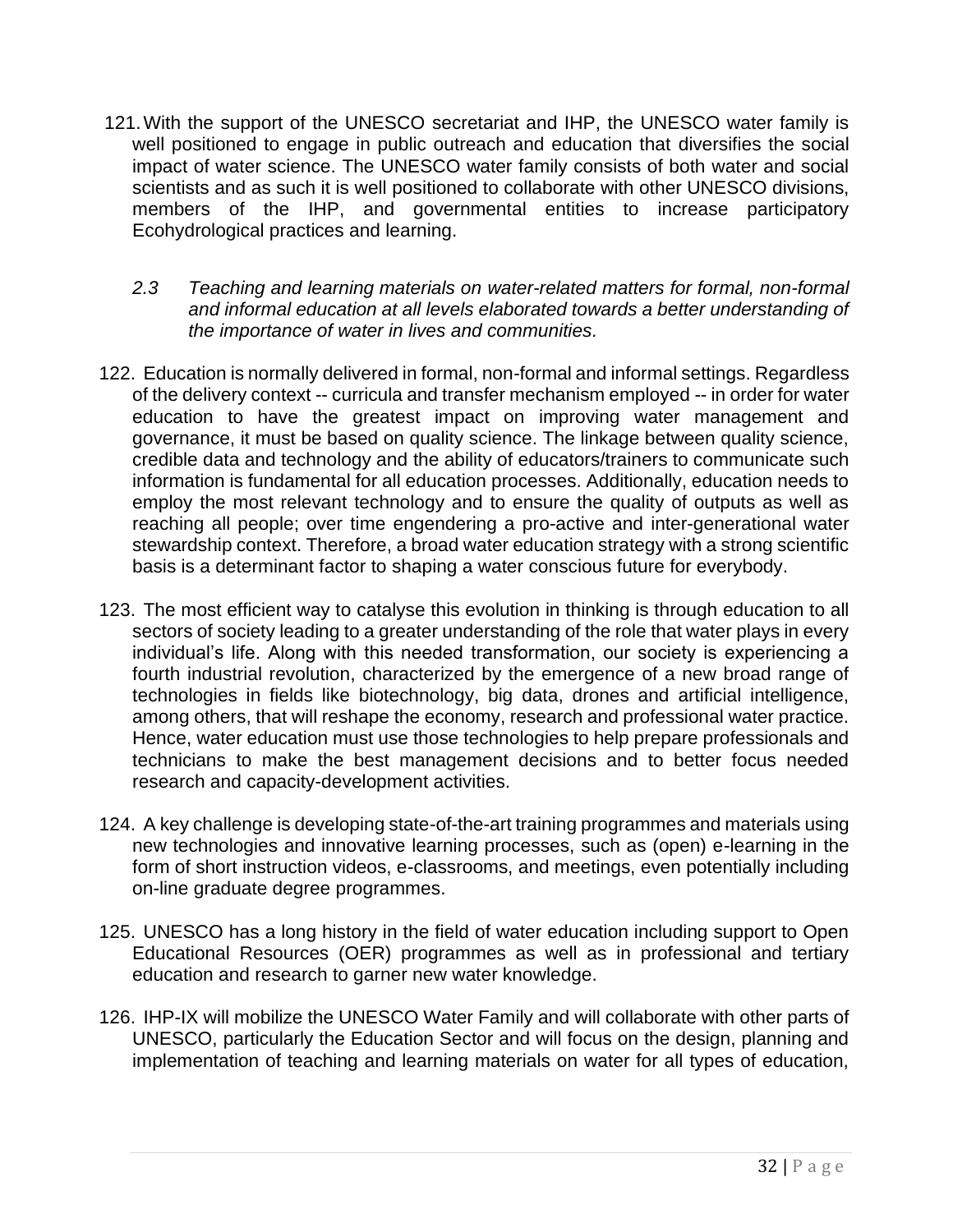121. With the support of the UNESCO secretariat and IHP, the UNESCO water family is well positioned to engage in public outreach and education that diversifies the social impact of water science. The UNESCO water family consists of both water and social scientists and as such it is well positioned to collaborate with other UNESCO divisions, members of the IHP, and governmental entities to increase participatory Ecohydrological practices and learning.

*2.3 Teaching and learning materials on water-related matters for formal, non-formal and informal education at all levels elaborated towards a better understanding of the importance of water in lives and communities.*

122. Education is normally delivered in formal, non-formal and informal settings. Regardless of the delivery context -- curricula and transfer mechanism employed -- in order for water education to have the greatest impact on improving water management and governance, it must be based on quality science. The linkage between quality science, credible data and technology and the ability of educators/trainers to communicate such information is fundamental for all education processes. Additionally, education needs to employ the most relevant technology and to ensure the quality of outputs as well as reaching all people; over time engendering a pro-active and inter-generational water stewardship context. Therefore, a broad water education strategy with a strong scientific basis is a determinant factor to shaping a water conscious future for everybody.

123. The most efficient way to catalyse this evolution in thinking is through education to all sectors of society leading to a greater understanding of the role that water plays in every individual's life. Along with this needed transformation, our society is experiencing a fourth industrial revolution, characterized by the emergence of a new broad range of technologies in fields like biotechnology, big data, drones and artificial intelligence, among others, that will reshape the economy, research and professional water practice. Hence, water education must use those technologies to help prepare professionals and technicians to make the best management decisions and to better focus needed research and capacity-development activities.

124. A key challenge is developing state-of-the-art training programmes and materials using new technologies and innovative learning processes, such as (open) e-learning in the form of short instruction videos, e-classrooms, and meetings, even potentially including on-line graduate degree programmes.

125. UNESCO has a long history in the field of water education including support to Open Educational Resources (OER) programmes as well as in professional and tertiary education and research to garner new water knowledge.

126. IHP-IX will mobilize the UNESCO Water Family and will collaborate with other parts of UNESCO, particularly the Education Sector and will focus on the design, planning and implementation of teaching and learning materials on water for all types of education,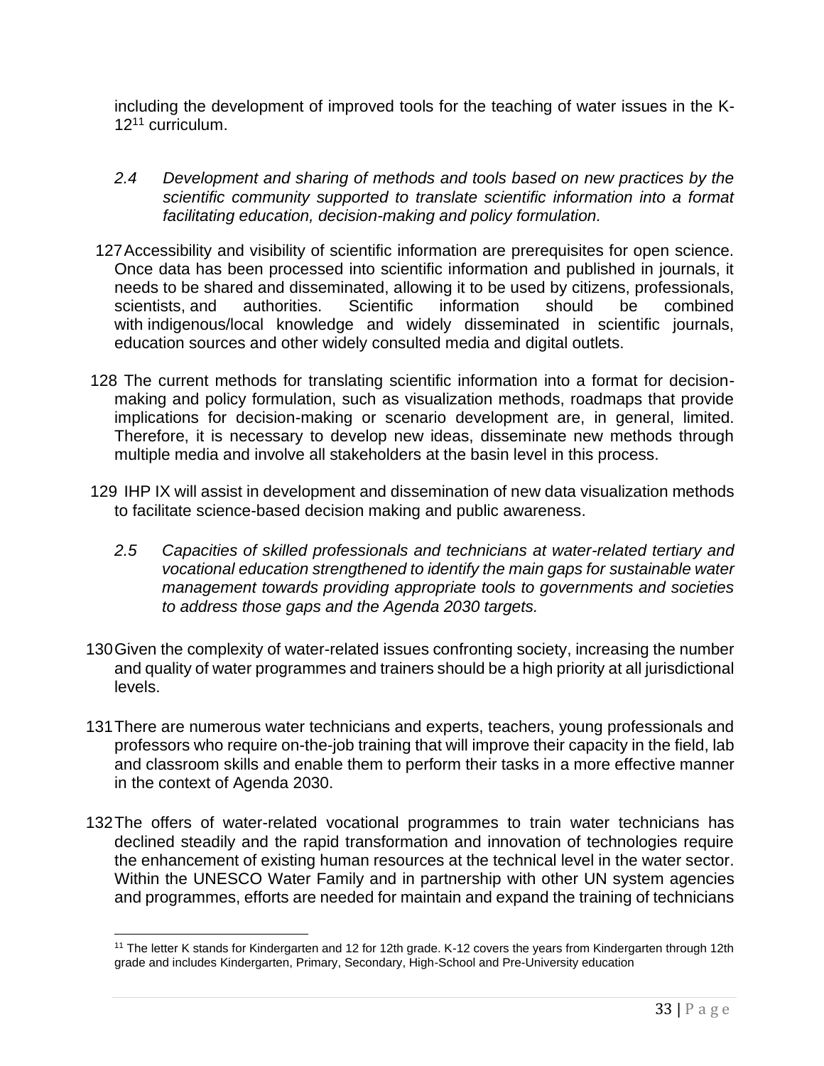including the development of improved tools for the teaching of water issues in the K-12[11] curriculum.

*2.4 Development and sharing of methods and tools based on new practices by the scientific community supported to translate scientific information into a format facilitating education, decision-making and policy formulation.*

127 Accessibility and visibility of scientific information are prerequisites for open science. Once data has been processed into scientific information and published in journals, it needs to be shared and disseminated, allowing it to be used by citizens, professionals, scientists, and authorities. Scientific information should be combined with indigenous/local knowledge and widely disseminated in scientific journals, education sources and other widely consulted media and digital outlets.

128 The current methods for translating scientific information into a format for decision-making and policy formulation, such as visualization methods, roadmaps that provide implications for decision-making or scenario development are, in general, limited. Therefore, it is necessary to develop new ideas, disseminate new methods through multiple media and involve all stakeholders at the basin level in this process.

129 IHP IX will assist in development and dissemination of new data visualization methods to facilitate science-based decision making and public awareness.

*2.5 Capacities of skilled professionals and technicians at water-related tertiary and vocational education strengthened to identify the main gaps for sustainable water management towards providing appropriate tools to governments and societies to address those gaps and the Agenda 2030 targets.*

130 Given the complexity of water-related issues confronting society, increasing the number and quality of water programmes and trainers should be a high priority at all jurisdictional levels.

131 There are numerous water technicians and experts, teachers, young professionals and professors who require on-the-job training that will improve their capacity in the field, lab and classroom skills and enable them to perform their tasks in a more effective manner in the context of Agenda 2030.

132 The offers of water-related vocational programmes to train water technicians has declined steadily and the rapid transformation and innovation of technologies require the enhancement of existing human resources at the technical level in the water sector. Within the UNESCO Water Family and in partnership with other UN system agencies and programmes, efforts are needed for maintain and expand the training of technicians

---

[11] The letter K stands for Kindergarten and 12 for 12th grade. K-12 covers the years from Kindergarten through 12th grade and includes Kindergarten, Primary, Secondary, High-School and Pre-University education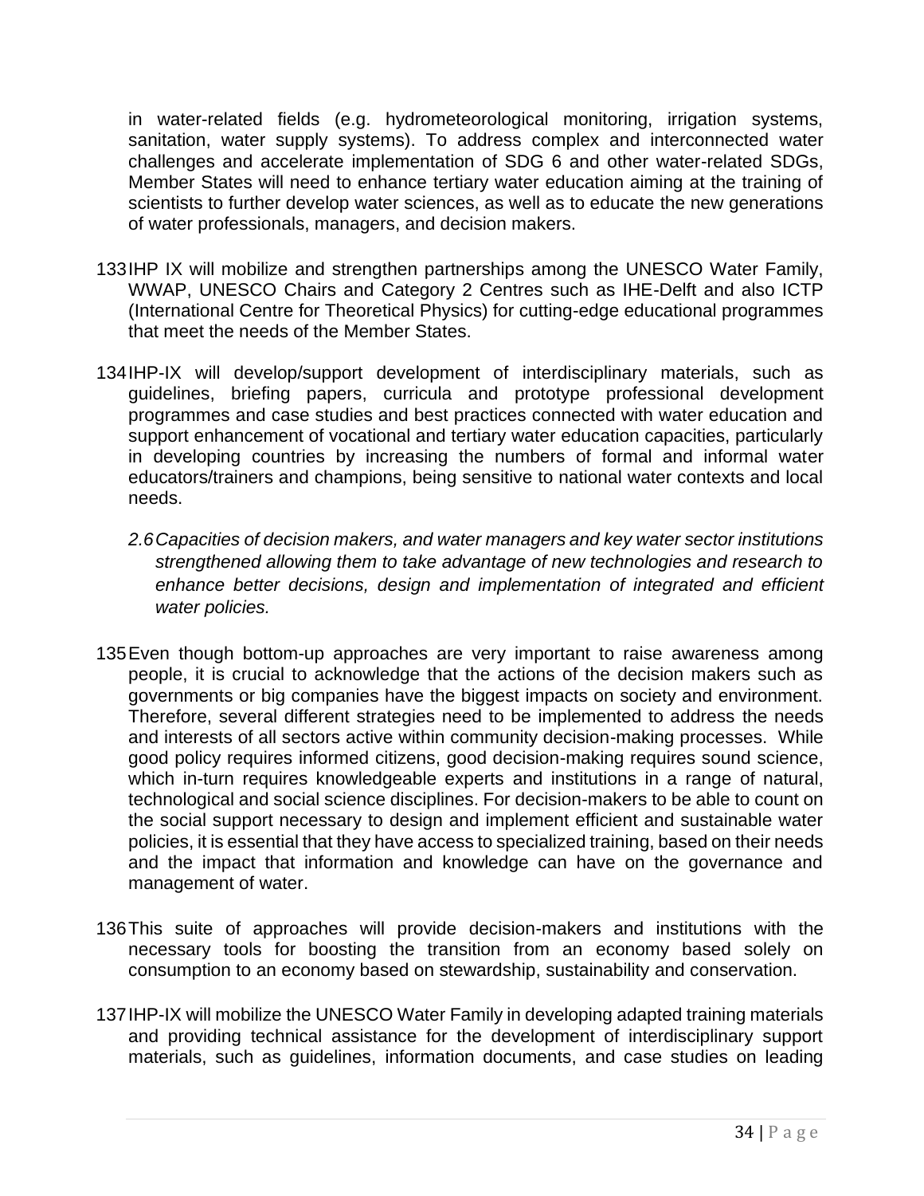in water-related fields (e.g. hydrometeorological monitoring, irrigation systems, sanitation, water supply systems). To address complex and interconnected water challenges and accelerate implementation of SDG 6 and other water-related SDGs, Member States will need to enhance tertiary water education aiming at the training of scientists to further develop water sciences, as well as to educate the new generations of water professionals, managers, and decision makers.

133 IHP IX will mobilize and strengthen partnerships among the UNESCO Water Family, WWAP, UNESCO Chairs and Category 2 Centres such as IHE-Delft and also ICTP (International Centre for Theoretical Physics) for cutting-edge educational programmes that meet the needs of the Member States.

134 IHP-IX will develop/support development of interdisciplinary materials, such as guidelines, briefing papers, curricula and prototype professional development programmes and case studies and best practices connected with water education and support enhancement of vocational and tertiary water education capacities, particularly in developing countries by increasing the numbers of formal and informal water educators/trainers and champions, being sensitive to national water contexts and local needs.

*2.6 Capacities of decision makers, and water managers and key water sector institutions strengthened allowing them to take advantage of new technologies and research to enhance better decisions, design and implementation of integrated and efficient water policies.*

135 Even though bottom-up approaches are very important to raise awareness among people, it is crucial to acknowledge that the actions of the decision makers such as governments or big companies have the biggest impacts on society and environment. Therefore, several different strategies need to be implemented to address the needs and interests of all sectors active within community decision-making processes. While good policy requires informed citizens, good decision-making requires sound science, which in-turn requires knowledgeable experts and institutions in a range of natural, technological and social science disciplines. For decision-makers to be able to count on the social support necessary to design and implement efficient and sustainable water policies, it is essential that they have access to specialized training, based on their needs and the impact that information and knowledge can have on the governance and management of water.

136 This suite of approaches will provide decision-makers and institutions with the necessary tools for boosting the transition from an economy based solely on consumption to an economy based on stewardship, sustainability and conservation.

137 IHP-IX will mobilize the UNESCO Water Family in developing adapted training materials and providing technical assistance for the development of interdisciplinary support materials, such as guidelines, information documents, and case studies on leading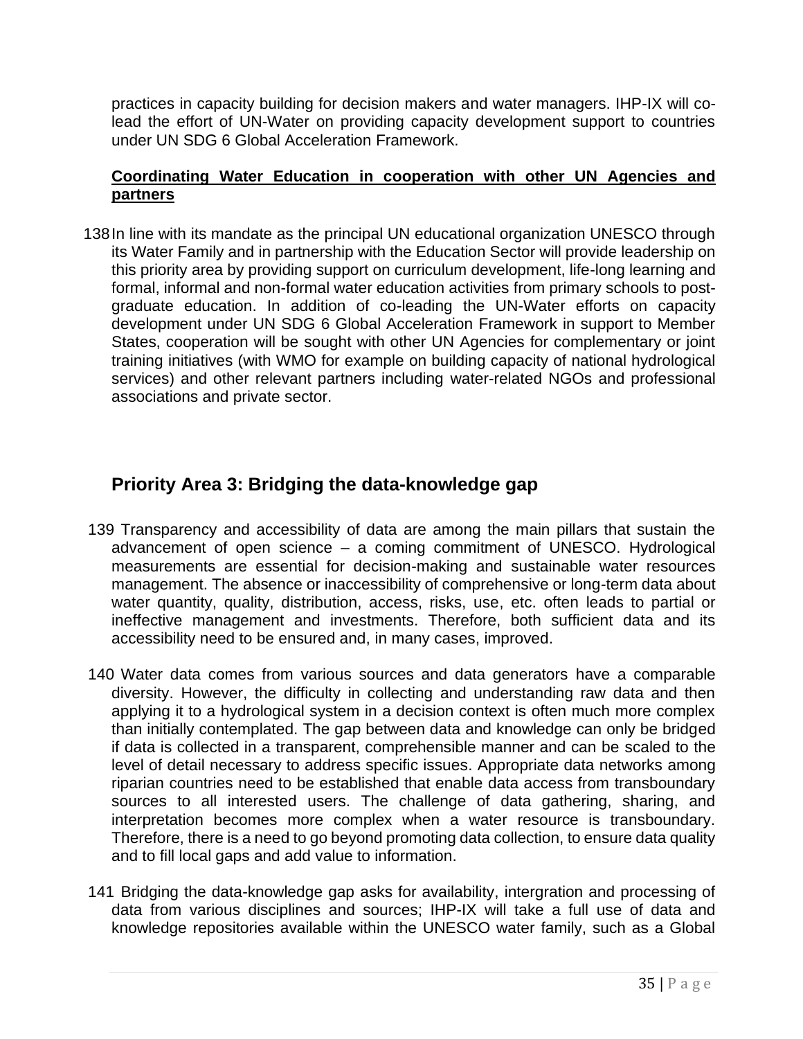practices in capacity building for decision makers and water managers. IHP-IX will co-lead the effort of UN-Water on providing capacity development support to countries under UN SDG 6 Global Acceleration Framework.

**Coordinating Water Education in cooperation with other UN Agencies and partners**

138 In line with its mandate as the principal UN educational organization UNESCO through its Water Family and in partnership with the Education Sector will provide leadership on this priority area by providing support on curriculum development, life-long learning and formal, informal and non-formal water education activities from primary schools to post-graduate education. In addition of co-leading the UN-Water efforts on capacity development under UN SDG 6 Global Acceleration Framework in support to Member States, cooperation will be sought with other UN Agencies for complementary or joint training initiatives (with WMO for example on building capacity of national hydrological services) and other relevant partners including water-related NGOs and professional associations and private sector.

## Priority Area 3: Bridging the data-knowledge gap

139 Transparency and accessibility of data are among the main pillars that sustain the advancement of open science – a coming commitment of UNESCO. Hydrological measurements are essential for decision-making and sustainable water resources management. The absence or inaccessibility of comprehensive or long-term data about water quantity, quality, distribution, access, risks, use, etc. often leads to partial or ineffective management and investments. Therefore, both sufficient data and its accessibility need to be ensured and, in many cases, improved.

140 Water data comes from various sources and data generators have a comparable diversity. However, the difficulty in collecting and understanding raw data and then applying it to a hydrological system in a decision context is often much more complex than initially contemplated. The gap between data and knowledge can only be bridged if data is collected in a transparent, comprehensible manner and can be scaled to the level of detail necessary to address specific issues. Appropriate data networks among riparian countries need to be established that enable data access from transboundary sources to all interested users. The challenge of data gathering, sharing, and interpretation becomes more complex when a water resource is transboundary. Therefore, there is a need to go beyond promoting data collection, to ensure data quality and to fill local gaps and add value to information.

141 Bridging the data-knowledge gap asks for availability, intergration and processing of data from various disciplines and sources; IHP-IX will take a full use of data and knowledge repositories available within the UNESCO water family, such as a Global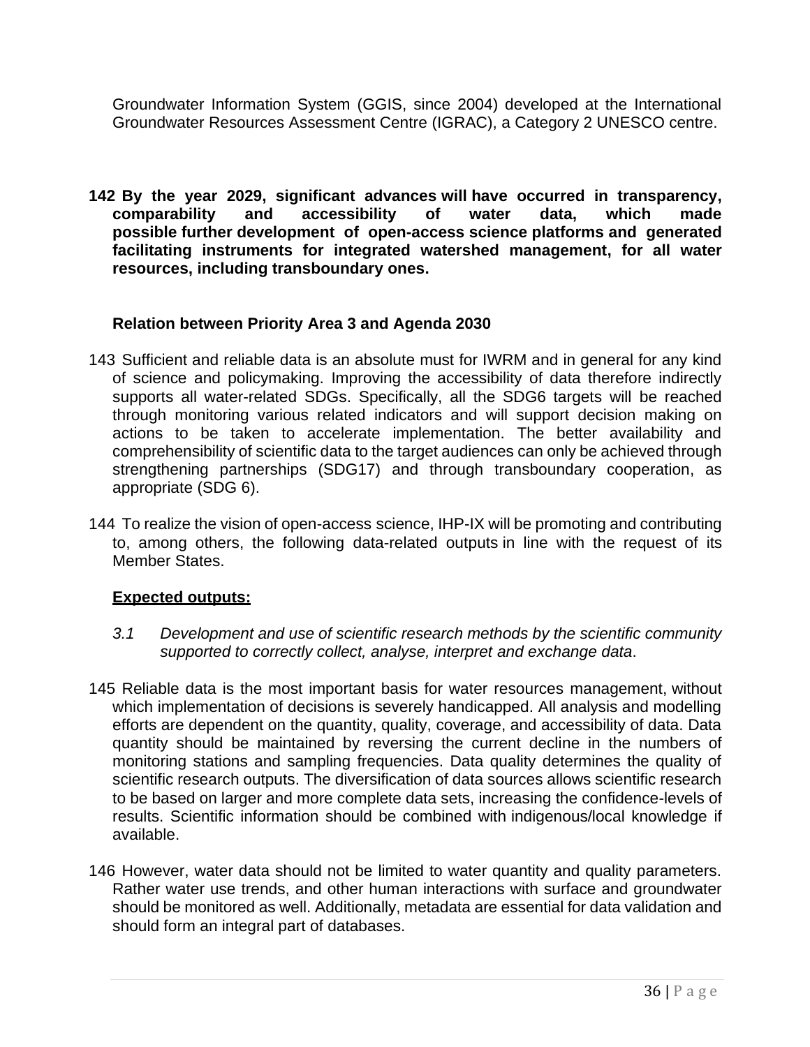Groundwater Information System (GGIS, since 2004) developed at the International Groundwater Resources Assessment Centre (IGRAC), a Category 2 UNESCO centre.

**142 By the year 2029, significant advances will have occurred in transparency, comparability and accessibility of water data, which made possible further development of open-access science platforms and generated facilitating instruments for integrated watershed management, for all water resources, including transboundary ones.**

**Relation between Priority Area 3 and Agenda 2030**

143 Sufficient and reliable data is an absolute must for IWRM and in general for any kind of science and policymaking. Improving the accessibility of data therefore indirectly supports all water-related SDGs. Specifically, all the SDG6 targets will be reached through monitoring various related indicators and will support decision making on actions to be taken to accelerate implementation. The better availability and comprehensibility of scientific data to the target audiences can only be achieved through strengthening partnerships (SDG17) and through transboundary cooperation, as appropriate (SDG 6).

144 To realize the vision of open-access science, IHP-IX will be promoting and contributing to, among others, the following data-related outputs in line with the request of its Member States.

**Expected outputs:**

*3.1 Development and use of scientific research methods by the scientific community supported to correctly collect, analyse, interpret and exchange data*.

145 Reliable data is the most important basis for water resources management, without which implementation of decisions is severely handicapped. All analysis and modelling efforts are dependent on the quantity, quality, coverage, and accessibility of data. Data quantity should be maintained by reversing the current decline in the numbers of monitoring stations and sampling frequencies. Data quality determines the quality of scientific research outputs. The diversification of data sources allows scientific research to be based on larger and more complete data sets, increasing the confidence-levels of results. Scientific information should be combined with indigenous/local knowledge if available.

146 However, water data should not be limited to water quantity and quality parameters. Rather water use trends, and other human interactions with surface and groundwater should be monitored as well. Additionally, metadata are essential for data validation and should form an integral part of databases.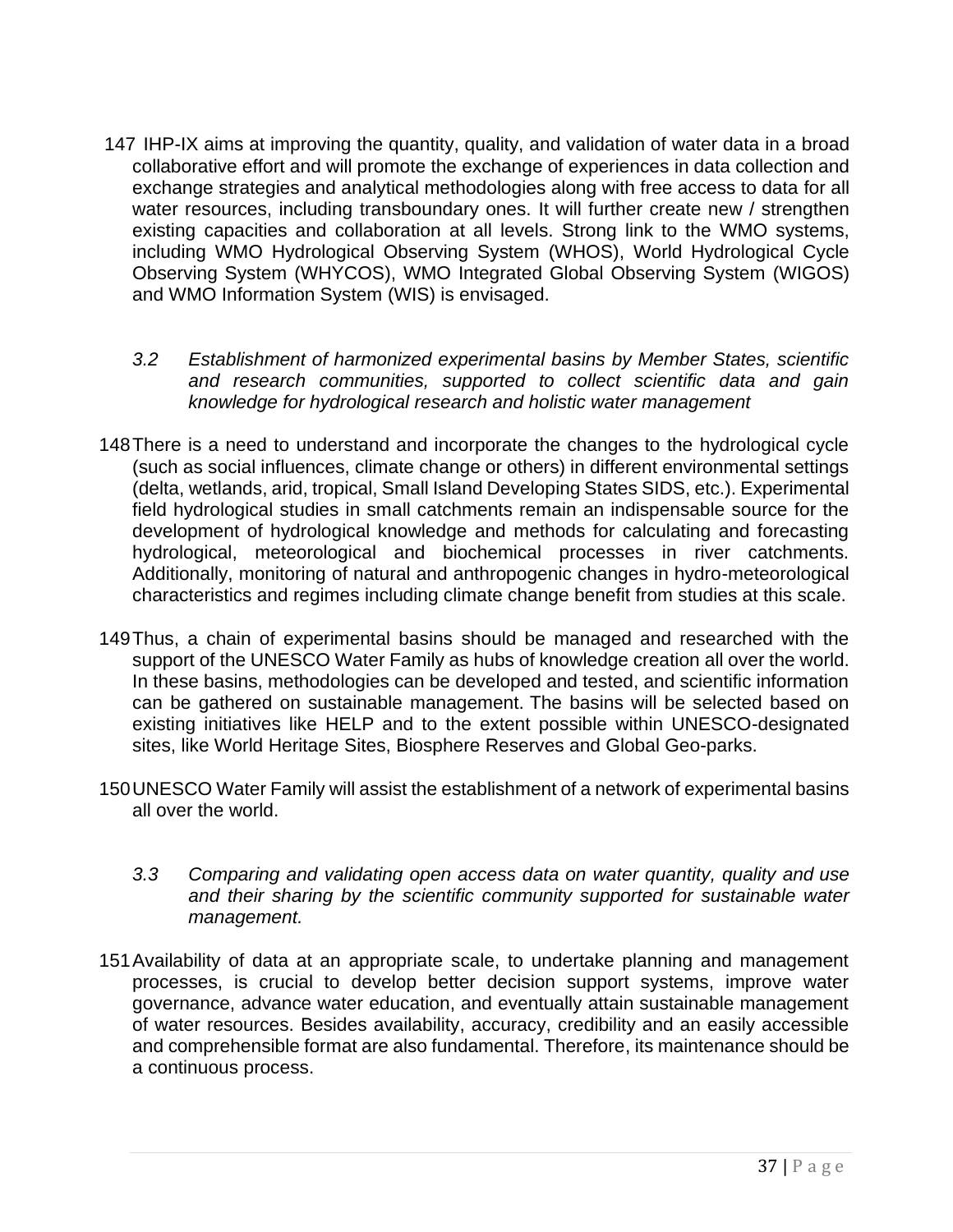147 IHP-IX aims at improving the quantity, quality, and validation of water data in a broad collaborative effort and will promote the exchange of experiences in data collection and exchange strategies and analytical methodologies along with free access to data for all water resources, including transboundary ones. It will further create new / strengthen existing capacities and collaboration at all levels. Strong link to the WMO systems, including WMO Hydrological Observing System (WHOS), World Hydrological Cycle Observing System (WHYCOS), WMO Integrated Global Observing System (WIGOS) and WMO Information System (WIS) is envisaged.

*3.2 Establishment of harmonized experimental basins by Member States, scientific and research communities, supported to collect scientific data and gain knowledge for hydrological research and holistic water management*

148 There is a need to understand and incorporate the changes to the hydrological cycle (such as social influences, climate change or others) in different environmental settings (delta, wetlands, arid, tropical, Small Island Developing States SIDS, etc.). Experimental field hydrological studies in small catchments remain an indispensable source for the development of hydrological knowledge and methods for calculating and forecasting hydrological, meteorological and biochemical processes in river catchments. Additionally, monitoring of natural and anthropogenic changes in hydro-meteorological characteristics and regimes including climate change benefit from studies at this scale.

149 Thus, a chain of experimental basins should be managed and researched with the support of the UNESCO Water Family as hubs of knowledge creation all over the world. In these basins, methodologies can be developed and tested, and scientific information can be gathered on sustainable management. The basins will be selected based on existing initiatives like HELP and to the extent possible within UNESCO-designated sites, like World Heritage Sites, Biosphere Reserves and Global Geo-parks.

150 UNESCO Water Family will assist the establishment of a network of experimental basins all over the world.

*3.3 Comparing and validating open access data on water quantity, quality and use and their sharing by the scientific community supported for sustainable water management.*

151 Availability of data at an appropriate scale, to undertake planning and management processes, is crucial to develop better decision support systems, improve water governance, advance water education, and eventually attain sustainable management of water resources. Besides availability, accuracy, credibility and an easily accessible and comprehensible format are also fundamental. Therefore, its maintenance should be a continuous process.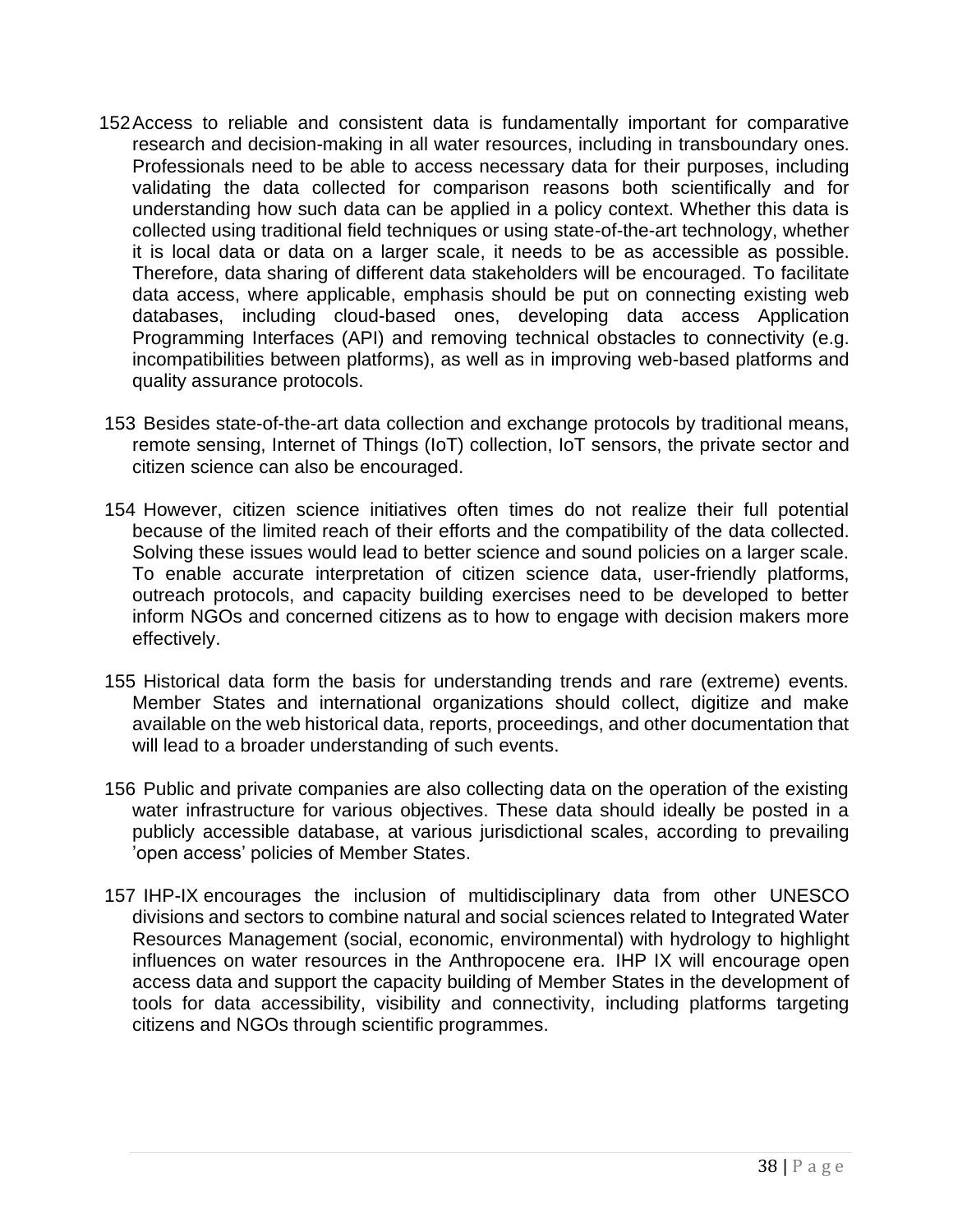152 Access to reliable and consistent data is fundamentally important for comparative research and decision-making in all water resources, including in transboundary ones. Professionals need to be able to access necessary data for their purposes, including validating the data collected for comparison reasons both scientifically and for understanding how such data can be applied in a policy context. Whether this data is collected using traditional field techniques or using state-of-the-art technology, whether it is local data or data on a larger scale, it needs to be as accessible as possible. Therefore, data sharing of different data stakeholders will be encouraged. To facilitate data access, where applicable, emphasis should be put on connecting existing web databases, including cloud-based ones, developing data access Application Programming Interfaces (API) and removing technical obstacles to connectivity (e.g. incompatibilities between platforms), as well as in improving web-based platforms and quality assurance protocols.

153 Besides state-of-the-art data collection and exchange protocols by traditional means, remote sensing, Internet of Things (IoT) collection, IoT sensors, the private sector and citizen science can also be encouraged.

154 However, citizen science initiatives often times do not realize their full potential because of the limited reach of their efforts and the compatibility of the data collected. Solving these issues would lead to better science and sound policies on a larger scale. To enable accurate interpretation of citizen science data, user-friendly platforms, outreach protocols, and capacity building exercises need to be developed to better inform NGOs and concerned citizens as to how to engage with decision makers more effectively.

155 Historical data form the basis for understanding trends and rare (extreme) events. Member States and international organizations should collect, digitize and make available on the web historical data, reports, proceedings, and other documentation that will lead to a broader understanding of such events.

156 Public and private companies are also collecting data on the operation of the existing water infrastructure for various objectives. These data should ideally be posted in a publicly accessible database, at various jurisdictional scales, according to prevailing 'open access' policies of Member States.

157 IHP-IX encourages the inclusion of multidisciplinary data from other UNESCO divisions and sectors to combine natural and social sciences related to Integrated Water Resources Management (social, economic, environmental) with hydrology to highlight influences on water resources in the Anthropocene era. IHP IX will encourage open access data and support the capacity building of Member States in the development of tools for data accessibility, visibility and connectivity, including platforms targeting citizens and NGOs through scientific programmes.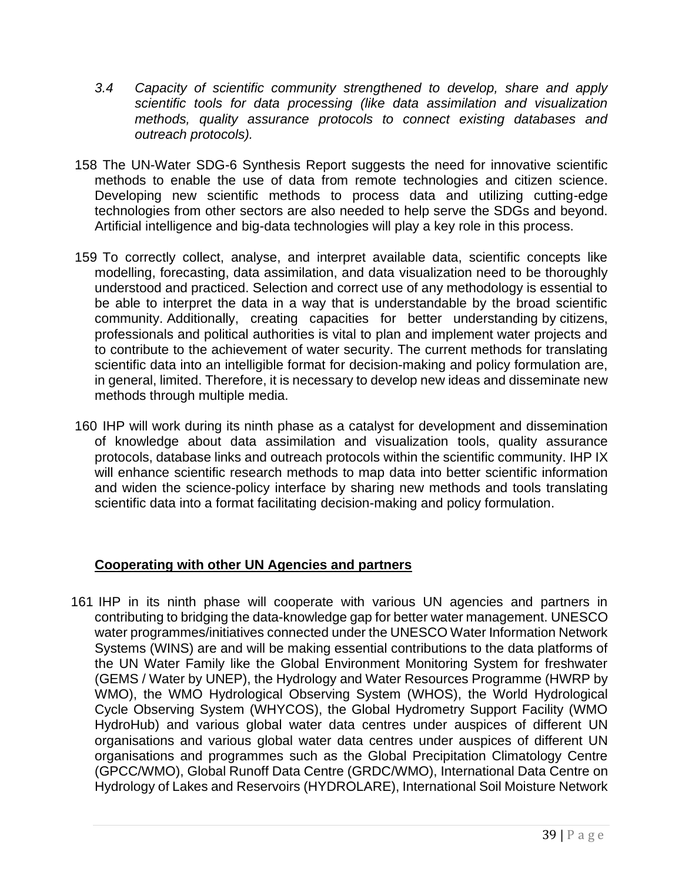*3.4 Capacity of scientific community strengthened to develop, share and apply scientific tools for data processing (like data assimilation and visualization methods, quality assurance protocols to connect existing databases and outreach protocols).*

158 The UN-Water SDG-6 Synthesis Report suggests the need for innovative scientific methods to enable the use of data from remote technologies and citizen science. Developing new scientific methods to process data and utilizing cutting-edge technologies from other sectors are also needed to help serve the SDGs and beyond. Artificial intelligence and big-data technologies will play a key role in this process.

159 To correctly collect, analyse, and interpret available data, scientific concepts like modelling, forecasting, data assimilation, and data visualization need to be thoroughly understood and practiced. Selection and correct use of any methodology is essential to be able to interpret the data in a way that is understandable by the broad scientific community. Additionally, creating capacities for better understanding by citizens, professionals and political authorities is vital to plan and implement water projects and to contribute to the achievement of water security. The current methods for translating scientific data into an intelligible format for decision-making and policy formulation are, in general, limited. Therefore, it is necessary to develop new ideas and disseminate new methods through multiple media.

160 IHP will work during its ninth phase as a catalyst for development and dissemination of knowledge about data assimilation and visualization tools, quality assurance protocols, database links and outreach protocols within the scientific community. IHP IX will enhance scientific research methods to map data into better scientific information and widen the science-policy interface by sharing new methods and tools translating scientific data into a format facilitating decision-making and policy formulation.

**Cooperating with other UN Agencies and partners**

161 IHP in its ninth phase will cooperate with various UN agencies and partners in contributing to bridging the data-knowledge gap for better water management. UNESCO water programmes/initiatives connected under the UNESCO Water Information Network Systems (WINS) are and will be making essential contributions to the data platforms of the UN Water Family like the Global Environment Monitoring System for freshwater (GEMS / Water by UNEP), the Hydrology and Water Resources Programme (HWRP by WMO), the WMO Hydrological Observing System (WHOS), the World Hydrological Cycle Observing System (WHYCOS), the Global Hydrometry Support Facility (WMO HydroHub) and various global water data centres under auspices of different UN organisations and various global water data centres under auspices of different UN organisations and programmes such as the Global Precipitation Climatology Centre (GPCC/WMO), Global Runoff Data Centre (GRDC/WMO), International Data Centre on Hydrology of Lakes and Reservoirs (HYDROLARE), International Soil Moisture Network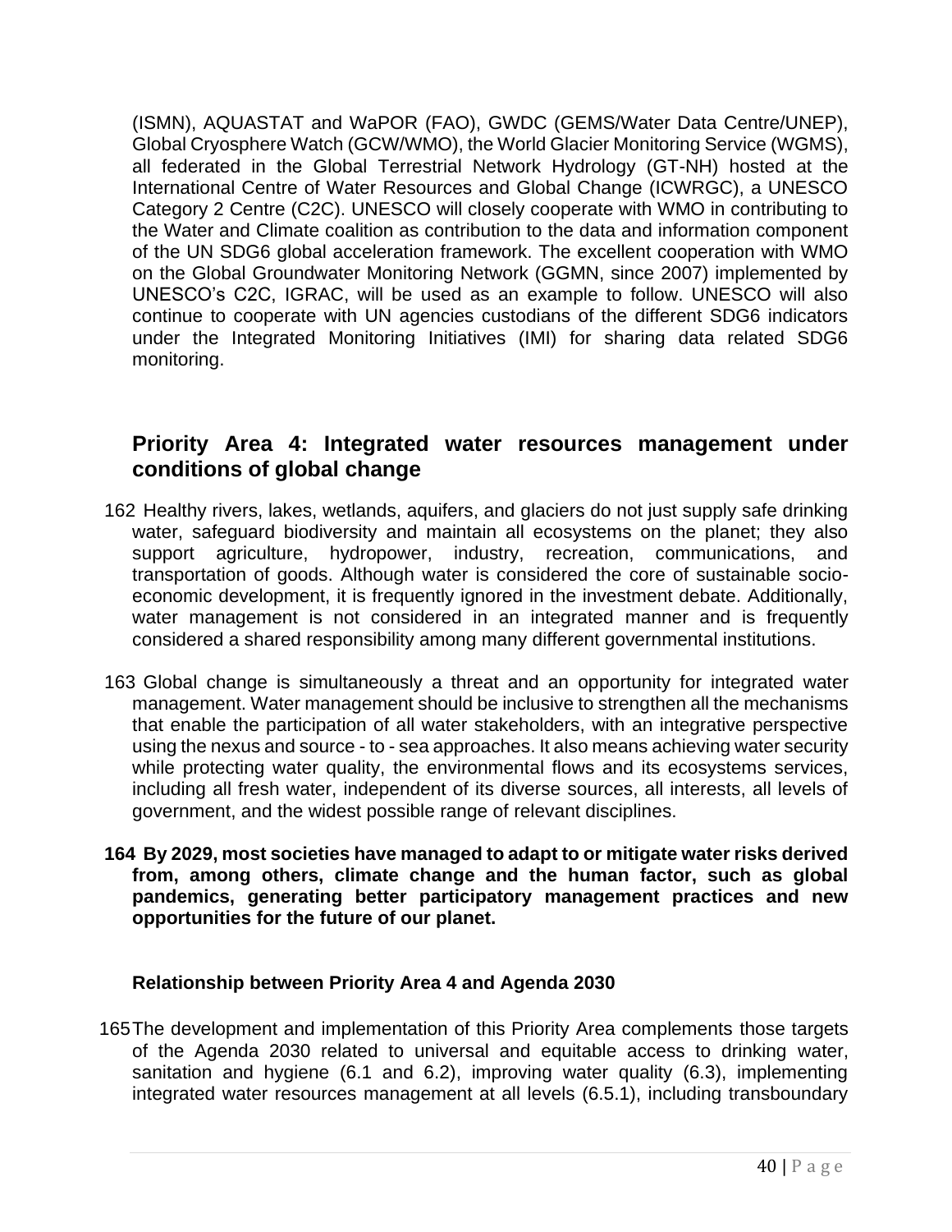(ISMN), AQUASTAT and WaPOR (FAO), GWDC (GEMS/Water Data Centre/UNEP), Global Cryosphere Watch (GCW/WMO), the World Glacier Monitoring Service (WGMS), all federated in the Global Terrestrial Network Hydrology (GT-NH) hosted at the International Centre of Water Resources and Global Change (ICWRGC), a UNESCO Category 2 Centre (C2C). UNESCO will closely cooperate with WMO in contributing to the Water and Climate coalition as contribution to the data and information component of the UN SDG6 global acceleration framework. The excellent cooperation with WMO on the Global Groundwater Monitoring Network (GGMN, since 2007) implemented by UNESCO's C2C, IGRAC, will be used as an example to follow. UNESCO will also continue to cooperate with UN agencies custodians of the different SDG6 indicators under the Integrated Monitoring Initiatives (IMI) for sharing data related SDG6 monitoring.

## Priority Area 4: Integrated water resources management under conditions of global change

162 Healthy rivers, lakes, wetlands, aquifers, and glaciers do not just supply safe drinking water, safeguard biodiversity and maintain all ecosystems on the planet; they also support agriculture, hydropower, industry, recreation, communications, and transportation of goods. Although water is considered the core of sustainable socio-economic development, it is frequently ignored in the investment debate. Additionally, water management is not considered in an integrated manner and is frequently considered a shared responsibility among many different governmental institutions.

163 Global change is simultaneously a threat and an opportunity for integrated water management. Water management should be inclusive to strengthen all the mechanisms that enable the participation of all water stakeholders, with an integrative perspective using the nexus and source - to - sea approaches. It also means achieving water security while protecting water quality, the environmental flows and its ecosystems services, including all fresh water, independent of its diverse sources, all interests, all levels of government, and the widest possible range of relevant disciplines.

**164 By 2029, most societies have managed to adapt to or mitigate water risks derived from, among others, climate change and the human factor, such as global pandemics, generating better participatory management practices and new opportunities for the future of our planet.**

### Relationship between Priority Area 4 and Agenda 2030

165 The development and implementation of this Priority Area complements those targets of the Agenda 2030 related to universal and equitable access to drinking water, sanitation and hygiene (6.1 and 6.2), improving water quality (6.3), implementing integrated water resources management at all levels (6.5.1), including transboundary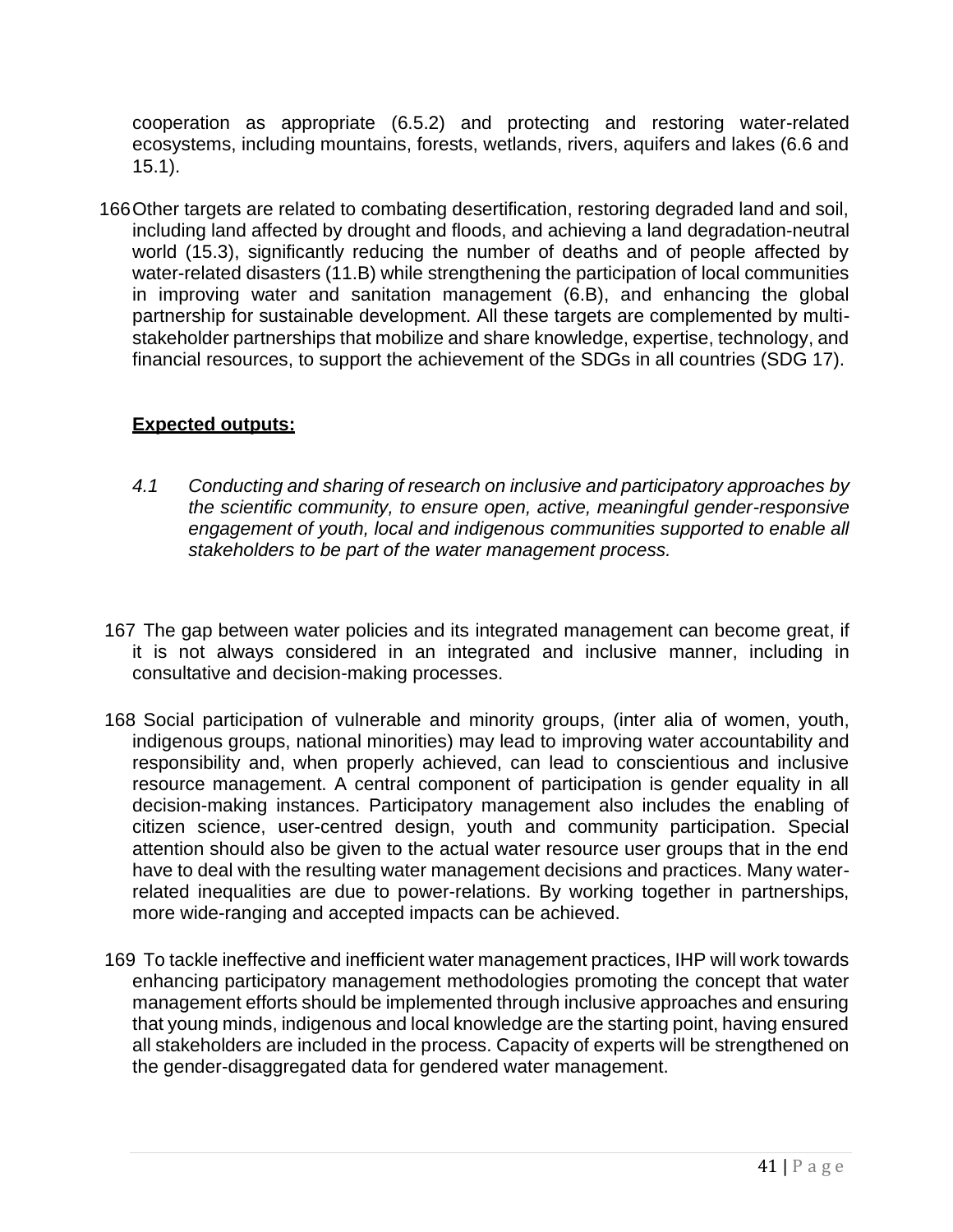cooperation as appropriate (6.5.2) and protecting and restoring water-related ecosystems, including mountains, forests, wetlands, rivers, aquifers and lakes (6.6 and 15.1).

166 Other targets are related to combating desertification, restoring degraded land and soil, including land affected by drought and floods, and achieving a land degradation-neutral world (15.3), significantly reducing the number of deaths and of people affected by water-related disasters (11.B) while strengthening the participation of local communities in improving water and sanitation management (6.B), and enhancing the global partnership for sustainable development. All these targets are complemented by multi-stakeholder partnerships that mobilize and share knowledge, expertise, technology, and financial resources, to support the achievement of the SDGs in all countries (SDG 17).

**Expected outputs:**

*4.1 Conducting and sharing of research on inclusive and participatory approaches by the scientific community, to ensure open, active, meaningful gender-responsive engagement of youth, local and indigenous communities supported to enable all stakeholders to be part of the water management process.*

167 The gap between water policies and its integrated management can become great, if it is not always considered in an integrated and inclusive manner, including in consultative and decision-making processes.

168 Social participation of vulnerable and minority groups, (inter alia of women, youth, indigenous groups, national minorities) may lead to improving water accountability and responsibility and, when properly achieved, can lead to conscientious and inclusive resource management. A central component of participation is gender equality in all decision-making instances. Participatory management also includes the enabling of citizen science, user-centred design, youth and community participation. Special attention should also be given to the actual water resource user groups that in the end have to deal with the resulting water management decisions and practices. Many water-related inequalities are due to power-relations. By working together in partnerships, more wide-ranging and accepted impacts can be achieved.

169 To tackle ineffective and inefficient water management practices, IHP will work towards enhancing participatory management methodologies promoting the concept that water management efforts should be implemented through inclusive approaches and ensuring that young minds, indigenous and local knowledge are the starting point, having ensured all stakeholders are included in the process. Capacity of experts will be strengthened on the gender-disaggregated data for gendered water management.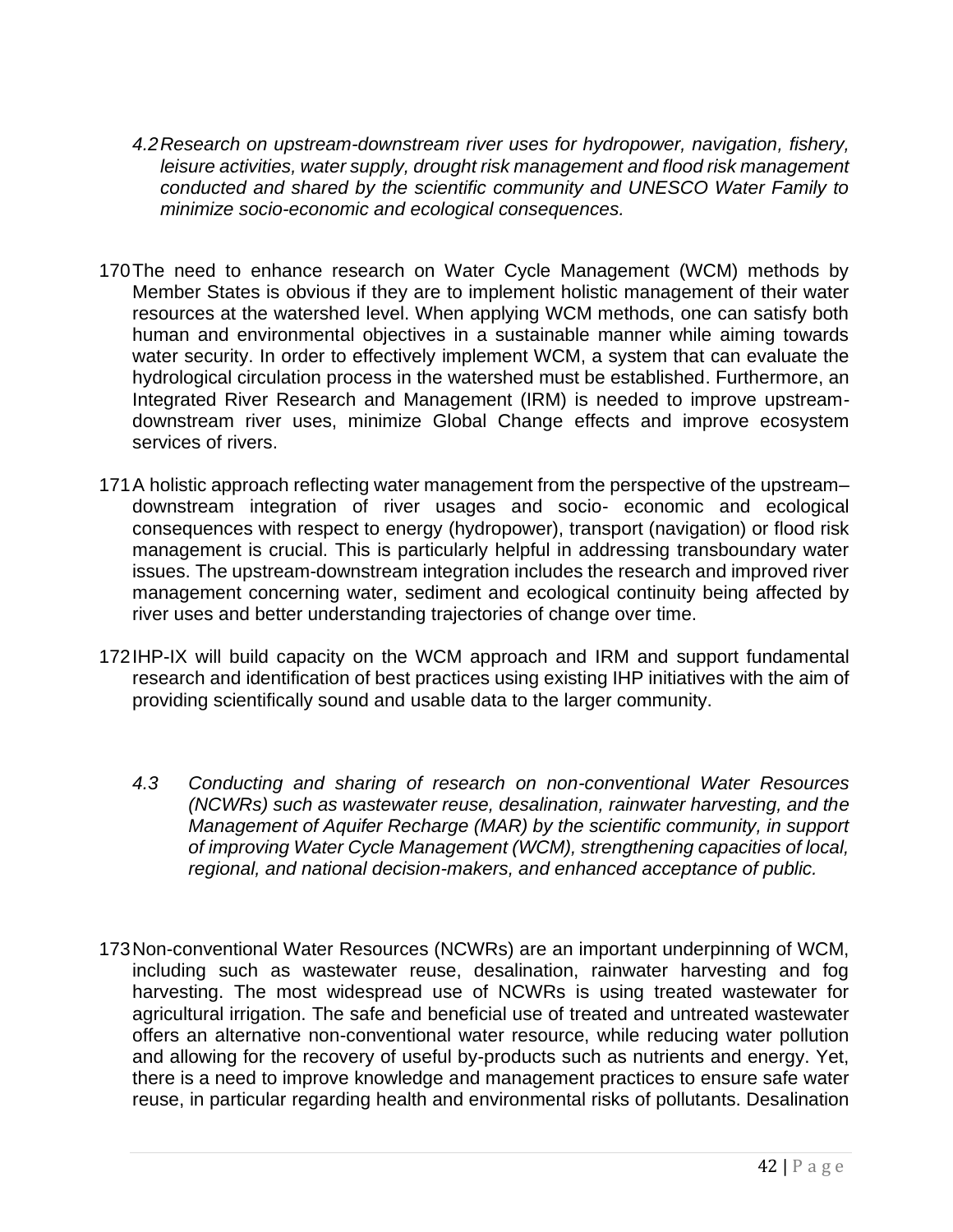*4.2 Research on upstream-downstream river uses for hydropower, navigation, fishery, leisure activities, water supply, drought risk management and flood risk management conducted and shared by the scientific community and UNESCO Water Family to minimize socio-economic and ecological consequences.*

170 The need to enhance research on Water Cycle Management (WCM) methods by Member States is obvious if they are to implement holistic management of their water resources at the watershed level. When applying WCM methods, one can satisfy both human and environmental objectives in a sustainable manner while aiming towards water security. In order to effectively implement WCM, a system that can evaluate the hydrological circulation process in the watershed must be established. Furthermore, an Integrated River Research and Management (IRM) is needed to improve upstream-downstream river uses, minimize Global Change effects and improve ecosystem services of rivers.

171 A holistic approach reflecting water management from the perspective of the upstream–downstream integration of river usages and socio- economic and ecological consequences with respect to energy (hydropower), transport (navigation) or flood risk management is crucial. This is particularly helpful in addressing transboundary water issues. The upstream-downstream integration includes the research and improved river management concerning water, sediment and ecological continuity being affected by river uses and better understanding trajectories of change over time.

172 IHP-IX will build capacity on the WCM approach and IRM and support fundamental research and identification of best practices using existing IHP initiatives with the aim of providing scientifically sound and usable data to the larger community.

*4.3 Conducting and sharing of research on non-conventional Water Resources (NCWRs) such as wastewater reuse, desalination, rainwater harvesting, and the Management of Aquifer Recharge (MAR) by the scientific community, in support of improving Water Cycle Management (WCM), strengthening capacities of local, regional, and national decision-makers, and enhanced acceptance of public.*

173 Non-conventional Water Resources (NCWRs) are an important underpinning of WCM, including such as wastewater reuse, desalination, rainwater harvesting and fog harvesting. The most widespread use of NCWRs is using treated wastewater for agricultural irrigation. The safe and beneficial use of treated and untreated wastewater offers an alternative non-conventional water resource, while reducing water pollution and allowing for the recovery of useful by-products such as nutrients and energy. Yet, there is a need to improve knowledge and management practices to ensure safe water reuse, in particular regarding health and environmental risks of pollutants. Desalination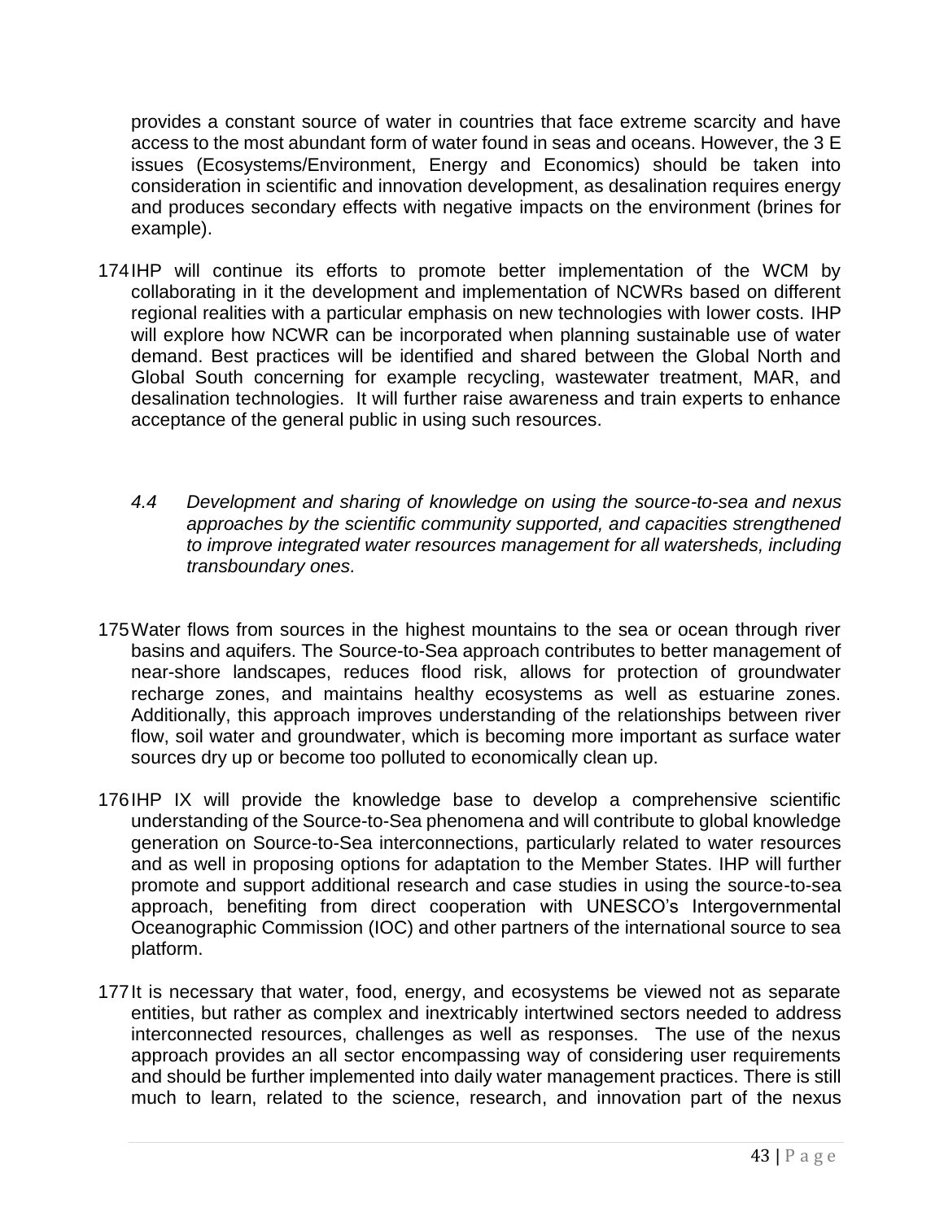provides a constant source of water in countries that face extreme scarcity and have access to the most abundant form of water found in seas and oceans. However, the 3 E issues (Ecosystems/Environment, Energy and Economics) should be taken into consideration in scientific and innovation development, as desalination requires energy and produces secondary effects with negative impacts on the environment (brines for example).

174 IHP will continue its efforts to promote better implementation of the WCM by collaborating in it the development and implementation of NCWRs based on different regional realities with a particular emphasis on new technologies with lower costs. IHP will explore how NCWR can be incorporated when planning sustainable use of water demand. Best practices will be identified and shared between the Global North and Global South concerning for example recycling, wastewater treatment, MAR, and desalination technologies. It will further raise awareness and train experts to enhance acceptance of the general public in using such resources.

*4.4 Development and sharing of knowledge on using the source-to-sea and nexus approaches by the scientific community supported, and capacities strengthened to improve integrated water resources management for all watersheds, including transboundary ones.*

175 Water flows from sources in the highest mountains to the sea or ocean through river basins and aquifers. The Source-to-Sea approach contributes to better management of near-shore landscapes, reduces flood risk, allows for protection of groundwater recharge zones, and maintains healthy ecosystems as well as estuarine zones. Additionally, this approach improves understanding of the relationships between river flow, soil water and groundwater, which is becoming more important as surface water sources dry up or become too polluted to economically clean up.

176 IHP IX will provide the knowledge base to develop a comprehensive scientific understanding of the Source-to-Sea phenomena and will contribute to global knowledge generation on Source-to-Sea interconnections, particularly related to water resources and as well in proposing options for adaptation to the Member States. IHP will further promote and support additional research and case studies in using the source-to-sea approach, benefiting from direct cooperation with UNESCO's Intergovernmental Oceanographic Commission (IOC) and other partners of the international source to sea platform.

177 It is necessary that water, food, energy, and ecosystems be viewed not as separate entities, but rather as complex and inextricably intertwined sectors needed to address interconnected resources, challenges as well as responses. The use of the nexus approach provides an all sector encompassing way of considering user requirements and should be further implemented into daily water management practices. There is still much to learn, related to the science, research, and innovation part of the nexus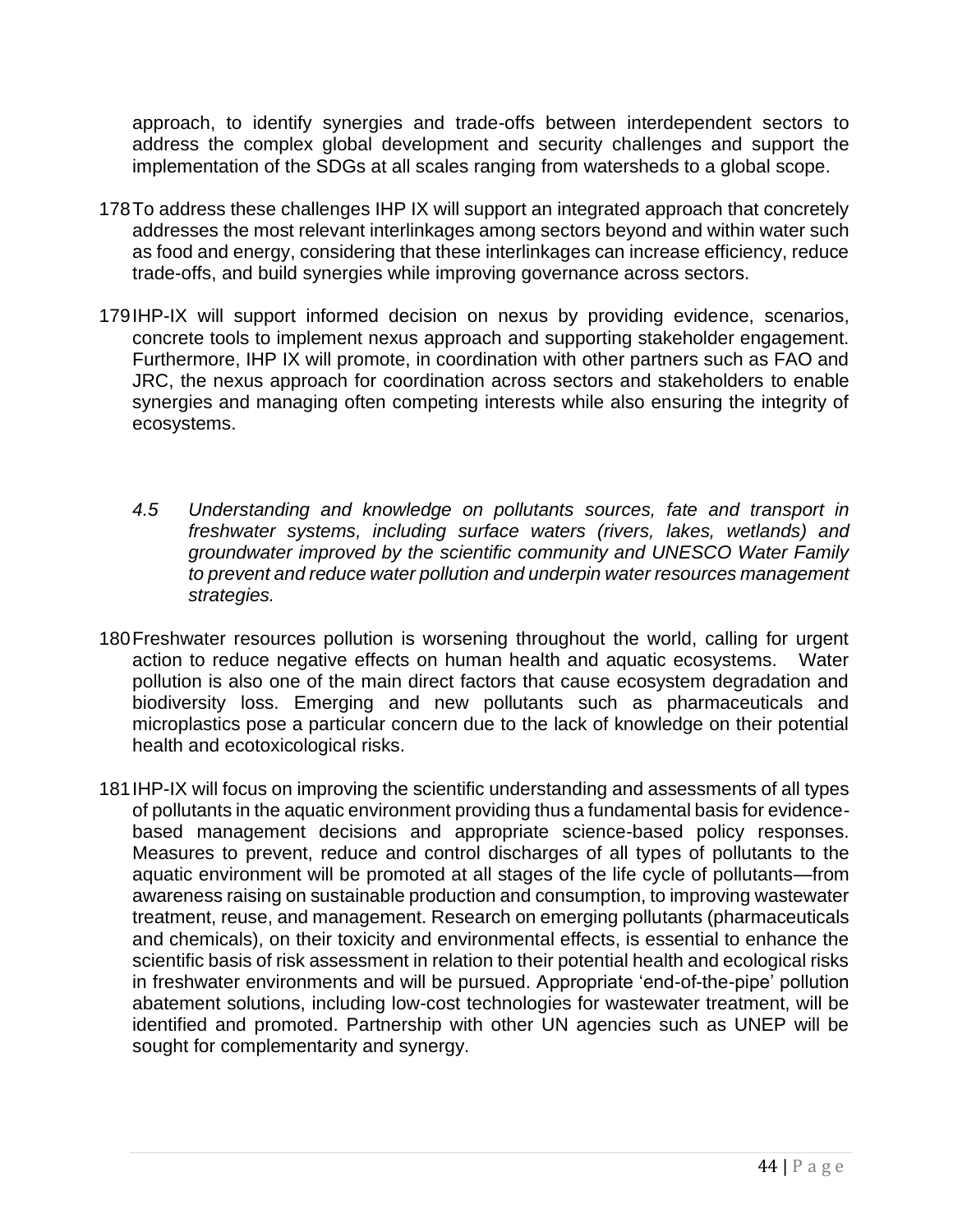approach, to identify synergies and trade-offs between interdependent sectors to address the complex global development and security challenges and support the implementation of the SDGs at all scales ranging from watersheds to a global scope.

178 To address these challenges IHP IX will support an integrated approach that concretely addresses the most relevant interlinkages among sectors beyond and within water such as food and energy, considering that these interlinkages can increase efficiency, reduce trade-offs, and build synergies while improving governance across sectors.

179 IHP-IX will support informed decision on nexus by providing evidence, scenarios, concrete tools to implement nexus approach and supporting stakeholder engagement. Furthermore, IHP IX will promote, in coordination with other partners such as FAO and JRC, the nexus approach for coordination across sectors and stakeholders to enable synergies and managing often competing interests while also ensuring the integrity of ecosystems.

*4.5 Understanding and knowledge on pollutants sources, fate and transport in freshwater systems, including surface waters (rivers, lakes, wetlands) and groundwater improved by the scientific community and UNESCO Water Family to prevent and reduce water pollution and underpin water resources management strategies.*

180 Freshwater resources pollution is worsening throughout the world, calling for urgent action to reduce negative effects on human health and aquatic ecosystems. Water pollution is also one of the main direct factors that cause ecosystem degradation and biodiversity loss. Emerging and new pollutants such as pharmaceuticals and microplastics pose a particular concern due to the lack of knowledge on their potential health and ecotoxicological risks.

181 IHP-IX will focus on improving the scientific understanding and assessments of all types of pollutants in the aquatic environment providing thus a fundamental basis for evidence-based management decisions and appropriate science-based policy responses. Measures to prevent, reduce and control discharges of all types of pollutants to the aquatic environment will be promoted at all stages of the life cycle of pollutants—from awareness raising on sustainable production and consumption, to improving wastewater treatment, reuse, and management. Research on emerging pollutants (pharmaceuticals and chemicals), on their toxicity and environmental effects, is essential to enhance the scientific basis of risk assessment in relation to their potential health and ecological risks in freshwater environments and will be pursued. Appropriate 'end-of-the-pipe' pollution abatement solutions, including low-cost technologies for wastewater treatment, will be identified and promoted. Partnership with other UN agencies such as UNEP will be sought for complementarity and synergy.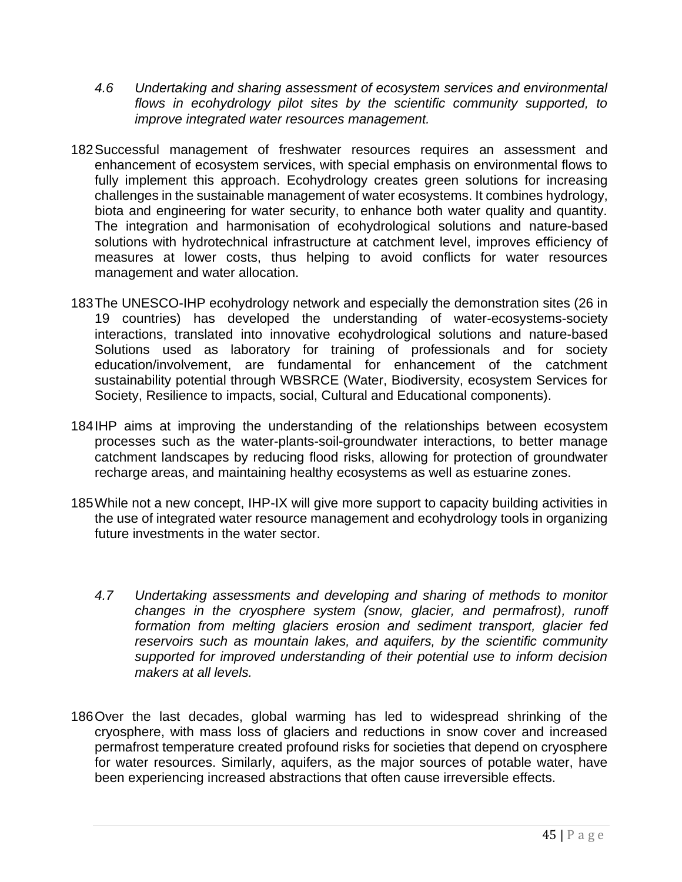*4.6 Undertaking and sharing assessment of ecosystem services and environmental flows in ecohydrology pilot sites by the scientific community supported, to improve integrated water resources management.*

182 Successful management of freshwater resources requires an assessment and enhancement of ecosystem services, with special emphasis on environmental flows to fully implement this approach. Ecohydrology creates green solutions for increasing challenges in the sustainable management of water ecosystems. It combines hydrology, biota and engineering for water security, to enhance both water quality and quantity. The integration and harmonisation of ecohydrological solutions and nature-based solutions with hydrotechnical infrastructure at catchment level, improves efficiency of measures at lower costs, thus helping to avoid conflicts for water resources management and water allocation.

183 The UNESCO-IHP ecohydrology network and especially the demonstration sites (26 in 19 countries) has developed the understanding of water-ecosystems-society interactions, translated into innovative ecohydrological solutions and nature-based Solutions used as laboratory for training of professionals and for society education/involvement, are fundamental for enhancement of the catchment sustainability potential through WBSRCE (Water, Biodiversity, ecosystem Services for Society, Resilience to impacts, social, Cultural and Educational components).

184 IHP aims at improving the understanding of the relationships between ecosystem processes such as the water-plants-soil-groundwater interactions, to better manage catchment landscapes by reducing flood risks, allowing for protection of groundwater recharge areas, and maintaining healthy ecosystems as well as estuarine zones.

185 While not a new concept, IHP-IX will give more support to capacity building activities in the use of integrated water resource management and ecohydrology tools in organizing future investments in the water sector.

*4.7 Undertaking assessments and developing and sharing of methods to monitor changes in the cryosphere system (snow, glacier, and permafrost), runoff formation from melting glaciers erosion and sediment transport, glacier fed reservoirs such as mountain lakes, and aquifers, by the scientific community supported for improved understanding of their potential use to inform decision makers at all levels.*

186 Over the last decades, global warming has led to widespread shrinking of the cryosphere, with mass loss of glaciers and reductions in snow cover and increased permafrost temperature created profound risks for societies that depend on cryosphere for water resources. Similarly, aquifers, as the major sources of potable water, have been experiencing increased abstractions that often cause irreversible effects.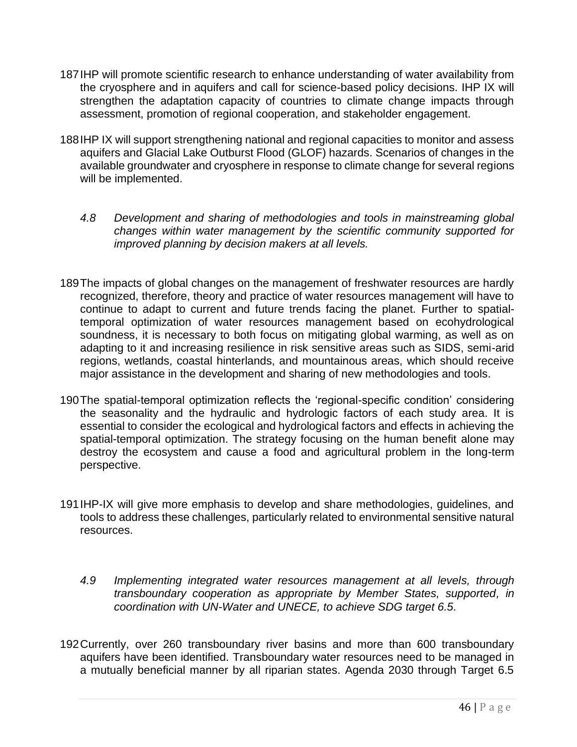187 IHP will promote scientific research to enhance understanding of water availability from the cryosphere and in aquifers and call for science-based policy decisions. IHP IX will strengthen the adaptation capacity of countries to climate change impacts through assessment, promotion of regional cooperation, and stakeholder engagement.

188 IHP IX will support strengthening national and regional capacities to monitor and assess aquifers and Glacial Lake Outburst Flood (GLOF) hazards. Scenarios of changes in the available groundwater and cryosphere in response to climate change for several regions will be implemented.

*4.8 Development and sharing of methodologies and tools in mainstreaming global changes within water management by the scientific community supported for improved planning by decision makers at all levels.*

189 The impacts of global changes on the management of freshwater resources are hardly recognized, therefore, theory and practice of water resources management will have to continue to adapt to current and future trends facing the planet. Further to spatial-temporal optimization of water resources management based on ecohydrological soundness, it is necessary to both focus on mitigating global warming, as well as on adapting to it and increasing resilience in risk sensitive areas such as SIDS, semi-arid regions, wetlands, coastal hinterlands, and mountainous areas, which should receive major assistance in the development and sharing of new methodologies and tools.

190 The spatial-temporal optimization reflects the 'regional-specific condition' considering the seasonality and the hydraulic and hydrologic factors of each study area. It is essential to consider the ecological and hydrological factors and effects in achieving the spatial-temporal optimization. The strategy focusing on the human benefit alone may destroy the ecosystem and cause a food and agricultural problem in the long-term perspective.

191 IHP-IX will give more emphasis to develop and share methodologies, guidelines, and tools to address these challenges, particularly related to environmental sensitive natural resources.

*4.9 Implementing integrated water resources management at all levels, through transboundary cooperation as appropriate by Member States, supported, in coordination with UN-Water and UNECE, to achieve SDG target 6.5.*

192 Currently, over 260 transboundary river basins and more than 600 transboundary aquifers have been identified. Transboundary water resources need to be managed in a mutually beneficial manner by all riparian states. Agenda 2030 through Target 6.5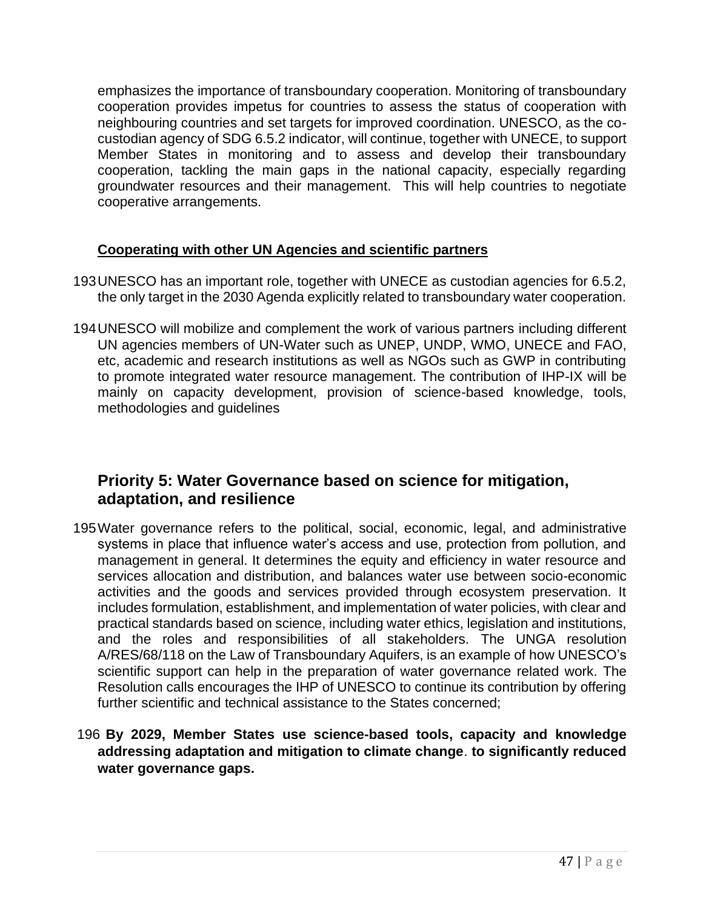emphasizes the importance of transboundary cooperation. Monitoring of transboundary cooperation provides impetus for countries to assess the status of cooperation with neighbouring countries and set targets for improved coordination. UNESCO, as the co-custodian agency of SDG 6.5.2 indicator, will continue, together with UNECE, to support Member States in monitoring and to assess and develop their transboundary cooperation, tackling the main gaps in the national capacity, especially regarding groundwater resources and their management. This will help countries to negotiate cooperative arrangements.

**Cooperating with other UN Agencies and scientific partners**

193 UNESCO has an important role, together with UNECE as custodian agencies for 6.5.2, the only target in the 2030 Agenda explicitly related to transboundary water cooperation.

194 UNESCO will mobilize and complement the work of various partners including different UN agencies members of UN-Water such as UNEP, UNDP, WMO, UNECE and FAO, etc, academic and research institutions as well as NGOs such as GWP in contributing to promote integrated water resource management. The contribution of IHP-IX will be mainly on capacity development, provision of science-based knowledge, tools, methodologies and guidelines

## Priority 5: Water Governance based on science for mitigation, adaptation, and resilience

195 Water governance refers to the political, social, economic, legal, and administrative systems in place that influence water's access and use, protection from pollution, and management in general. It determines the equity and efficiency in water resource and services allocation and distribution, and balances water use between socio-economic activities and the goods and services provided through ecosystem preservation. It includes formulation, establishment, and implementation of water policies, with clear and practical standards based on science, including water ethics, legislation and institutions, and the roles and responsibilities of all stakeholders. The UNGA resolution A/RES/68/118 on the Law of Transboundary Aquifers, is an example of how UNESCO's scientific support can help in the preparation of water governance related work. The Resolution calls encourages the IHP of UNESCO to continue its contribution by offering further scientific and technical assistance to the States concerned;

196 **By 2029, Member States use science-based tools, capacity and knowledge addressing adaptation and mitigation to climate change**. **to significantly reduced water governance gaps.**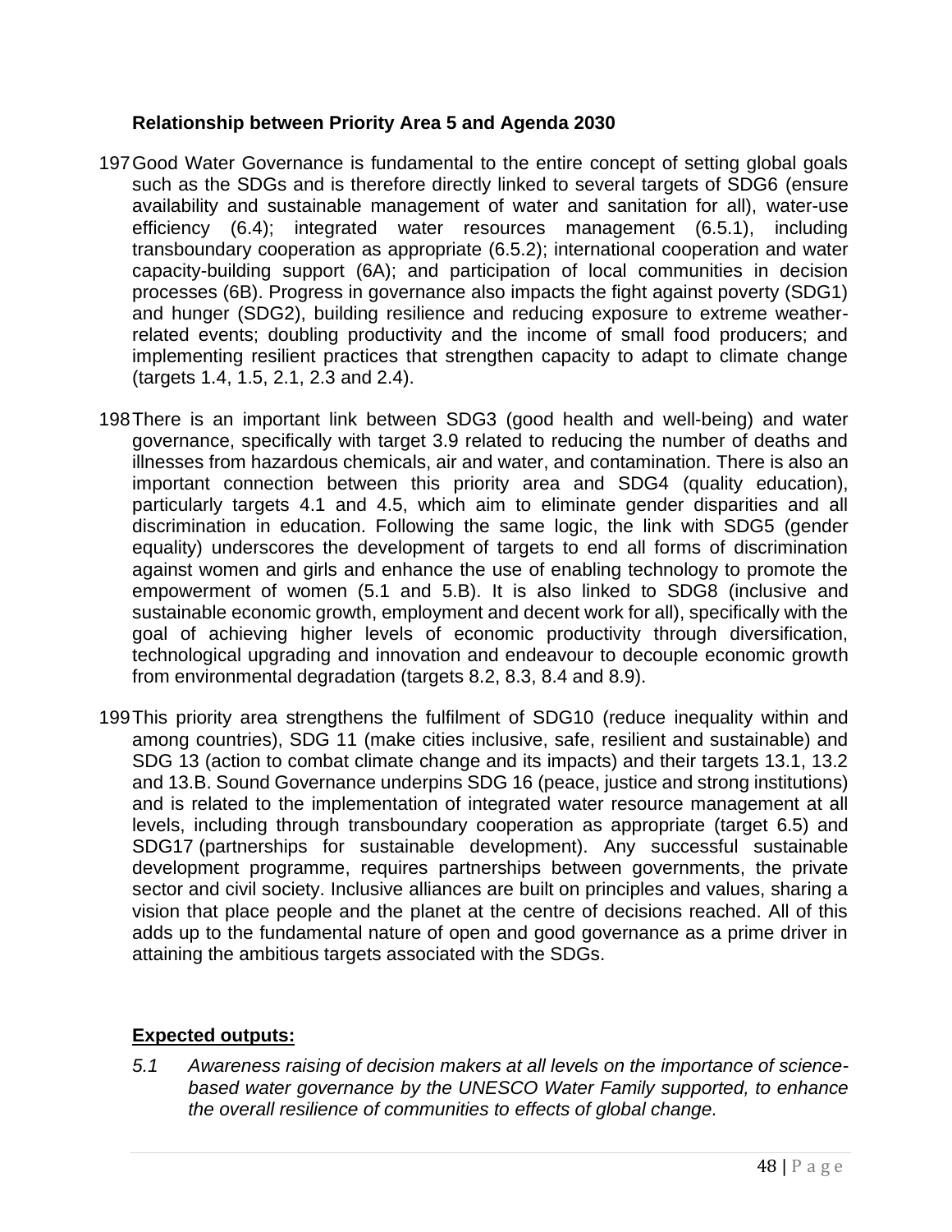**Relationship between Priority Area 5 and Agenda 2030**

197 Good Water Governance is fundamental to the entire concept of setting global goals such as the SDGs and is therefore directly linked to several targets of SDG6 (ensure availability and sustainable management of water and sanitation for all), water-use efficiency (6.4); integrated water resources management (6.5.1), including transboundary cooperation as appropriate (6.5.2); international cooperation and water capacity-building support (6A); and participation of local communities in decision processes (6B). Progress in governance also impacts the fight against poverty (SDG1) and hunger (SDG2), building resilience and reducing exposure to extreme weather-related events; doubling productivity and the income of small food producers; and implementing resilient practices that strengthen capacity to adapt to climate change (targets 1.4, 1.5, 2.1, 2.3 and 2.4).

198 There is an important link between SDG3 (good health and well-being) and water governance, specifically with target 3.9 related to reducing the number of deaths and illnesses from hazardous chemicals, air and water, and contamination. There is also an important connection between this priority area and SDG4 (quality education), particularly targets 4.1 and 4.5, which aim to eliminate gender disparities and all discrimination in education. Following the same logic, the link with SDG5 (gender equality) underscores the development of targets to end all forms of discrimination against women and girls and enhance the use of enabling technology to promote the empowerment of women (5.1 and 5.B). It is also linked to SDG8 (inclusive and sustainable economic growth, employment and decent work for all), specifically with the goal of achieving higher levels of economic productivity through diversification, technological upgrading and innovation and endeavour to decouple economic growth from environmental degradation (targets 8.2, 8.3, 8.4 and 8.9).

199 This priority area strengthens the fulfilment of SDG10 (reduce inequality within and among countries), SDG 11 (make cities inclusive, safe, resilient and sustainable) and SDG 13 (action to combat climate change and its impacts) and their targets 13.1, 13.2 and 13.B. Sound Governance underpins SDG 16 (peace, justice and strong institutions) and is related to the implementation of integrated water resource management at all levels, including through transboundary cooperation as appropriate (target 6.5) and SDG17 (partnerships for sustainable development). Any successful sustainable development programme, requires partnerships between governments, the private sector and civil society. Inclusive alliances are built on principles and values, sharing a vision that place people and the planet at the centre of decisions reached. All of this adds up to the fundamental nature of open and good governance as a prime driver in attaining the ambitious targets associated with the SDGs.

**Expected outputs:**

*5.1 Awareness raising of decision makers at all levels on the importance of science-based water governance by the UNESCO Water Family supported, to enhance the overall resilience of communities to effects of global change.*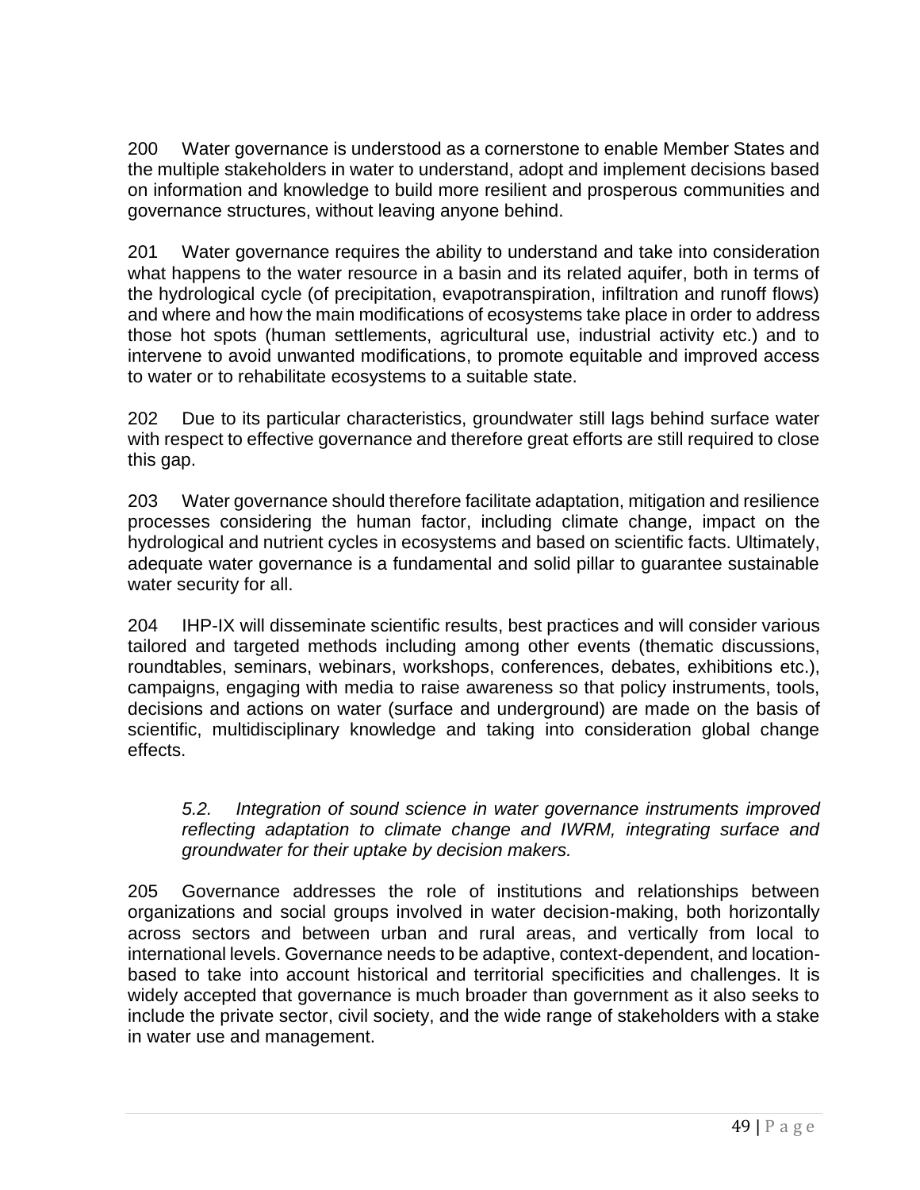200 Water governance is understood as a cornerstone to enable Member States and the multiple stakeholders in water to understand, adopt and implement decisions based on information and knowledge to build more resilient and prosperous communities and governance structures, without leaving anyone behind.

201 Water governance requires the ability to understand and take into consideration what happens to the water resource in a basin and its related aquifer, both in terms of the hydrological cycle (of precipitation, evapotranspiration, infiltration and runoff flows) and where and how the main modifications of ecosystems take place in order to address those hot spots (human settlements, agricultural use, industrial activity etc.) and to intervene to avoid unwanted modifications, to promote equitable and improved access to water or to rehabilitate ecosystems to a suitable state.

202 Due to its particular characteristics, groundwater still lags behind surface water with respect to effective governance and therefore great efforts are still required to close this gap.

203 Water governance should therefore facilitate adaptation, mitigation and resilience processes considering the human factor, including climate change, impact on the hydrological and nutrient cycles in ecosystems and based on scientific facts. Ultimately, adequate water governance is a fundamental and solid pillar to guarantee sustainable water security for all.

204 IHP-IX will disseminate scientific results, best practices and will consider various tailored and targeted methods including among other events (thematic discussions, roundtables, seminars, webinars, workshops, conferences, debates, exhibitions etc.), campaigns, engaging with media to raise awareness so that policy instruments, tools, decisions and actions on water (surface and underground) are made on the basis of scientific, multidisciplinary knowledge and taking into consideration global change effects.

*5.2. Integration of sound science in water governance instruments improved reflecting adaptation to climate change and IWRM, integrating surface and groundwater for their uptake by decision makers.*

205 Governance addresses the role of institutions and relationships between organizations and social groups involved in water decision-making, both horizontally across sectors and between urban and rural areas, and vertically from local to international levels. Governance needs to be adaptive, context-dependent, and location-based to take into account historical and territorial specificities and challenges. It is widely accepted that governance is much broader than government as it also seeks to include the private sector, civil society, and the wide range of stakeholders with a stake in water use and management.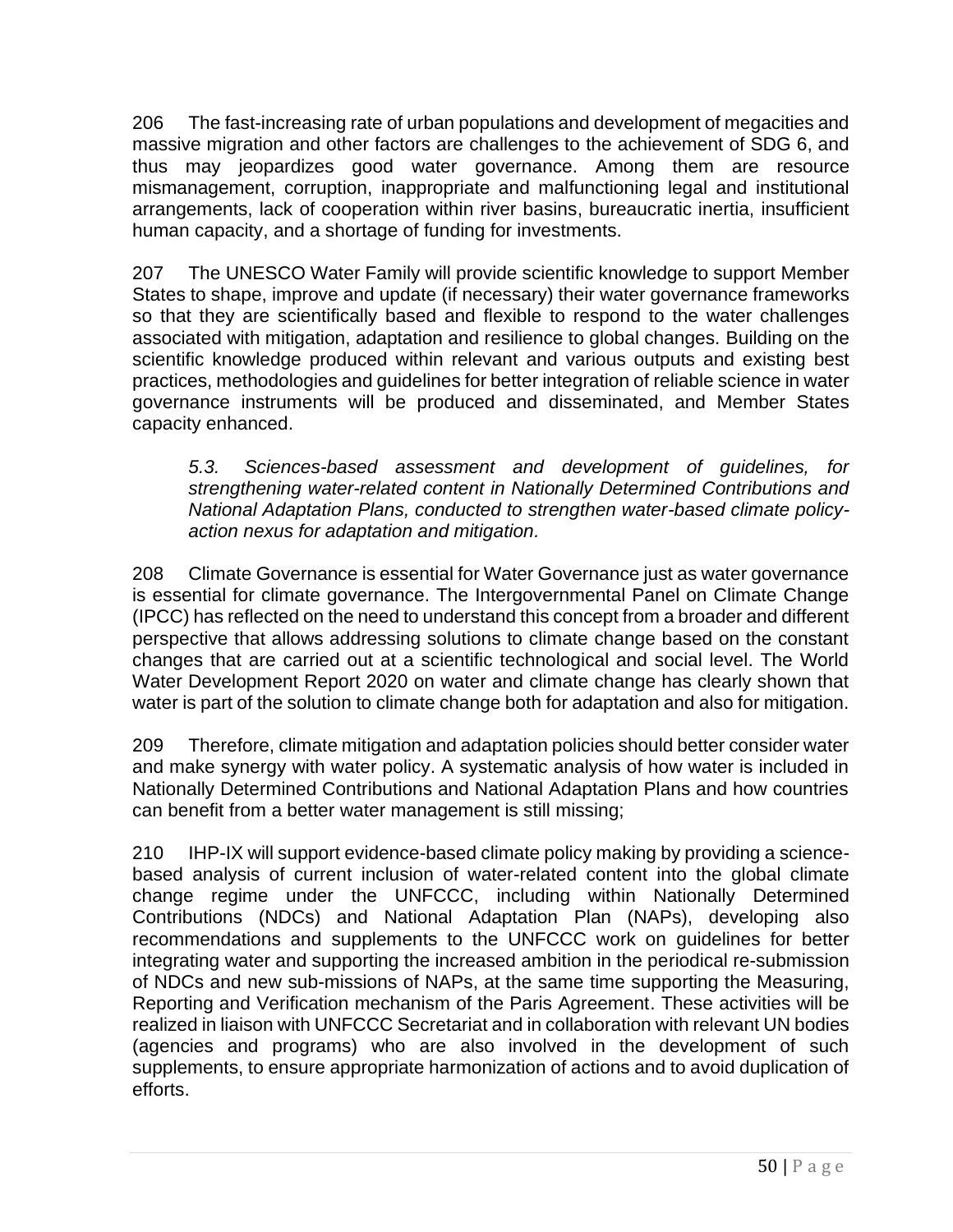206 The fast-increasing rate of urban populations and development of megacities and massive migration and other factors are challenges to the achievement of SDG 6, and thus may jeopardizes good water governance. Among them are resource mismanagement, corruption, inappropriate and malfunctioning legal and institutional arrangements, lack of cooperation within river basins, bureaucratic inertia, insufficient human capacity, and a shortage of funding for investments.

207 The UNESCO Water Family will provide scientific knowledge to support Member States to shape, improve and update (if necessary) their water governance frameworks so that they are scientifically based and flexible to respond to the water challenges associated with mitigation, adaptation and resilience to global changes. Building on the scientific knowledge produced within relevant and various outputs and existing best practices, methodologies and guidelines for better integration of reliable science in water governance instruments will be produced and disseminated, and Member States capacity enhanced.

> *5.3. Sciences-based assessment and development of guidelines, for strengthening water-related content in Nationally Determined Contributions and National Adaptation Plans, conducted to strengthen water-based climate policy-action nexus for adaptation and mitigation.*

208 Climate Governance is essential for Water Governance just as water governance is essential for climate governance. The Intergovernmental Panel on Climate Change (IPCC) has reflected on the need to understand this concept from a broader and different perspective that allows addressing solutions to climate change based on the constant changes that are carried out at a scientific technological and social level. The World Water Development Report 2020 on water and climate change has clearly shown that water is part of the solution to climate change both for adaptation and also for mitigation.

209 Therefore, climate mitigation and adaptation policies should better consider water and make synergy with water policy. A systematic analysis of how water is included in Nationally Determined Contributions and National Adaptation Plans and how countries can benefit from a better water management is still missing;

210 IHP-IX will support evidence-based climate policy making by providing a science-based analysis of current inclusion of water-related content into the global climate change regime under the UNFCCC, including within Nationally Determined Contributions (NDCs) and National Adaptation Plan (NAPs), developing also recommendations and supplements to the UNFCCC work on guidelines for better integrating water and supporting the increased ambition in the periodical re-submission of NDCs and new sub-missions of NAPs, at the same time supporting the Measuring, Reporting and Verification mechanism of the Paris Agreement. These activities will be realized in liaison with UNFCCC Secretariat and in collaboration with relevant UN bodies (agencies and programs) who are also involved in the development of such supplements, to ensure appropriate harmonization of actions and to avoid duplication of efforts.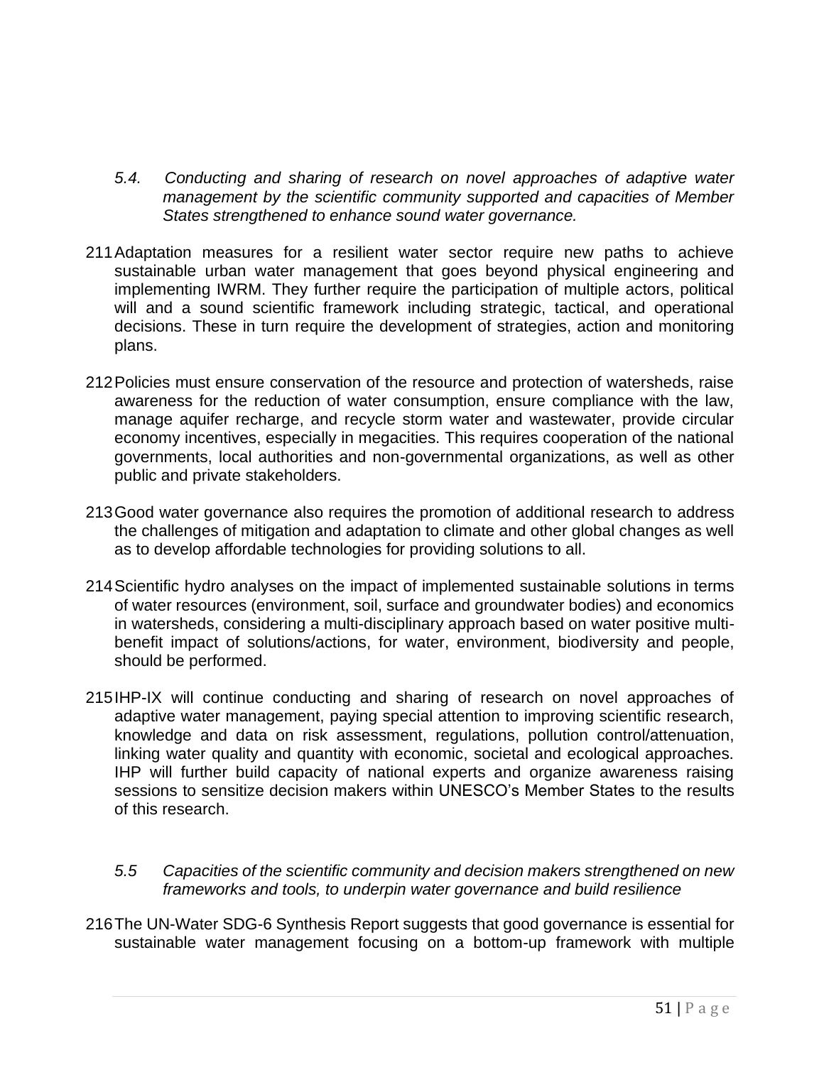*5.4. Conducting and sharing of research on novel approaches of adaptive water management by the scientific community supported and capacities of Member States strengthened to enhance sound water governance.*

211 Adaptation measures for a resilient water sector require new paths to achieve sustainable urban water management that goes beyond physical engineering and implementing IWRM. They further require the participation of multiple actors, political will and a sound scientific framework including strategic, tactical, and operational decisions. These in turn require the development of strategies, action and monitoring plans.

212 Policies must ensure conservation of the resource and protection of watersheds, raise awareness for the reduction of water consumption, ensure compliance with the law, manage aquifer recharge, and recycle storm water and wastewater, provide circular economy incentives, especially in megacities. This requires cooperation of the national governments, local authorities and non-governmental organizations, as well as other public and private stakeholders.

213 Good water governance also requires the promotion of additional research to address the challenges of mitigation and adaptation to climate and other global changes as well as to develop affordable technologies for providing solutions to all.

214 Scientific hydro analyses on the impact of implemented sustainable solutions in terms of water resources (environment, soil, surface and groundwater bodies) and economics in watersheds, considering a multi-disciplinary approach based on water positive multi-benefit impact of solutions/actions, for water, environment, biodiversity and people, should be performed.

215 IHP-IX will continue conducting and sharing of research on novel approaches of adaptive water management, paying special attention to improving scientific research, knowledge and data on risk assessment, regulations, pollution control/attenuation, linking water quality and quantity with economic, societal and ecological approaches. IHP will further build capacity of national experts and organize awareness raising sessions to sensitize decision makers within UNESCO's Member States to the results of this research.

*5.5 Capacities of the scientific community and decision makers strengthened on new frameworks and tools, to underpin water governance and build resilience*

216 The UN-Water SDG-6 Synthesis Report suggests that good governance is essential for sustainable water management focusing on a bottom-up framework with multiple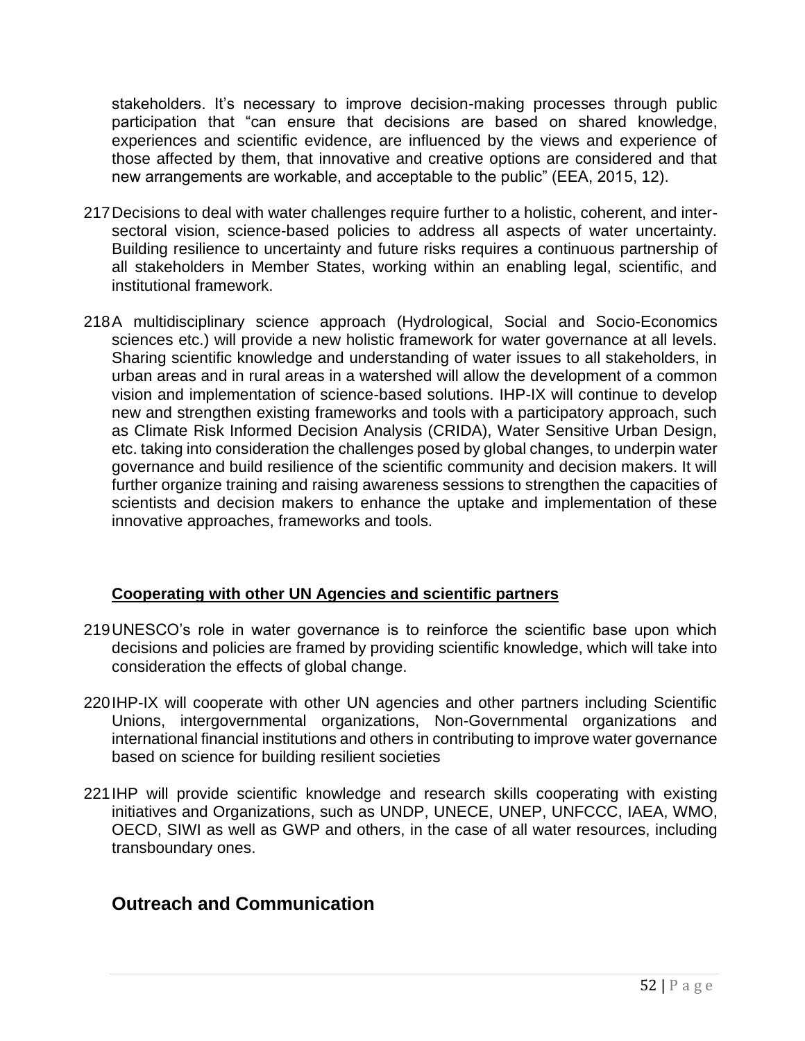stakeholders. It's necessary to improve decision-making processes through public participation that "can ensure that decisions are based on shared knowledge, experiences and scientific evidence, are influenced by the views and experience of those affected by them, that innovative and creative options are considered and that new arrangements are workable, and acceptable to the public" (EEA, 2015, 12).

217 Decisions to deal with water challenges require further to a holistic, coherent, and inter-sectoral vision, science-based policies to address all aspects of water uncertainty. Building resilience to uncertainty and future risks requires a continuous partnership of all stakeholders in Member States, working within an enabling legal, scientific, and institutional framework.

218 A multidisciplinary science approach (Hydrological, Social and Socio-Economics sciences etc.) will provide a new holistic framework for water governance at all levels. Sharing scientific knowledge and understanding of water issues to all stakeholders, in urban areas and in rural areas in a watershed will allow the development of a common vision and implementation of science-based solutions. IHP-IX will continue to develop new and strengthen existing frameworks and tools with a participatory approach, such as Climate Risk Informed Decision Analysis (CRIDA), Water Sensitive Urban Design, etc. taking into consideration the challenges posed by global changes, to underpin water governance and build resilience of the scientific community and decision makers. It will further organize training and raising awareness sessions to strengthen the capacities of scientists and decision makers to enhance the uptake and implementation of these innovative approaches, frameworks and tools.

**Cooperating with other UN Agencies and scientific partners**

219 UNESCO's role in water governance is to reinforce the scientific base upon which decisions and policies are framed by providing scientific knowledge, which will take into consideration the effects of global change.

220 IHP-IX will cooperate with other UN agencies and other partners including Scientific Unions, intergovernmental organizations, Non-Governmental organizations and international financial institutions and others in contributing to improve water governance based on science for building resilient societies

221 IHP will provide scientific knowledge and research skills cooperating with existing initiatives and Organizations, such as UNDP, UNECE, UNEP, UNFCCC, IAEA, WMO, OECD, SIWI as well as GWP and others, in the case of all water resources, including transboundary ones.

## Outreach and Communication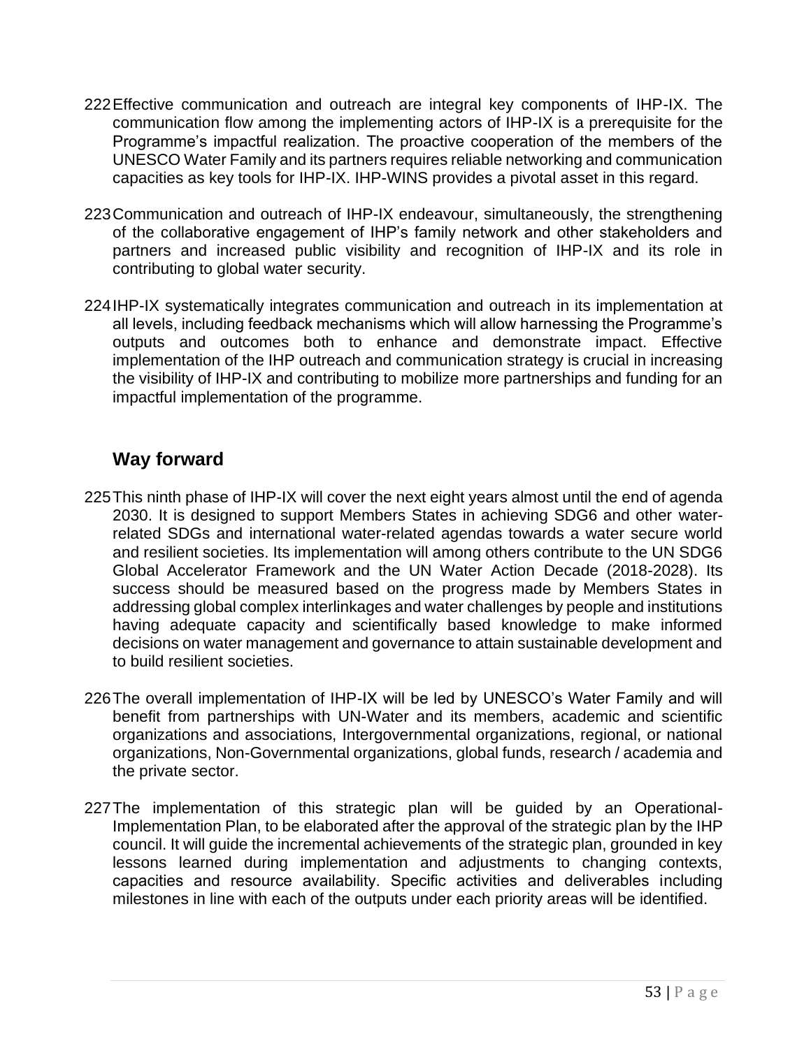222 Effective communication and outreach are integral key components of IHP-IX. The communication flow among the implementing actors of IHP-IX is a prerequisite for the Programme's impactful realization. The proactive cooperation of the members of the UNESCO Water Family and its partners requires reliable networking and communication capacities as key tools for IHP-IX. IHP-WINS provides a pivotal asset in this regard.

223 Communication and outreach of IHP-IX endeavour, simultaneously, the strengthening of the collaborative engagement of IHP's family network and other stakeholders and partners and increased public visibility and recognition of IHP-IX and its role in contributing to global water security.

224 IHP-IX systematically integrates communication and outreach in its implementation at all levels, including feedback mechanisms which will allow harnessing the Programme's outputs and outcomes both to enhance and demonstrate impact. Effective implementation of the IHP outreach and communication strategy is crucial in increasing the visibility of IHP-IX and contributing to mobilize more partnerships and funding for an impactful implementation of the programme.

## Way forward

225 This ninth phase of IHP-IX will cover the next eight years almost until the end of agenda 2030. It is designed to support Members States in achieving SDG6 and other water-related SDGs and international water-related agendas towards a water secure world and resilient societies. Its implementation will among others contribute to the UN SDG6 Global Accelerator Framework and the UN Water Action Decade (2018-2028). Its success should be measured based on the progress made by Members States in addressing global complex interlinkages and water challenges by people and institutions having adequate capacity and scientifically based knowledge to make informed decisions on water management and governance to attain sustainable development and to build resilient societies.

226 The overall implementation of IHP-IX will be led by UNESCO's Water Family and will benefit from partnerships with UN-Water and its members, academic and scientific organizations and associations, Intergovernmental organizations, regional, or national organizations, Non-Governmental organizations, global funds, research / academia and the private sector.

227 The implementation of this strategic plan will be guided by an Operational-Implementation Plan, to be elaborated after the approval of the strategic plan by the IHP council. It will guide the incremental achievements of the strategic plan, grounded in key lessons learned during implementation and adjustments to changing contexts, capacities and resource availability. Specific activities and deliverables including milestones in line with each of the outputs under each priority areas will be identified.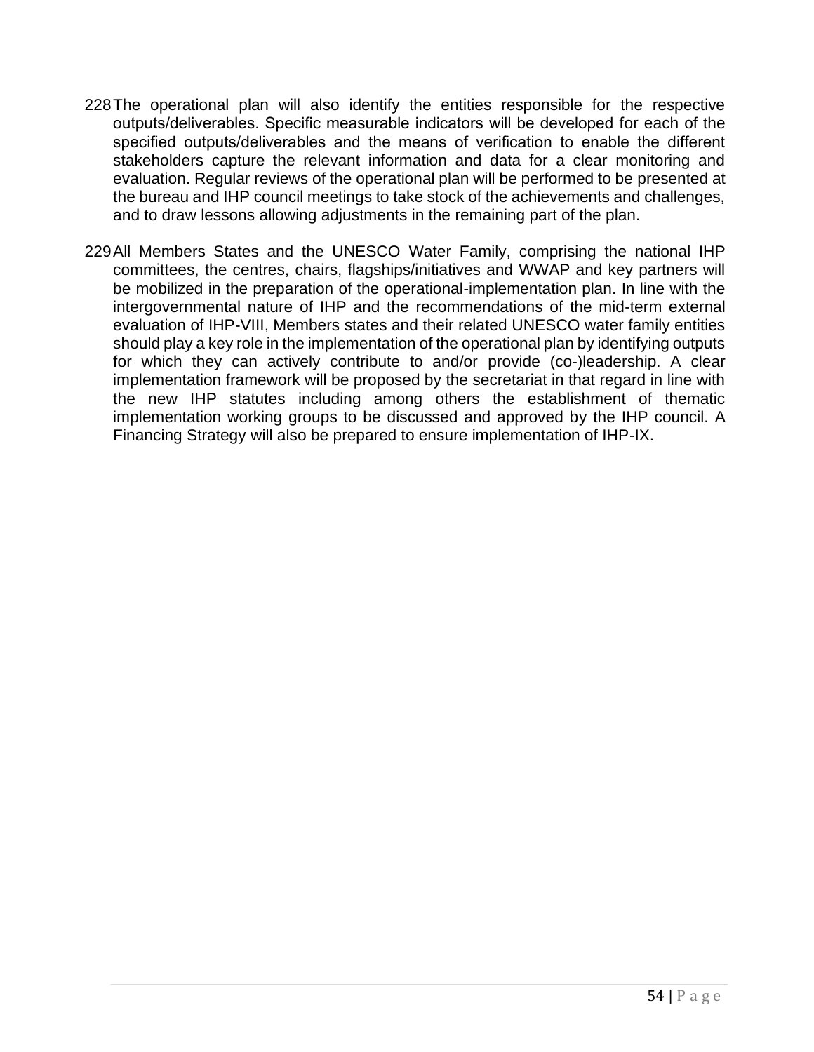228 The operational plan will also identify the entities responsible for the respective outputs/deliverables. Specific measurable indicators will be developed for each of the specified outputs/deliverables and the means of verification to enable the different stakeholders capture the relevant information and data for a clear monitoring and evaluation. Regular reviews of the operational plan will be performed to be presented at the bureau and IHP council meetings to take stock of the achievements and challenges, and to draw lessons allowing adjustments in the remaining part of the plan.

229 All Members States and the UNESCO Water Family, comprising the national IHP committees, the centres, chairs, flagships/initiatives and WWAP and key partners will be mobilized in the preparation of the operational-implementation plan. In line with the intergovernmental nature of IHP and the recommendations of the mid-term external evaluation of IHP-VIII, Members states and their related UNESCO water family entities should play a key role in the implementation of the operational plan by identifying outputs for which they can actively contribute to and/or provide (co-)leadership. A clear implementation framework will be proposed by the secretariat in that regard in line with the new IHP statutes including among others the establishment of thematic implementation working groups to be discussed and approved by the IHP council. A Financing Strategy will also be prepared to ensure implementation of IHP-IX.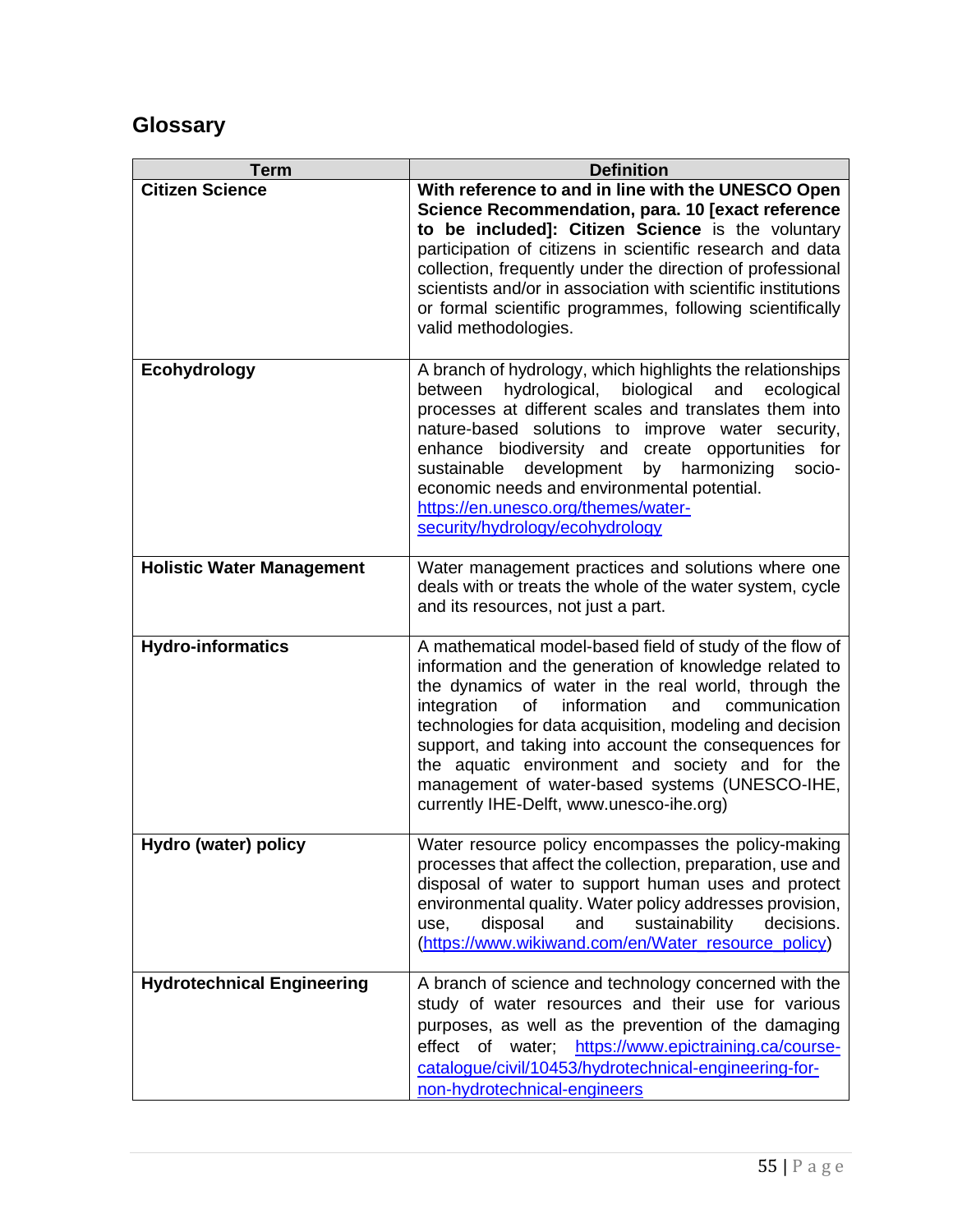## Glossary

| Term | Definition |
|---|---|
| **Citizen Science** | **With reference to and in line with the UNESCO Open Science Recommendation, para. 10 [exact reference to be included]: Citizen Science** is the voluntary participation of citizens in scientific research and data collection, frequently under the direction of professional scientists and/or in association with scientific institutions or formal scientific programmes, following scientifically valid methodologies. |
| **Ecohydrology** | A branch of hydrology, which highlights the relationships between hydrological, biological and ecological processes at different scales and translates them into nature-based solutions to improve water security, enhance biodiversity and create opportunities for sustainable development by harmonizing socio-economic needs and environmental potential. [https://en.unesco.org/themes/water-security/hydrology/ecohydrology](https://en.unesco.org/themes/water-security/hydrology/ecohydrology) |
| **Holistic Water Management** | Water management practices and solutions where one deals with or treats the whole of the water system, cycle and its resources, not just a part. |
| **Hydro-informatics** | A mathematical model-based field of study of the flow of information and the generation of knowledge related to the dynamics of water in the real world, through the integration of information and communication technologies for data acquisition, modeling and decision support, and taking into account the consequences for the aquatic environment and society and for the management of water-based systems (UNESCO-IHE, currently IHE-Delft, www.unesco-ihe.org) |
| **Hydro (water) policy** | Water resource policy encompasses the policy-making processes that affect the collection, preparation, use and disposal of water to support human uses and protect environmental quality. Water policy addresses provision, use, disposal and sustainability decisions. ([https://www.wikiwand.com/en/Water_resource_policy](https://www.wikiwand.com/en/Water_resource_policy)) |
| **Hydrotechnical Engineering** | A branch of science and technology concerned with the study of water resources and their use for various purposes, as well as the prevention of the damaging effect of water; [https://www.epictraining.ca/course-catalogue/civil/10453/hydrotechnical-engineering-for-non-hydrotechnical-engineers](https://www.epictraining.ca/course-catalogue/civil/10453/hydrotechnical-engineering-for-non-hydrotechnical-engineers) |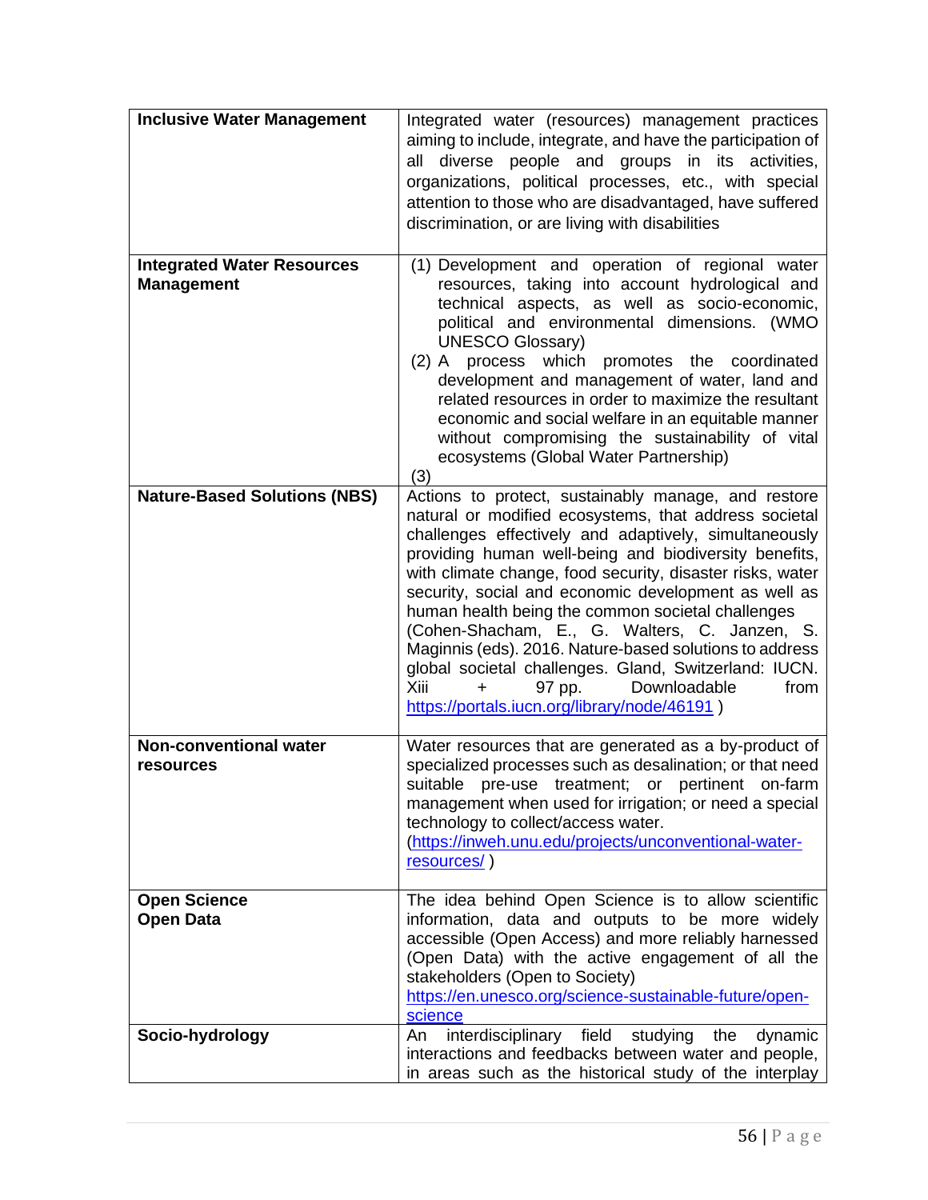| | |
|---|---|
| **Inclusive Water Management** | Integrated water (resources) management practices aiming to include, integrate, and have the participation of all diverse people and groups in its activities, organizations, political processes, etc., with special attention to those who are disadvantaged, have suffered discrimination, or are living with disabilities |
| **Integrated Water Resources Management** | (1) Development and operation of regional water resources, taking into account hydrological and technical aspects, as well as socio-economic, political and environmental dimensions. (WMO UNESCO Glossary)<br>(2) A process which promotes the coordinated development and management of water, land and related resources in order to maximize the resultant economic and social welfare in an equitable manner without compromising the sustainability of vital ecosystems (Global Water Partnership)<br>(3) |
| **Nature-Based Solutions (NBS)** | Actions to protect, sustainably manage, and restore natural or modified ecosystems, that address societal challenges effectively and adaptively, simultaneously providing human well-being and biodiversity benefits, with climate change, food security, disaster risks, water security, social and economic development as well as human health being the common societal challenges (Cohen-Shacham, E., G. Walters, C. Janzen, S. Maginnis (eds). 2016. Nature-based solutions to address global societal challenges. Gland, Switzerland: IUCN. Xiii + 97 pp. Downloadable from https://portals.iucn.org/library/node/46191 ) |
| **Non-conventional water resources** | Water resources that are generated as a by-product of specialized processes such as desalination; or that need suitable pre-use treatment; or pertinent on-farm management when used for irrigation; or need a special technology to collect/access water.<br>(https://inweh.unu.edu/projects/unconventional-water-resources/ ) |
| **Open Science**<br>**Open Data** | The idea behind Open Science is to allow scientific information, data and outputs to be more widely accessible (Open Access) and more reliably harnessed (Open Data) with the active engagement of all the stakeholders (Open to Society)<br>https://en.unesco.org/science-sustainable-future/open-science |
| **Socio-hydrology** | An interdisciplinary field studying the dynamic interactions and feedbacks between water and people, in areas such as the historical study of the interplay |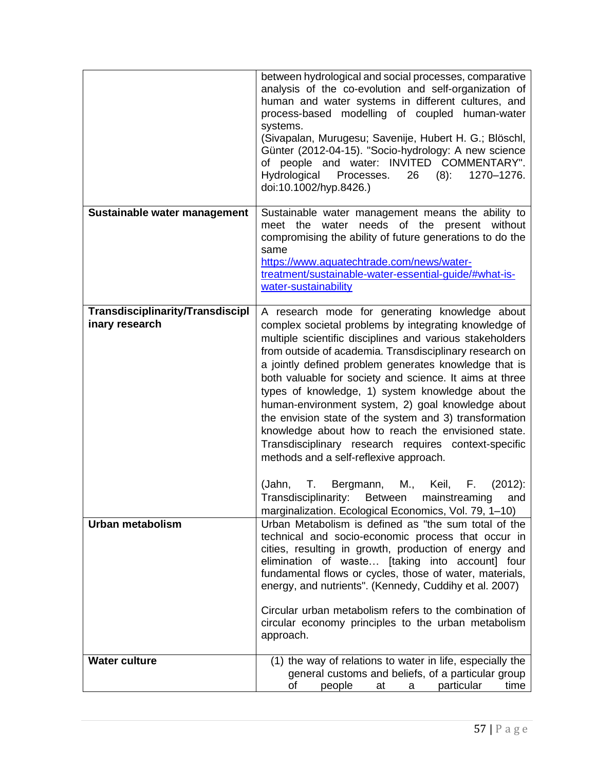| | |
|---|---|
| | between hydrological and social processes, comparative analysis of the co-evolution and self-organization of human and water systems in different cultures, and process-based modelling of coupled human-water systems.<br>(Sivapalan, Murugesu; Savenije, Hubert H. G.; Blöschl, Günter (2012-04-15). "Socio-hydrology: A new science of people and water: INVITED COMMENTARY". Hydrological Processes. 26 (8): 1270–1276. doi:10.1002/hyp.8426.) |
| **Sustainable water management** | Sustainable water management means the ability to meet the water needs of the present without compromising the ability of future generations to do the same<br>[https://www.aquatechtrade.com/news/water-treatment/sustainable-water-essential-guide/#what-is-water-sustainability](https://www.aquatechtrade.com/news/water-treatment/sustainable-water-essential-guide/#what-is-water-sustainability) |
| **Transdisciplinarity/Transdisciplinary research** | A research mode for generating knowledge about complex societal problems by integrating knowledge of multiple scientific disciplines and various stakeholders from outside of academia. Transdisciplinary research on a jointly defined problem generates knowledge that is both valuable for society and science. It aims at three types of knowledge, 1) system knowledge about the human-environment system, 2) goal knowledge about the envision state of the system and 3) transformation knowledge about how to reach the envisioned state. Transdisciplinary research requires context-specific methods and a self-reflexive approach.<br><br>(Jahn, T. Bergmann, M., Keil, F. (2012): Transdisciplinarity: Between mainstreaming and marginalization. Ecological Economics, Vol. 79, 1–10) |
| **Urban metabolism** | Urban Metabolism is defined as "the sum total of the technical and socio-economic process that occur in cities, resulting in growth, production of energy and elimination of waste… [taking into account] four fundamental flows or cycles, those of water, materials, energy, and nutrients". (Kennedy, Cuddihy et al. 2007)<br><br>Circular urban metabolism refers to the combination of circular economy principles to the urban metabolism approach. |
| **Water culture** | (1) the way of relations to water in life, especially the general customs and beliefs, of a particular group of people at a particular time |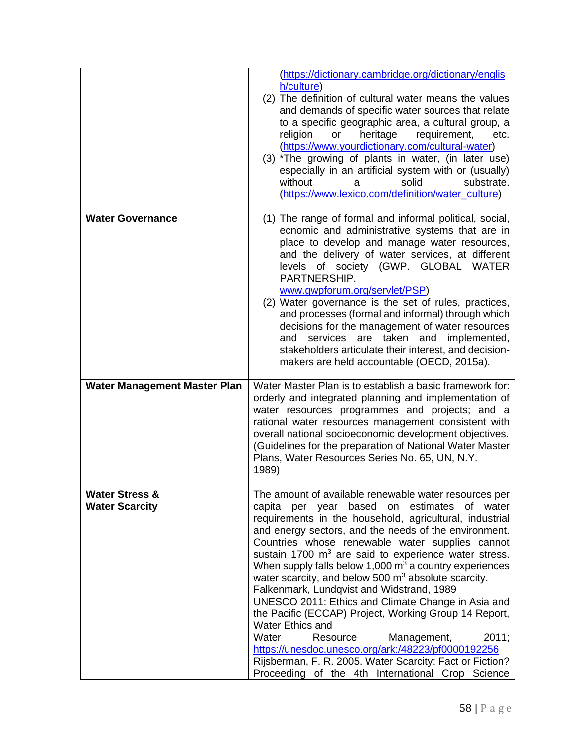| | |
|---|---|
| | (https://dictionary.cambridge.org/dictionary/english/culture)<br>(2) The definition of cultural water means the values and demands of specific water sources that relate to a specific geographic area, a cultural group, a religion or heritage requirement, etc. (https://www.yourdictionary.com/cultural-water)<br>(3) *The growing of plants in water, (in later use) especially in an artificial system with or (usually) without a solid substrate. (https://www.lexico.com/definition/water_culture) |
| **Water Governance** | (1) The range of formal and informal political, social, ecnomic and administrative systems that are in place to develop and manage water resources, and the delivery of water services, at different levels of society (GWP. GLOBAL WATER PARTNERSHIP. www.gwpforum.org/servlet/PSP)<br>(2) Water governance is the set of rules, practices, and processes (formal and informal) through which decisions for the management of water resources and services are taken and implemented, stakeholders articulate their interest, and decision-makers are held accountable (OECD, 2015a). |
| **Water Management Master Plan** | Water Master Plan is to establish a basic framework for: orderly and integrated planning and implementation of water resources programmes and projects; and a rational water resources management consistent with overall national socioeconomic development objectives. (Guidelines for the preparation of National Water Master Plans, Water Resources Series No. 65, UN, N.Y. 1989) |
| **Water Stress & Water Scarcity** | The amount of available renewable water resources per capita per year based on estimates of water requirements in the household, agricultural, industrial and energy sectors, and the needs of the environment. Countries whose renewable water supplies cannot sustain 1700 $m^3$ are said to experience water stress. When supply falls below 1,000 $m^3$ a country experiences water scarcity, and below 500 $m^3$ absolute scarcity. Falkenmark, Lundqvist and Widstrand, 1989<br>UNESCO 2011: Ethics and Climate Change in Asia and the Pacific (ECCAP) Project, Working Group 14 Report, Water Ethics and Water Resource Management, 2011; https://unesdoc.unesco.org/ark:/48223/pf0000192256<br>Rijsberman, F. R. 2005. Water Scarcity: Fact or Fiction? Proceeding of the 4th International Crop Science |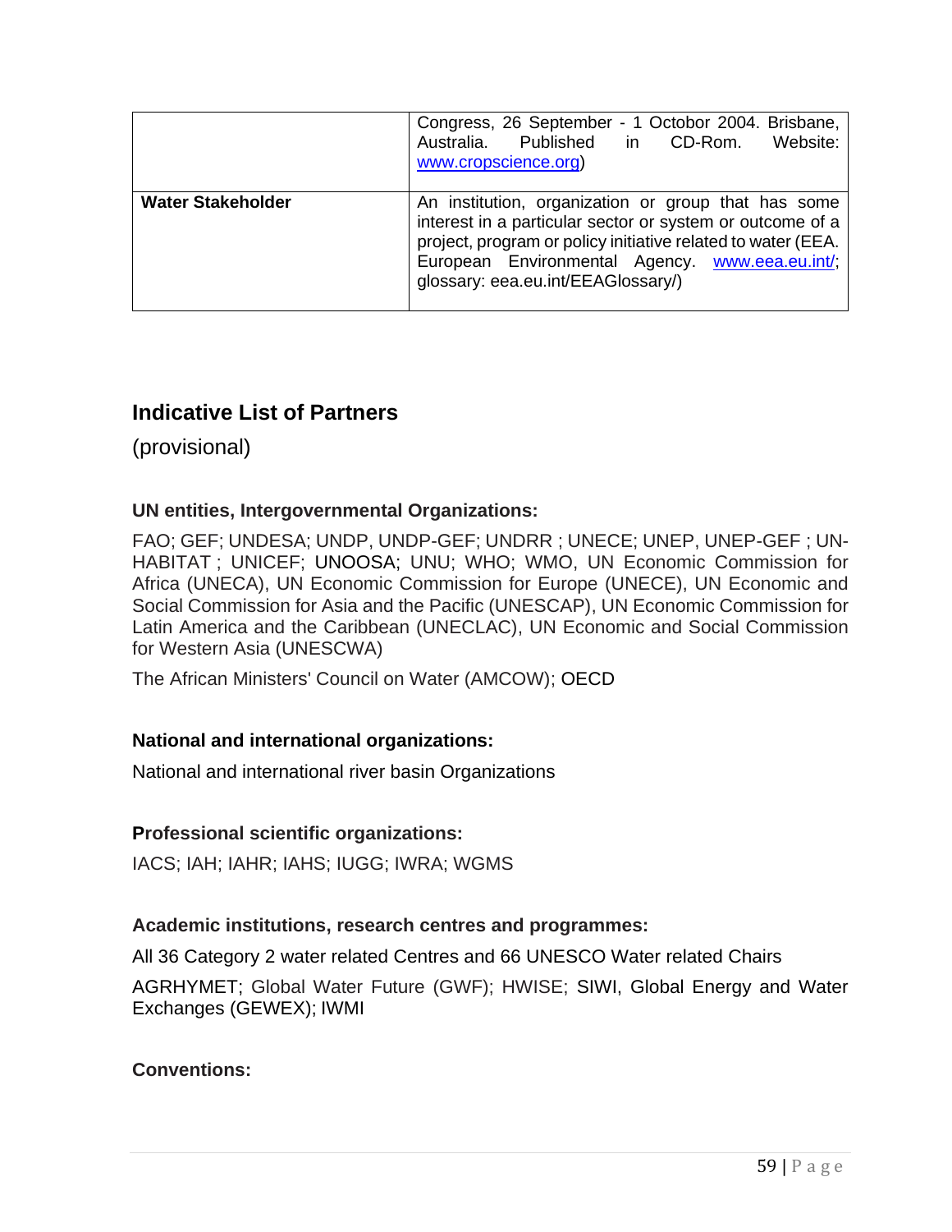| | |
|---|---|
| | Congress, 26 September - 1 Octobor 2004. Brisbane, Australia. Published in CD-Rom. Website: www.cropscience.org) |
| **Water Stakeholder** | An institution, organization or group that has some interest in a particular sector or system or outcome of a project, program or policy initiative related to water (EEA. European Environmental Agency. www.eea.eu.int/; glossary: eea.eu.int/EEAGlossary/) |

## Indicative List of Partners

(provisional)

### UN entities, Intergovernmental Organizations:

FAO; GEF; UNDESA; UNDP, UNDP-GEF; UNDRR ; UNECE; UNEP, UNEP-GEF ; UN-HABITAT ; UNICEF; UNOOSA; UNU; WHO; WMO, UN Economic Commission for Africa (UNECA), UN Economic Commission for Europe (UNECE), UN Economic and Social Commission for Asia and the Pacific (UNESCAP), UN Economic Commission for Latin America and the Caribbean (UNECLAC), UN Economic and Social Commission for Western Asia (UNESCWA)

The African Ministers' Council on Water (AMCOW); OECD

### National and international organizations:

National and international river basin Organizations

### Professional scientific organizations:

IACS; IAH; IAHR; IAHS; IUGG; IWRA; WGMS

### Academic institutions, research centres and programmes:

All 36 Category 2 water related Centres and 66 UNESCO Water related Chairs

AGRHYMET; Global Water Future (GWF); HWISE; SIWI, Global Energy and Water Exchanges (GEWEX); IWMI

### Conventions: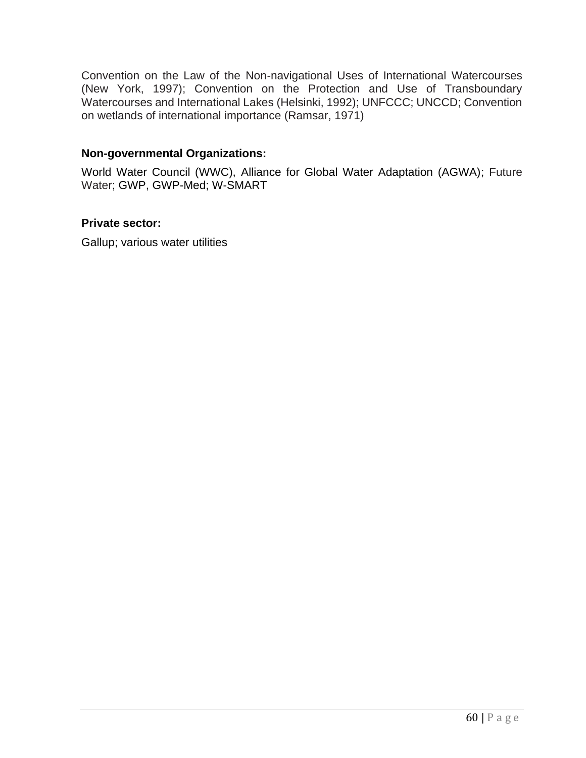Convention on the Law of the Non-navigational Uses of International Watercourses (New York, 1997); Convention on the Protection and Use of Transboundary Watercourses and International Lakes (Helsinki, 1992); UNFCCC; UNCCD; Convention on wetlands of international importance (Ramsar, 1971)

**Non-governmental Organizations:**

World Water Council (WWC), Alliance for Global Water Adaptation (AGWA); Future Water; GWP, GWP-Med; W-SMART

**Private sector:**

Gallup; various water utilities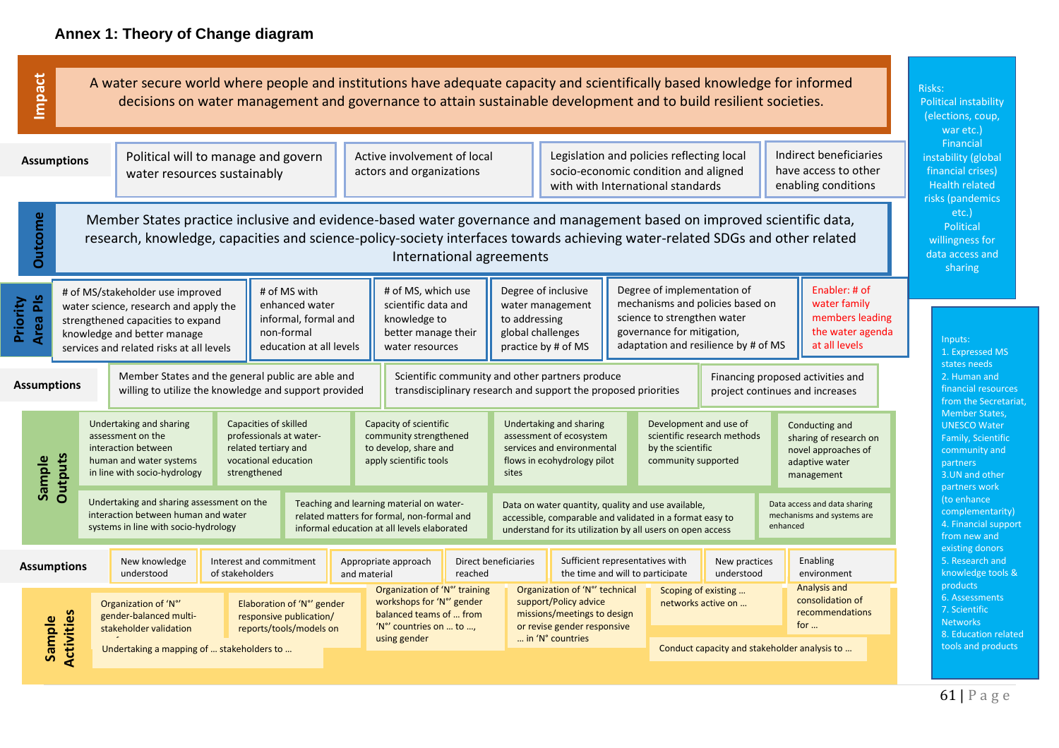### Annex 1: Theory of Change diagram

**Impact**

A water secure world where people and institutions have adequate capacity and scientifically based knowledge for informed decisions on water management and governance to attain sustainable development and to build resilient societies.

**Assumptions**

- Political will to manage and govern water resources sustainably
- Active involvement of local actors and organizations
- Legislation and policies reflecting local socio-economic condition and aligned with with International standards
- Indirect beneficiaries have access to other enabling conditions

**Outcome**

Member States practice inclusive and evidence-based water governance and management based on improved scientific data, research, knowledge, capacities and science-policy-society interfaces towards achieving water-related SDGs and other related International agreements

**Priority Area PIs**

- # of MS/stakeholder use improved water science, research and apply the strengthened capacities to expand knowledge and better manage services and related risks at all levels
- # of MS with enhanced water informal, formal and non-formal education at all levels
- # of MS, which use scientific data and knowledge to better manage their water resources
- Degree of inclusive water management to addressing global challenges practice by # of MS
- Degree of implementation of mechanisms and policies based on science to strengthen water governance for mitigation, adaptation and resilience by # of MS
- Enabler: # of water family members leading the water agenda at all levels

**Assumptions**

- Member States and the general public are able and willing to utilize the knowledge and support provided
- Scientific community and other partners produce transdisciplinary research and support the proposed priorities
- Financing proposed activities and project continues and increases

**Sample Outputs**

- Undertaking and sharing assessment on the interaction between human and water systems in line with socio-hydrology
- Capacities of skilled professionals at water-related tertiary and vocational education strengthened
- Capacity of scientific community strengthened to develop, share and apply scientific tools
- Undertaking and sharing assessment of ecosystem services and environmental flows in ecohydrology pilot sites
- Development and use of scientific research methods by the scientific community supported
- Conducting and sharing of research on novel approaches of adaptive water management
- Undertaking and sharing assessment on the interaction between human and water systems in line with socio-hydrology
- Teaching and learning material on water-related matters for formal, non-formal and informal education at all levels elaborated
- Data on water quantity, quality and use available, accessible, comparable and validated in a format easy to understand for its utilization by all users on open access
- Data access and data sharing mechanisms and systems are enhanced

**Assumptions**

- New knowledge understood
- Interest and commitment of stakeholders
- Appropriate approach and material
- Direct beneficiaries reached
- Sufficient representatives with the time and will to participate
- New practices understood
- Enabling environment

**Sample Activities**

- Organization of 'N°' gender-balanced multi-stakeholder validation
- Elaboration of 'N°' gender responsive publication/ reports/tools/models on
- Organization of 'N°' training workshops for 'N°' gender balanced teams of … from 'N°' countries on … to …, using gender
- Organization of 'N°' technical support/Policy advice missions/meetings to design or revise gender responsive … in 'N°' countries
- Scoping of existing … networks active on …
- Analysis and consolidation of recommendations for …
- Undertaking a mapping of … stakeholders to …
- Conduct capacity and stakeholder analysis to …

**Risks:**

Political instability (elections, coup, war etc.)
Financial instability (global financial crises)
Health related risks (pandemics etc.)
Political willingness for data access and sharing

**Inputs:**

1. Expressed MS states needs
2. Human and financial resources from the Secretariat, Member States, UNESCO Water Family, Scientific community and partners
3. UN and other partners work (to enhance complementarity)
4. Financial support from new and existing donors
5. Research and knowledge tools & products
6. Assessments
7. Scientific Networks
8. Education related tools and products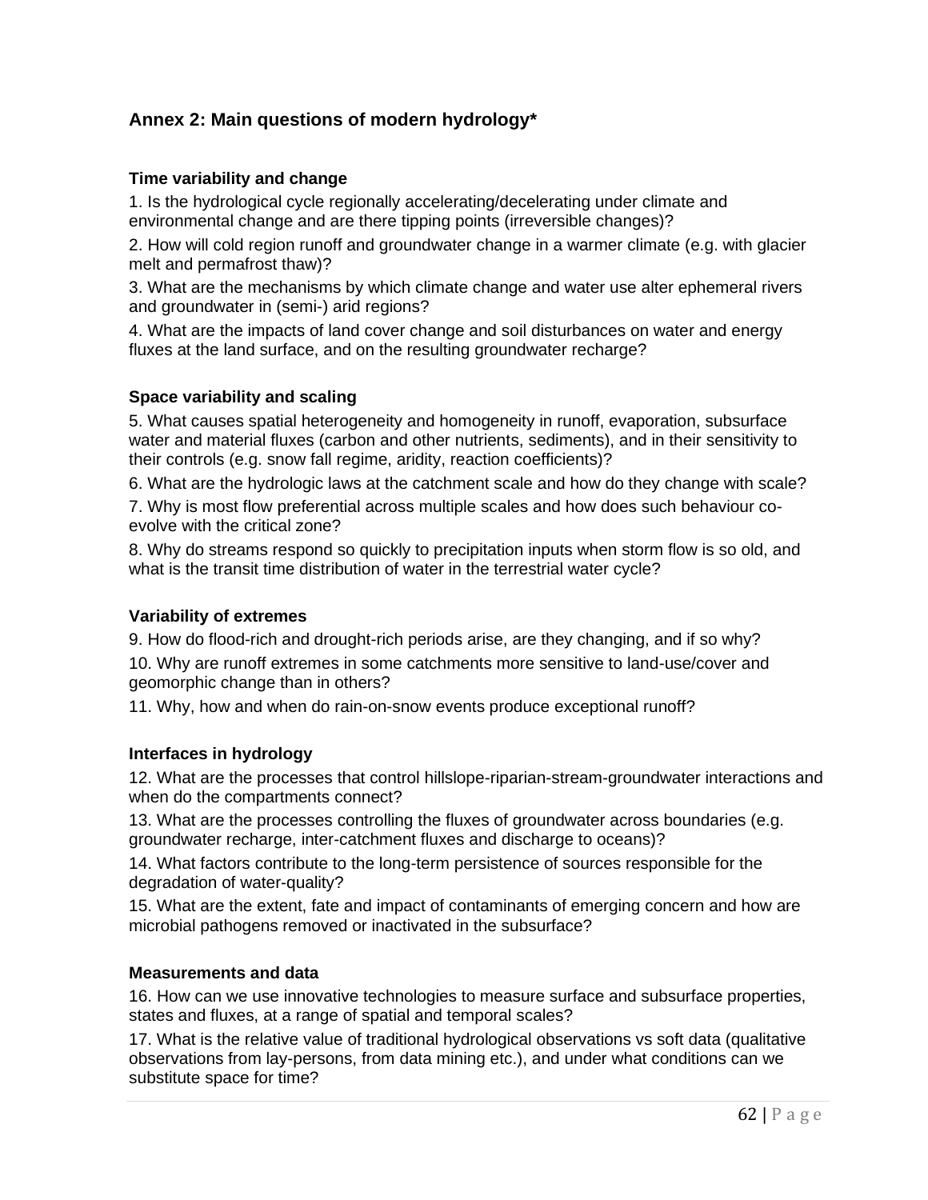## Annex 2: Main questions of modern hydrology*

### Time variability and change

1. Is the hydrological cycle regionally accelerating/decelerating under climate and environmental change and are there tipping points (irreversible changes)?

2. How will cold region runoff and groundwater change in a warmer climate (e.g. with glacier melt and permafrost thaw)?

3. What are the mechanisms by which climate change and water use alter ephemeral rivers and groundwater in (semi-) arid regions?

4. What are the impacts of land cover change and soil disturbances on water and energy fluxes at the land surface, and on the resulting groundwater recharge?

### Space variability and scaling

5. What causes spatial heterogeneity and homogeneity in runoff, evaporation, subsurface water and material fluxes (carbon and other nutrients, sediments), and in their sensitivity to their controls (e.g. snow fall regime, aridity, reaction coefficients)?

6. What are the hydrologic laws at the catchment scale and how do they change with scale?

7. Why is most flow preferential across multiple scales and how does such behaviour co-evolve with the critical zone?

8. Why do streams respond so quickly to precipitation inputs when storm flow is so old, and what is the transit time distribution of water in the terrestrial water cycle?

### Variability of extremes

9. How do flood-rich and drought-rich periods arise, are they changing, and if so why?

10. Why are runoff extremes in some catchments more sensitive to land-use/cover and geomorphic change than in others?

11. Why, how and when do rain-on-snow events produce exceptional runoff?

### Interfaces in hydrology

12. What are the processes that control hillslope-riparian-stream-groundwater interactions and when do the compartments connect?

13. What are the processes controlling the fluxes of groundwater across boundaries (e.g. groundwater recharge, inter-catchment fluxes and discharge to oceans)?

14. What factors contribute to the long-term persistence of sources responsible for the degradation of water-quality?

15. What are the extent, fate and impact of contaminants of emerging concern and how are microbial pathogens removed or inactivated in the subsurface?

### Measurements and data

16. How can we use innovative technologies to measure surface and subsurface properties, states and fluxes, at a range of spatial and temporal scales?

17. What is the relative value of traditional hydrological observations vs soft data (qualitative observations from lay-persons, from data mining etc.), and under what conditions can we substitute space for time?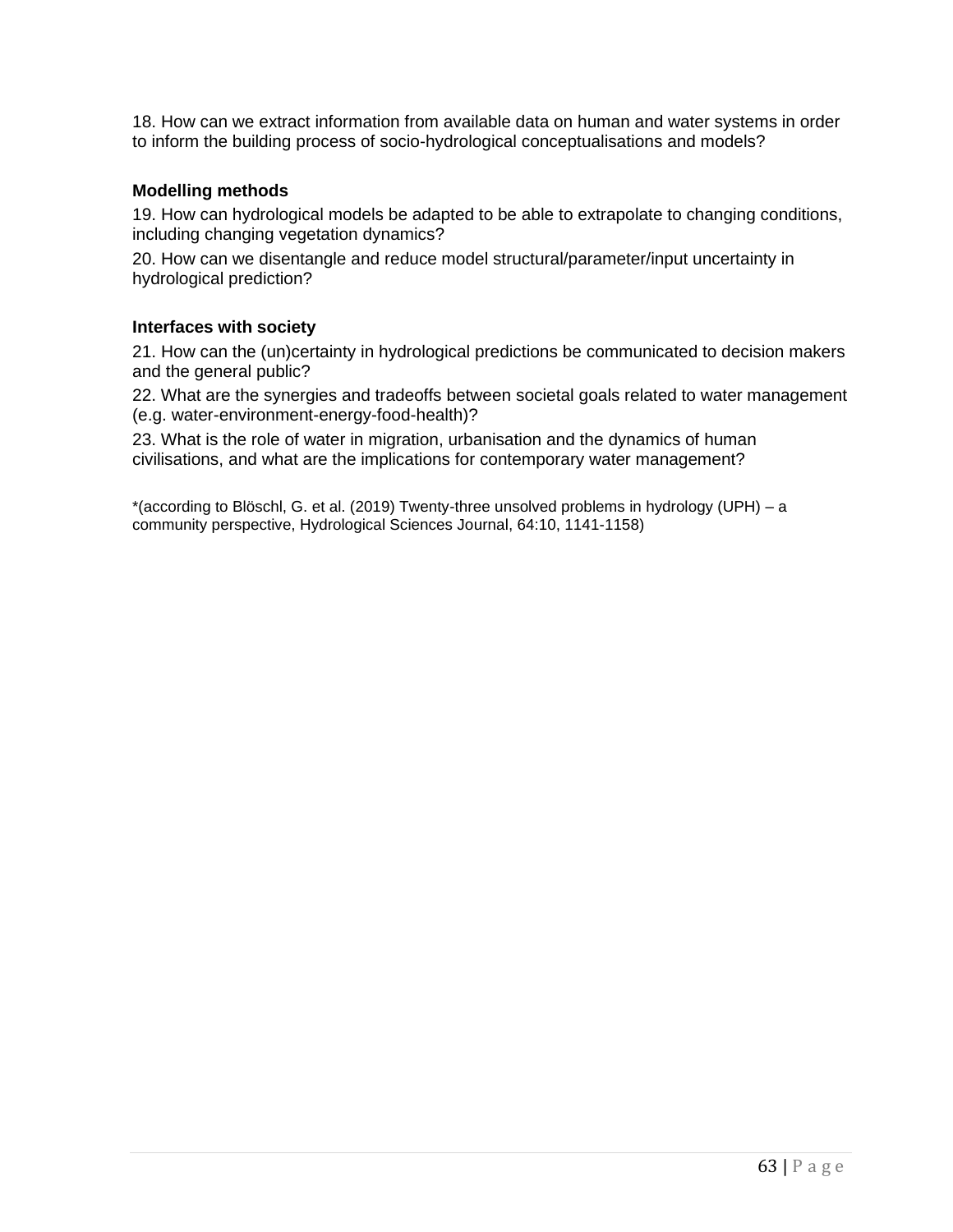18. How can we extract information from available data on human and water systems in order to inform the building process of socio-hydrological conceptualisations and models?

**Modelling methods**

19. How can hydrological models be adapted to be able to extrapolate to changing conditions, including changing vegetation dynamics?

20. How can we disentangle and reduce model structural/parameter/input uncertainty in hydrological prediction?

**Interfaces with society**

21. How can the (un)certainty in hydrological predictions be communicated to decision makers and the general public?

22. What are the synergies and tradeoffs between societal goals related to water management (e.g. water-environment-energy-food-health)?

23. What is the role of water in migration, urbanisation and the dynamics of human civilisations, and what are the implications for contemporary water management?

*(according to Blöschl, G. et al. (2019) Twenty-three unsolved problems in hydrology (UPH) – a community perspective, Hydrological Sciences Journal, 64:10, 1141-1158)